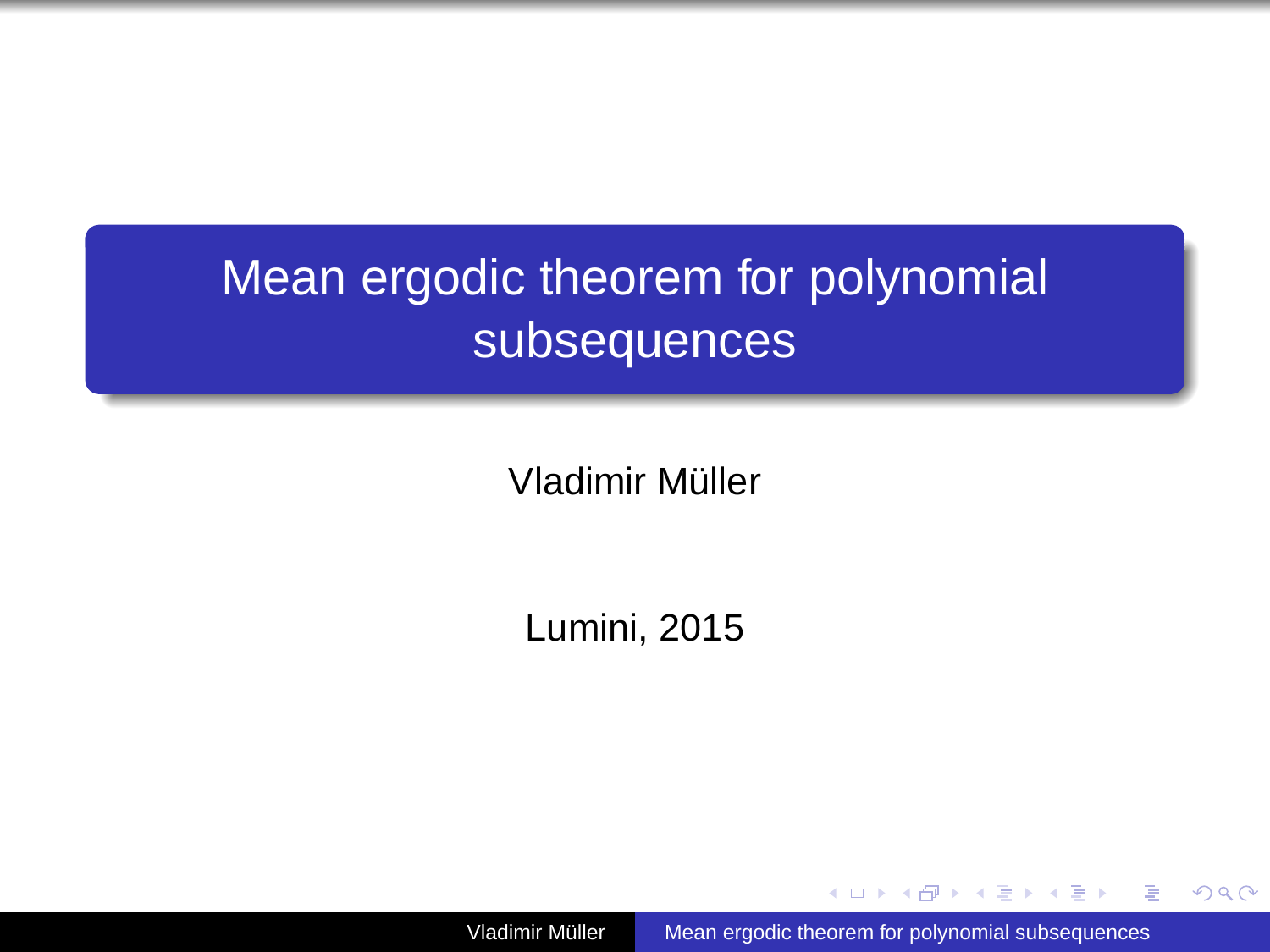# Mean ergodic theorem for polynomial subsequences

Vladimir Müller

Lumini, 2015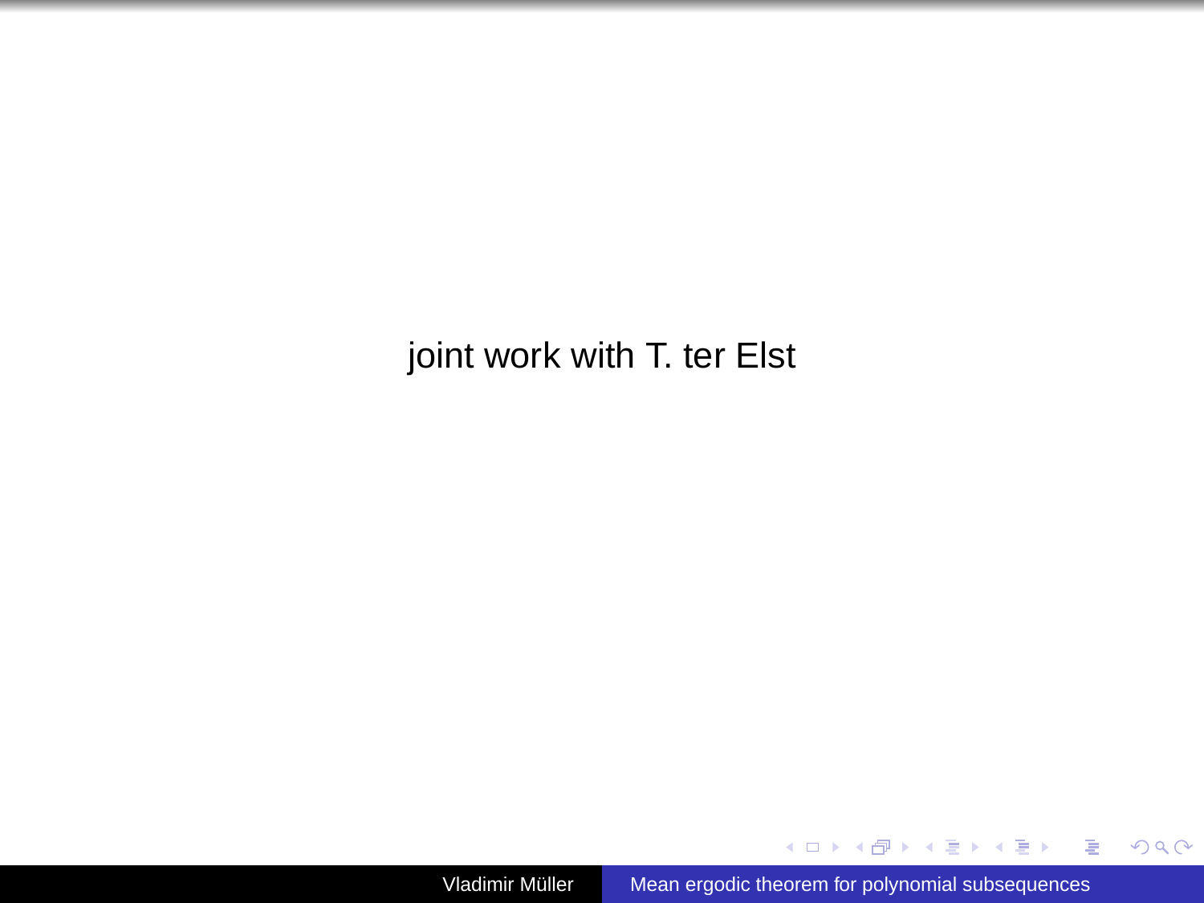joint work with T. ter Elst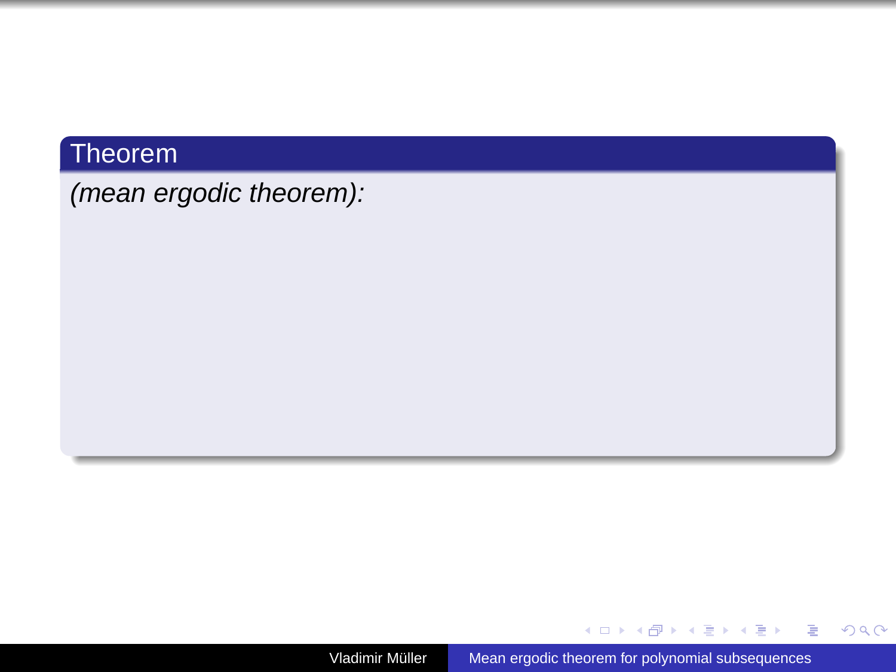**Theorem**

*(mean ergodic theorem):*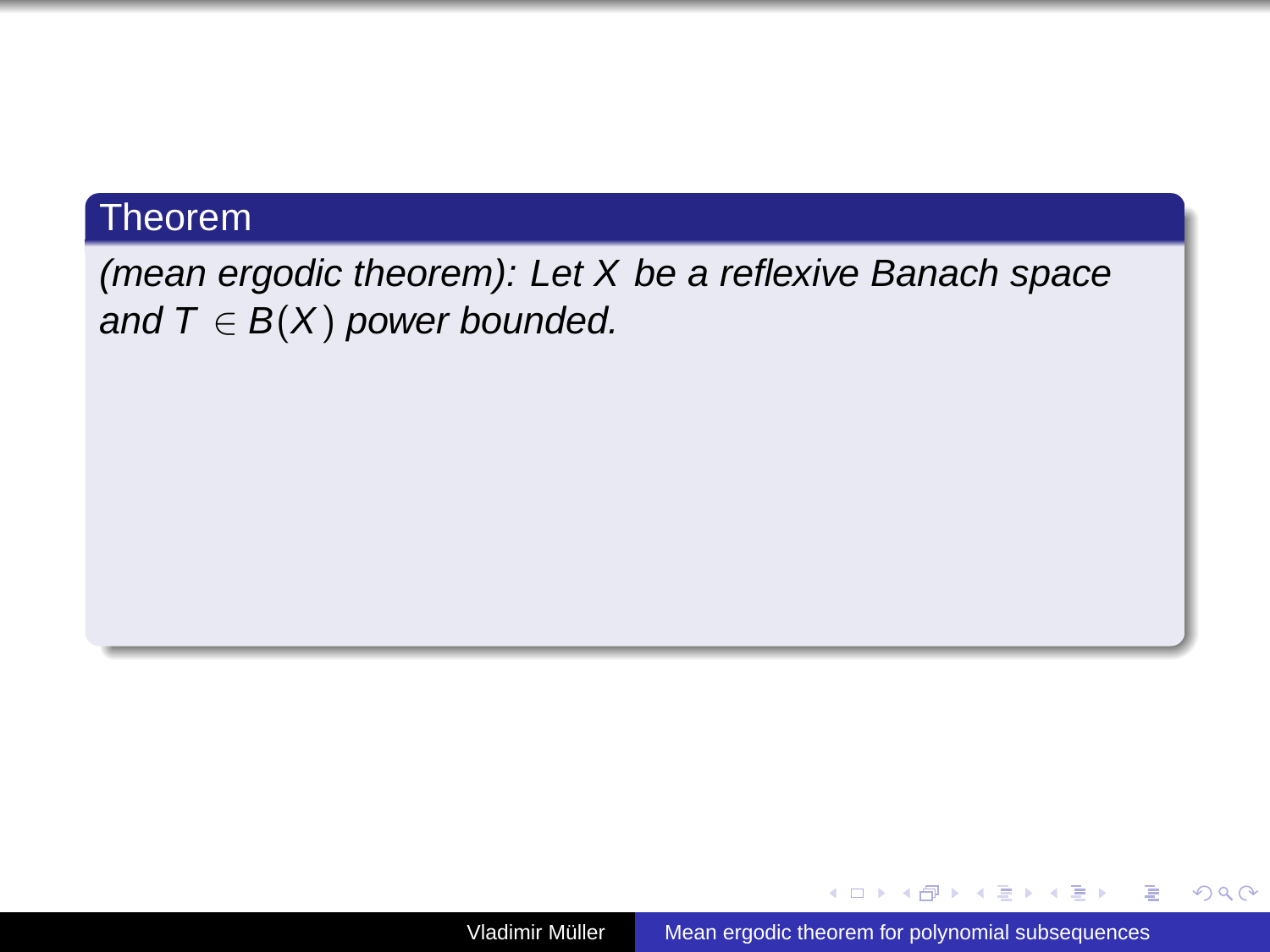**Theorem**

*(mean ergodic theorem): Let $X$ be a reflexive Banach space and $T \in B(X)$ power bounded.*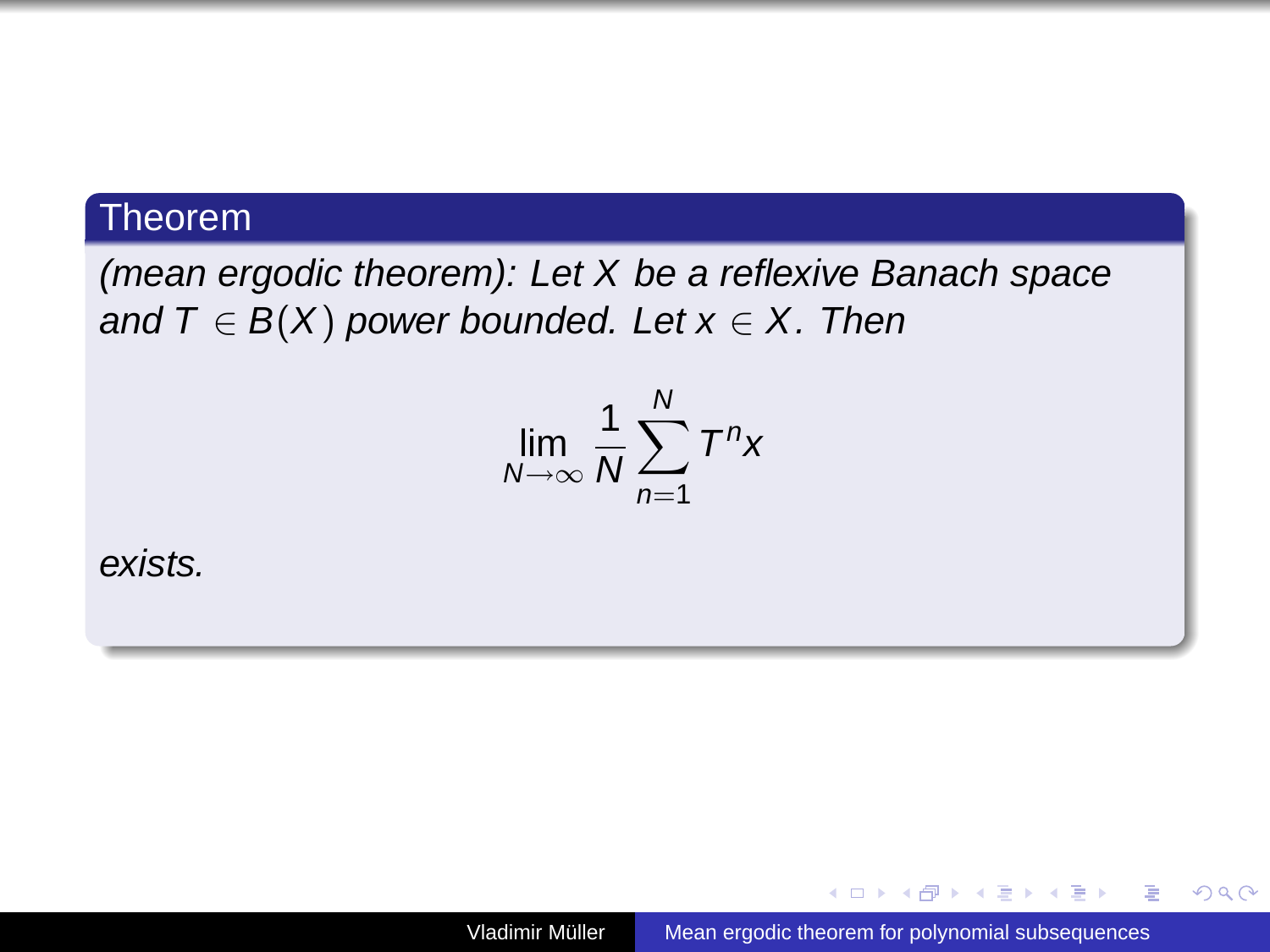**Theorem**

*(mean ergodic theorem): Let $X$ be a reflexive Banach space and $T \in B(X)$ power bounded. Let $x \in X$. Then*

$$\lim_{N\to\infty} \frac{1}{N} \sum_{n=1}^{N} T^n x$$

*exists.*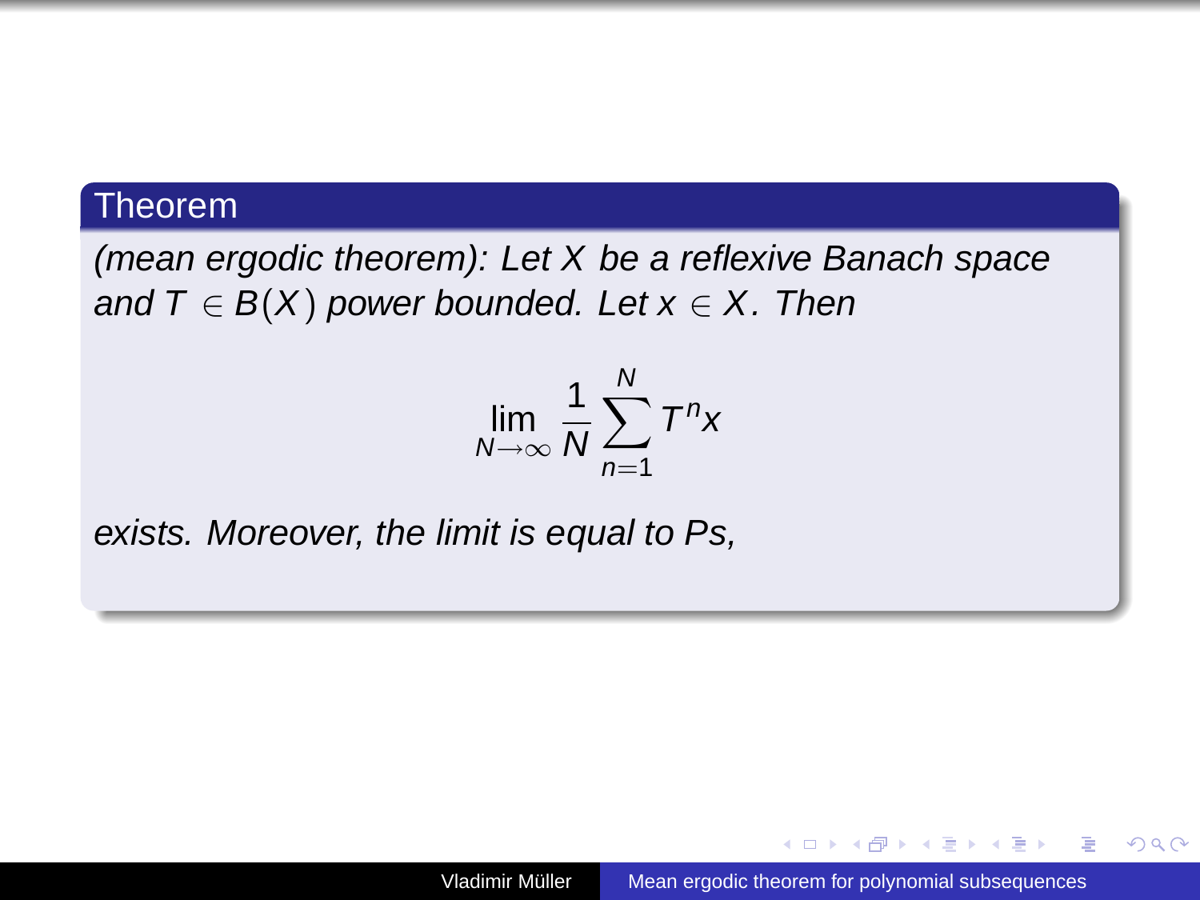**Theorem**

*(mean ergodic theorem): Let $X$ be a reflexive Banach space and $T \in B(X)$ power bounded. Let $x \in X$. Then*

$$\lim_{N\to\infty} \frac{1}{N}\sum_{n=1}^{N} T^n x$$

*exists. Moreover, the limit is equal to Ps,*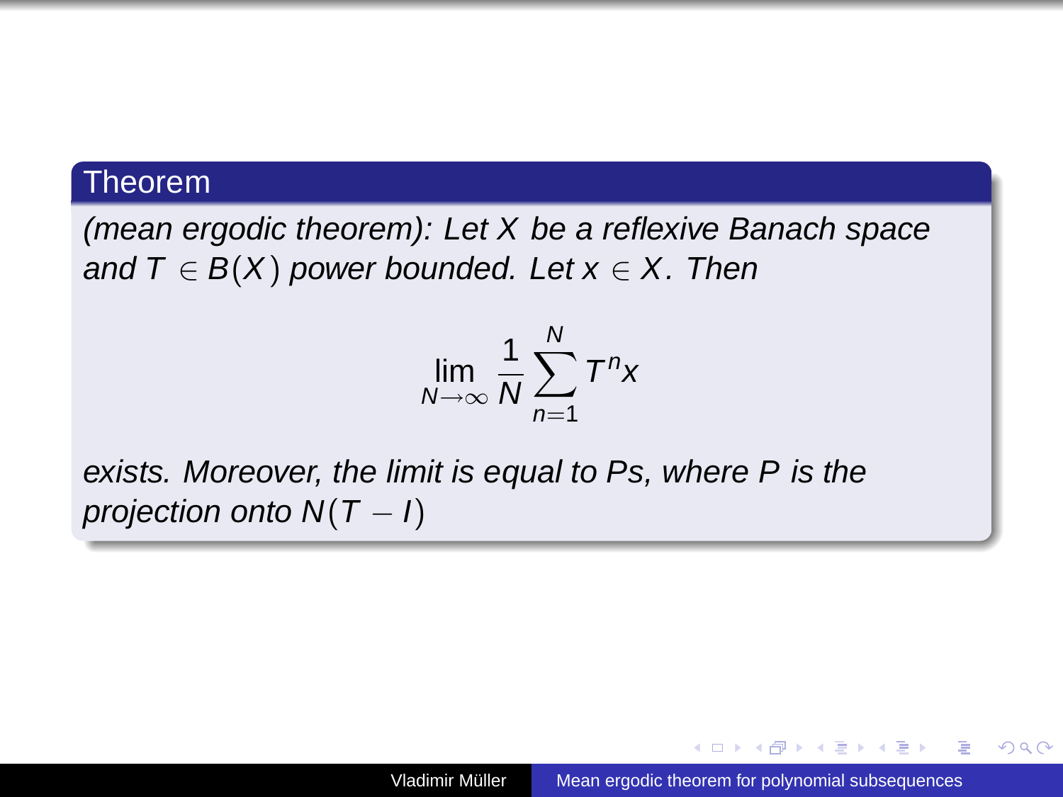**Theorem**

*(mean ergodic theorem): Let $X$ be a reflexive Banach space and $T \in B(X)$ power bounded. Let $x \in X$. Then*

$$\lim_{N\to\infty} \frac{1}{N} \sum_{n=1}^{N} T^n x$$

*exists. Moreover, the limit is equal to Ps, where $P$ is the projection onto $N(T - I)$*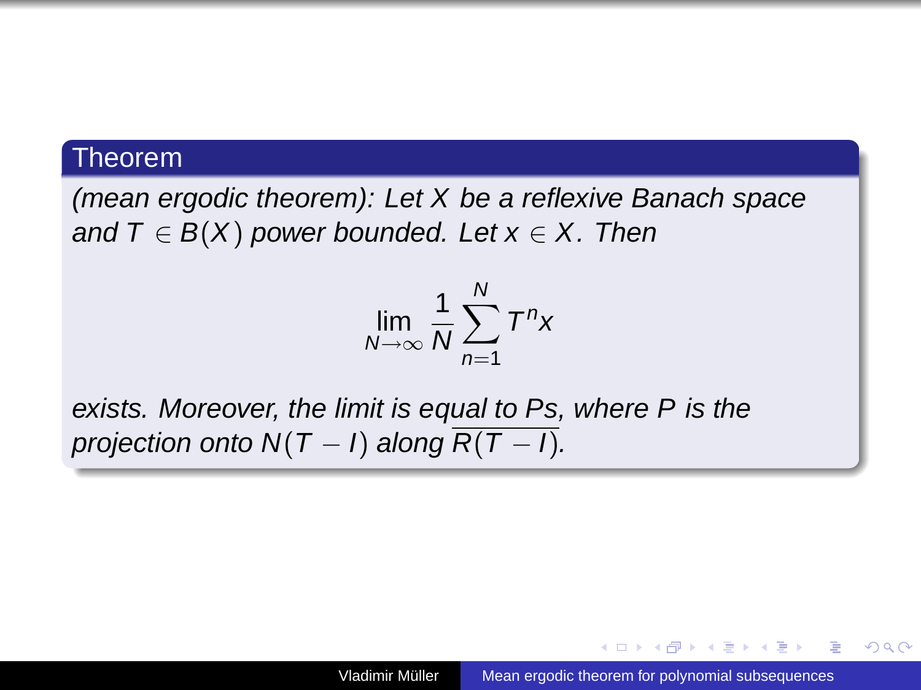**Theorem**

*(mean ergodic theorem): Let $X$ be a reflexive Banach space and $T \in B(X)$ power bounded. Let $x \in X$. Then*

$$\lim_{N\to\infty} \frac{1}{N} \sum_{n=1}^{N} T^n x$$

*exists. Moreover, the limit is equal to $Ps$, where $P$ is the projection onto $N(T-I)$ along $\overline{R(T-I)}$.*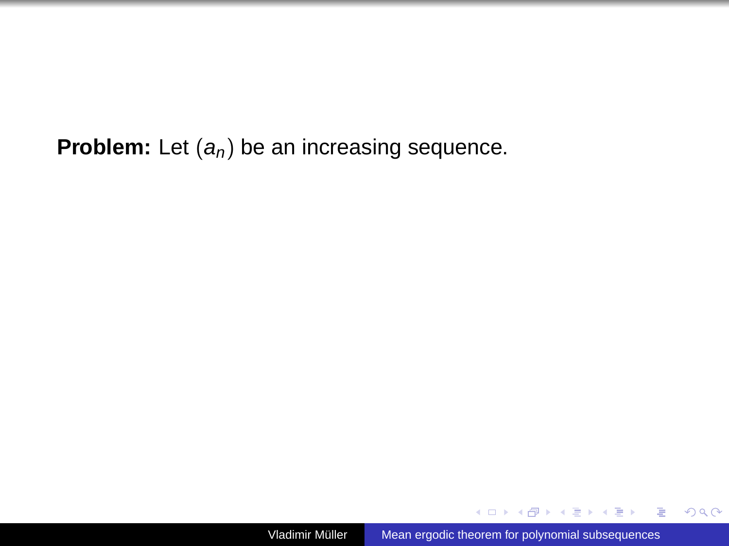**Problem:** Let $(a_n)$ be an increasing sequence.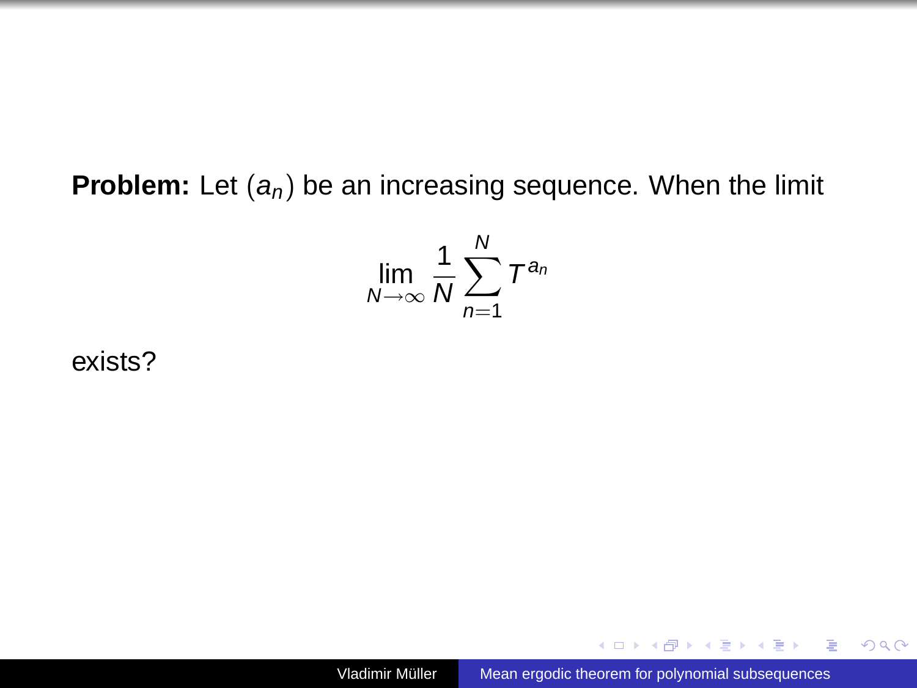**Problem:** Let $(a_n)$ be an increasing sequence. When the limit

$$\lim_{N\to\infty} \frac{1}{N} \sum_{n=1}^{N} T^{a_n}$$

exists?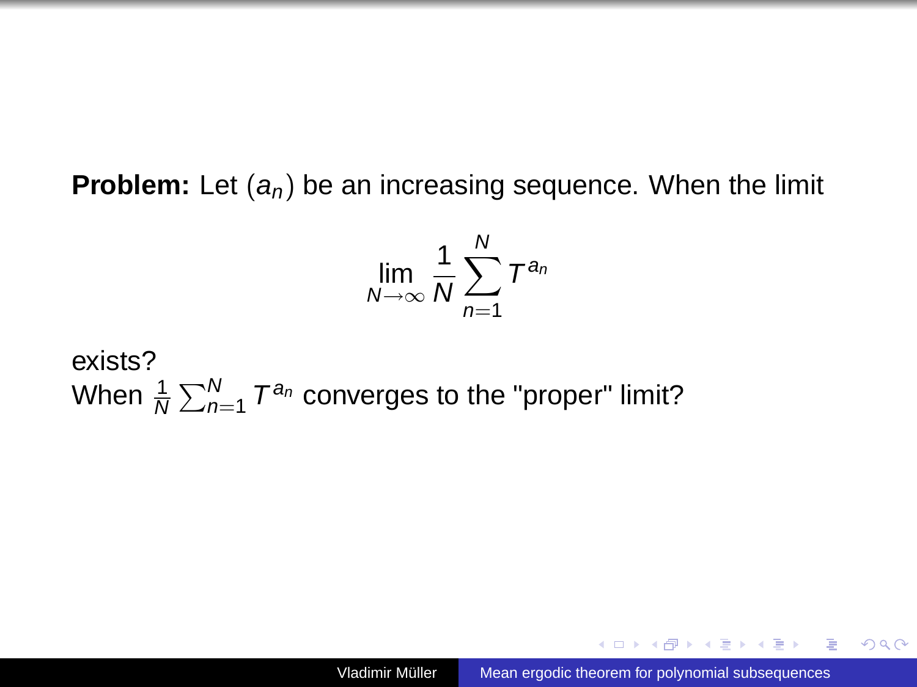**Problem:** Let $(a_n)$ be an increasing sequence. When the limit

$$\lim_{N\to\infty} \frac{1}{N}\sum_{n=1}^{N} T^{a_n}$$

exists?

When $\frac{1}{N}\sum_{n=1}^{N} T^{a_n}$ converges to the "proper" limit?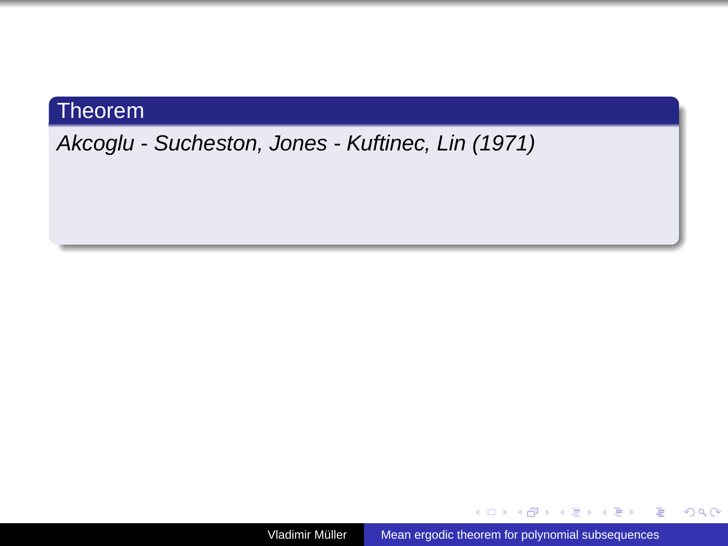**Theorem**

*Akcoglu - Sucheston, Jones - Kuftinec, Lin (1971)*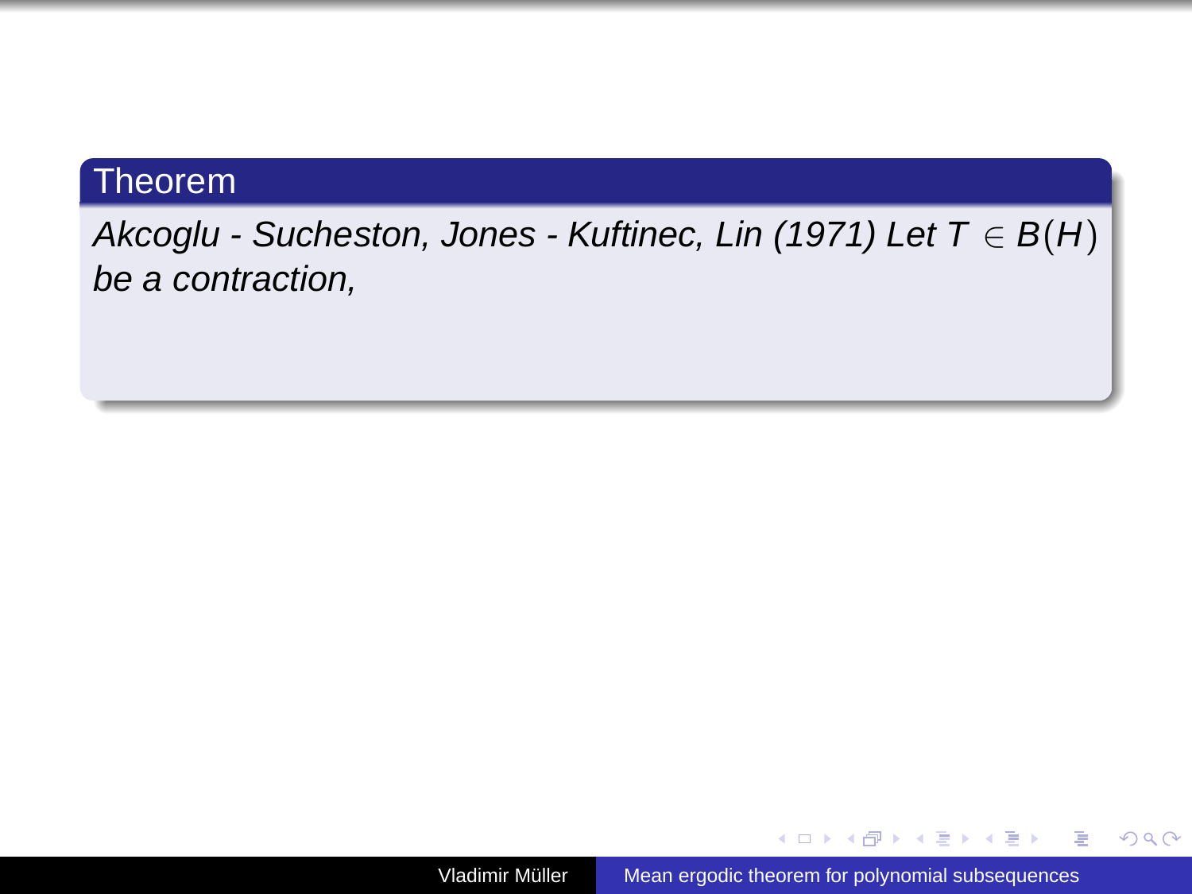**Theorem**

*Akcoglu - Sucheston, Jones - Kuftinec, Lin (1971) Let $T \in B(H)$ be a contraction,*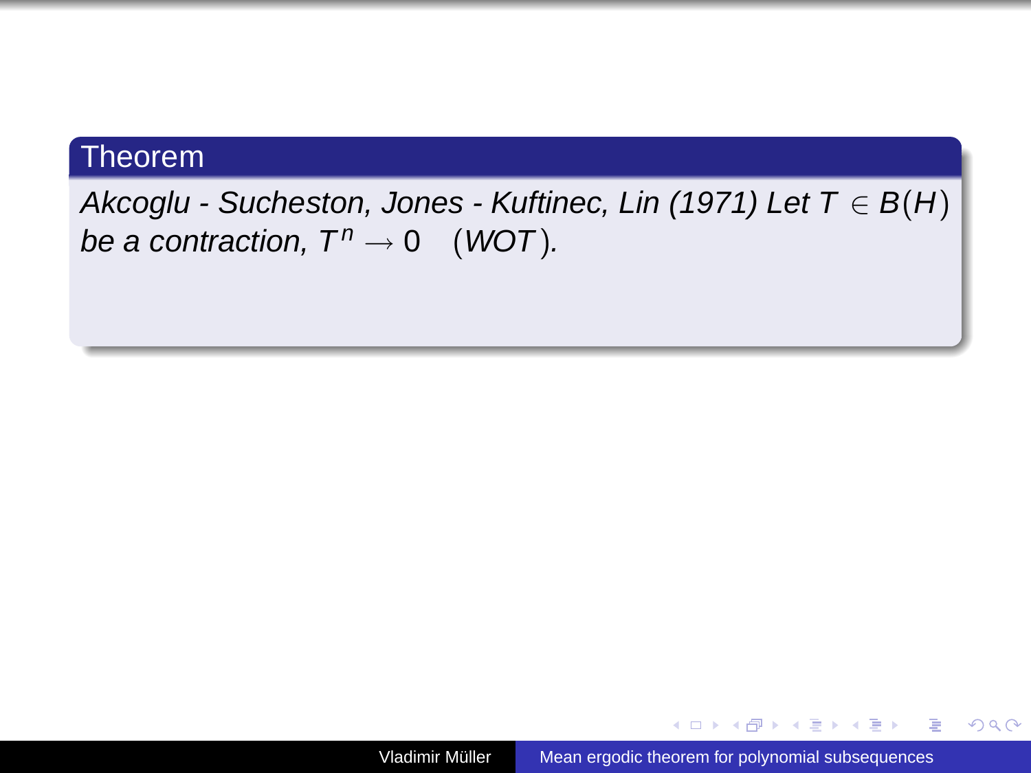**Theorem**

*Akcoglu - Sucheston, Jones - Kuftinec, Lin (1971) Let* $T \in B(H)$ *be a contraction,* $T^n \to 0 \quad (WOT)$*.*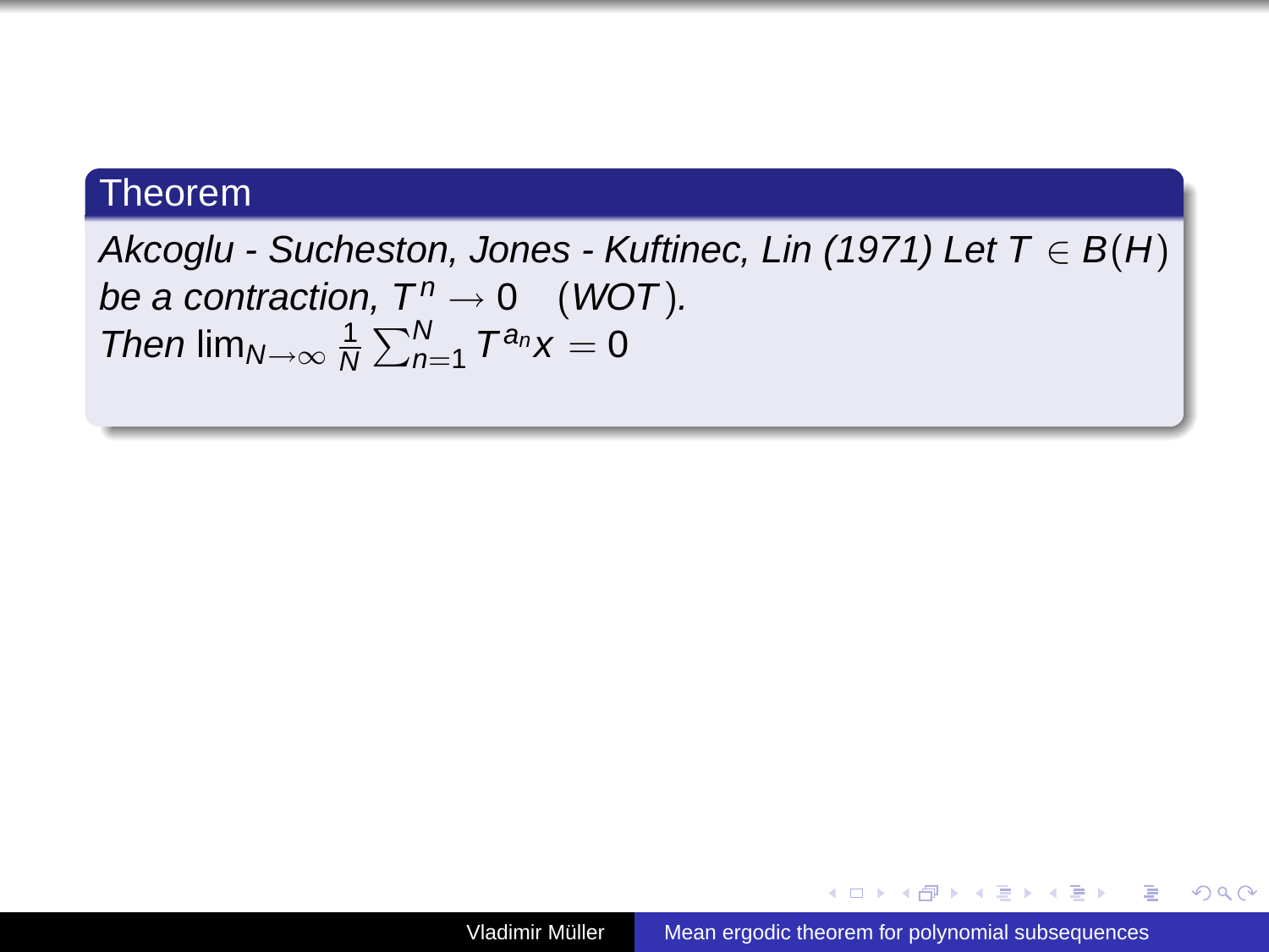**Theorem**

*Akcoglu - Sucheston, Jones - Kuftinec, Lin (1971) Let $T \in B(H)$ be a contraction, $T^n \to 0 \quad (WOT)$.*
*Then $\lim_{N\to\infty} \frac{1}{N}\sum_{n=1}^{N} T^{a_n}x = 0$*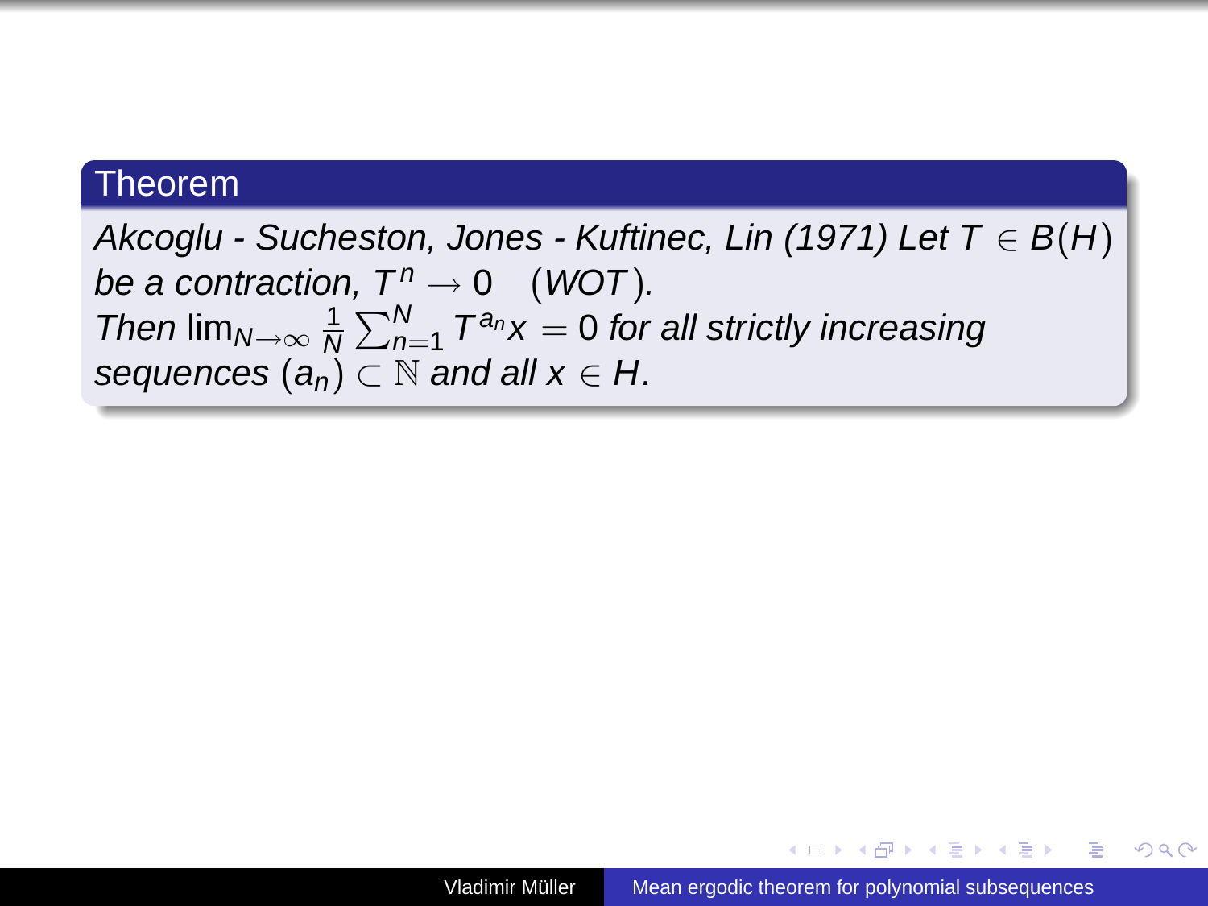**Theorem**

*Akcoglu - Sucheston, Jones - Kuftinec, Lin (1971) Let* $T \in B(H)$ *be a contraction,* $T^n \to 0 \quad (WOT)$*.*
*Then* $\lim_{N\to\infty} \frac{1}{N}\sum_{n=1}^{N} T^{a_n}x = 0$ *for all strictly increasing sequences* $(a_n) \subset \mathbb{N}$ *and all* $x \in H$*.*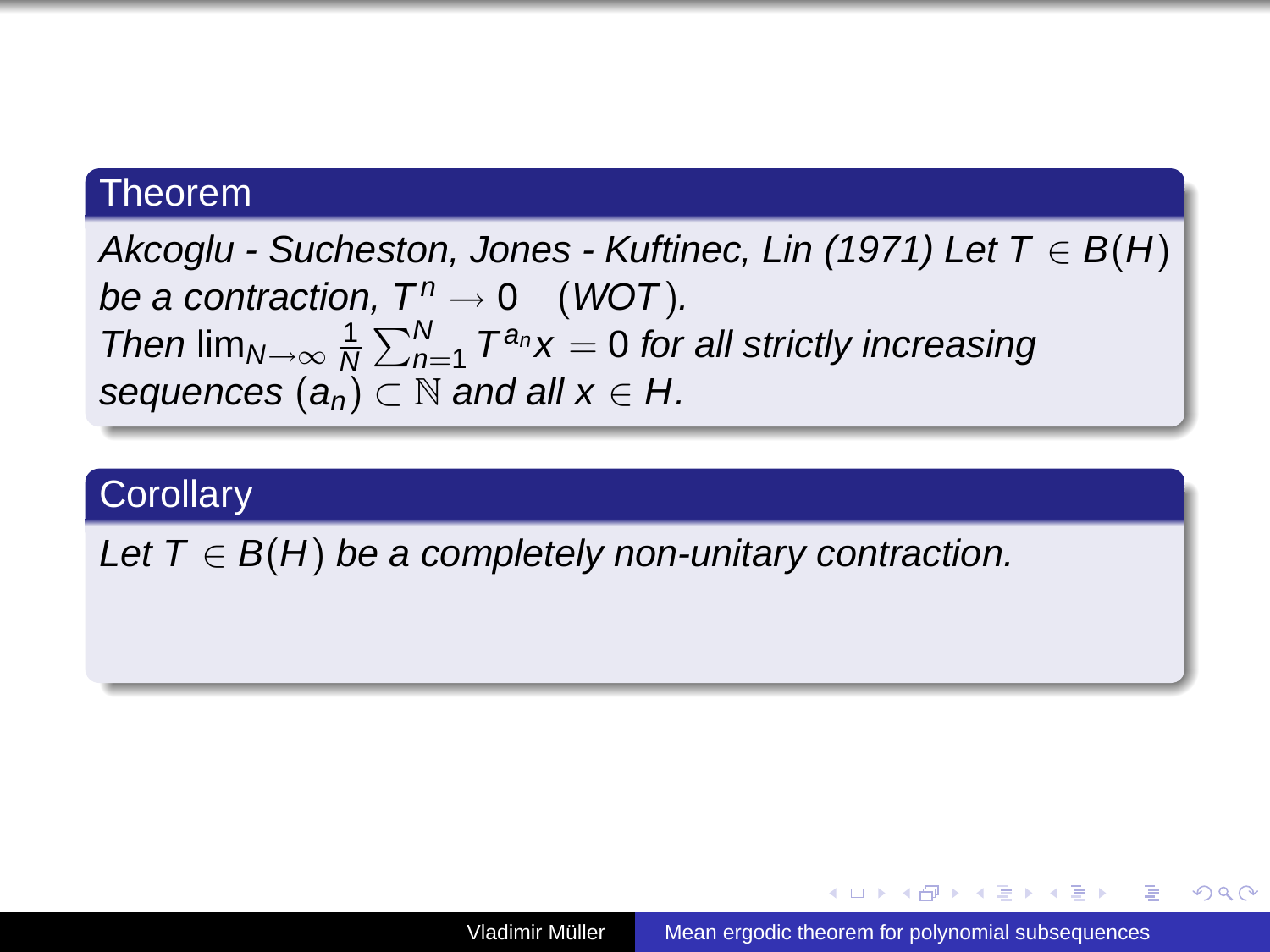**Theorem**

*Akcoglu - Sucheston, Jones - Kuftinec, Lin (1971) Let $T \in B(H)$ be a contraction, $T^n \to 0 \quad (WOT)$.*
*Then $\lim_{N\to\infty} \frac{1}{N}\sum_{n=1}^{N} T^{a_n}x = 0$ for all strictly increasing sequences $(a_n) \subset \mathbb{N}$ and all $x \in H$.*

**Corollary**

*Let $T \in B(H)$ be a completely non-unitary contraction.*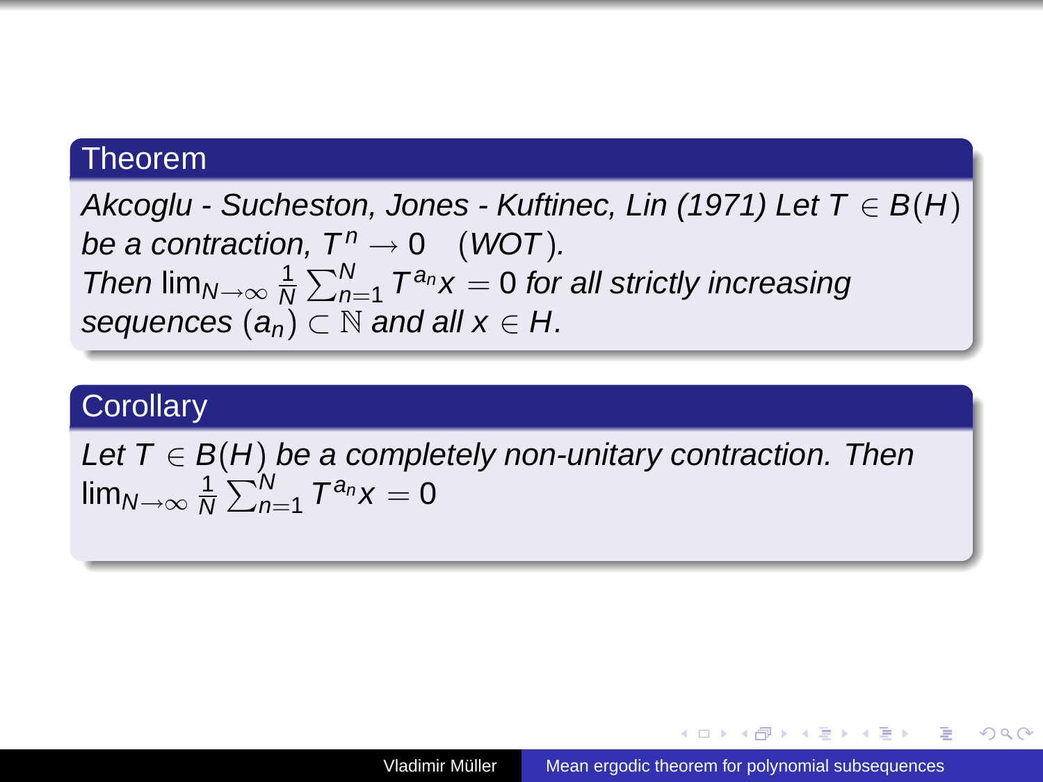**Theorem**

*Akcoglu - Sucheston, Jones - Kuftinec, Lin (1971) Let* $T \in B(H)$ *be a contraction,* $T^n \to 0 \quad (WOT)$.
*Then* $\lim_{N\to\infty} \frac{1}{N}\sum_{n=1}^{N} T^{a_n}x = 0$ *for all strictly increasing sequences* $(a_n) \subset \mathbb{N}$ *and all* $x \in H$.

**Corollary**

*Let* $T \in B(H)$ *be a completely non-unitary contraction. Then* $\lim_{N\to\infty} \frac{1}{N}\sum_{n=1}^{N} T^{a_n}x = 0$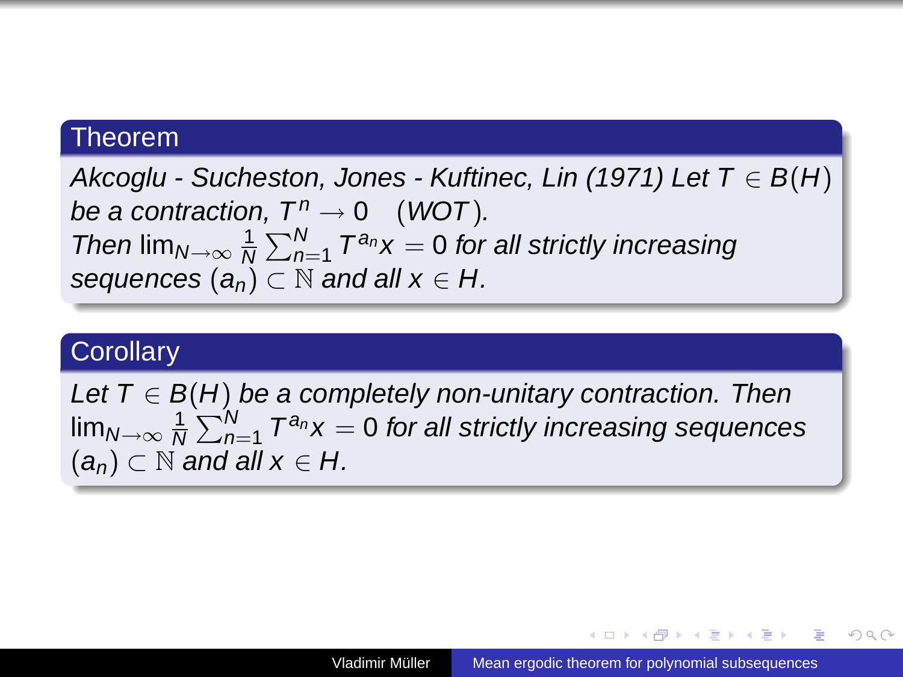**Theorem**

*Akcoglu - Sucheston, Jones - Kuftinec, Lin (1971) Let $T \in B(H)$ be a contraction, $T^n \to 0 \quad (WOT)$.*
*Then $\lim_{N\to\infty} \frac{1}{N}\sum_{n=1}^{N} T^{a_n}x = 0$ for all strictly increasing sequences $(a_n) \subset \mathbb{N}$ and all $x \in H$.*

**Corollary**

*Let $T \in B(H)$ be a completely non-unitary contraction. Then $\lim_{N\to\infty} \frac{1}{N}\sum_{n=1}^{N} T^{a_n}x = 0$ for all strictly increasing sequences $(a_n) \subset \mathbb{N}$ and all $x \in H$.*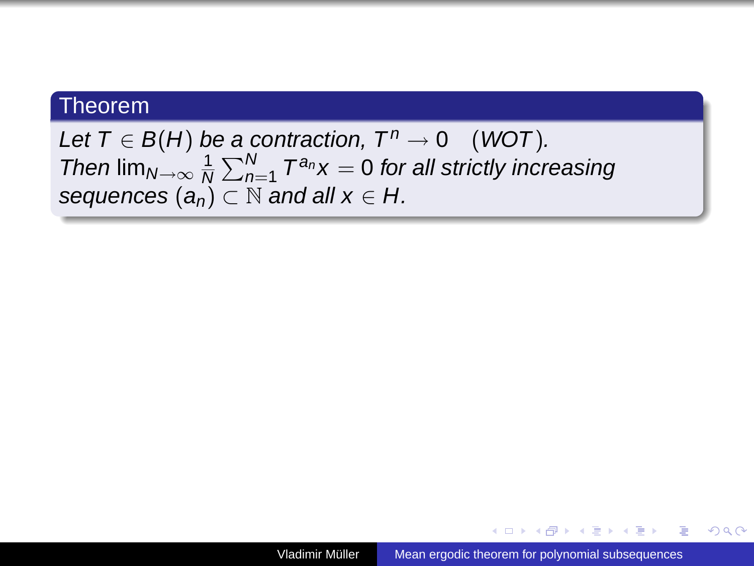**Theorem**

*Let $T \in B(H)$ be a contraction, $T^n \to 0 \quad (WOT)$. Then $\lim_{N\to\infty} \frac{1}{N} \sum_{n=1}^{N} T^{a_n} x = 0$ for all strictly increasing sequences $(a_n) \subset \mathbb{N}$ and all $x \in H$.*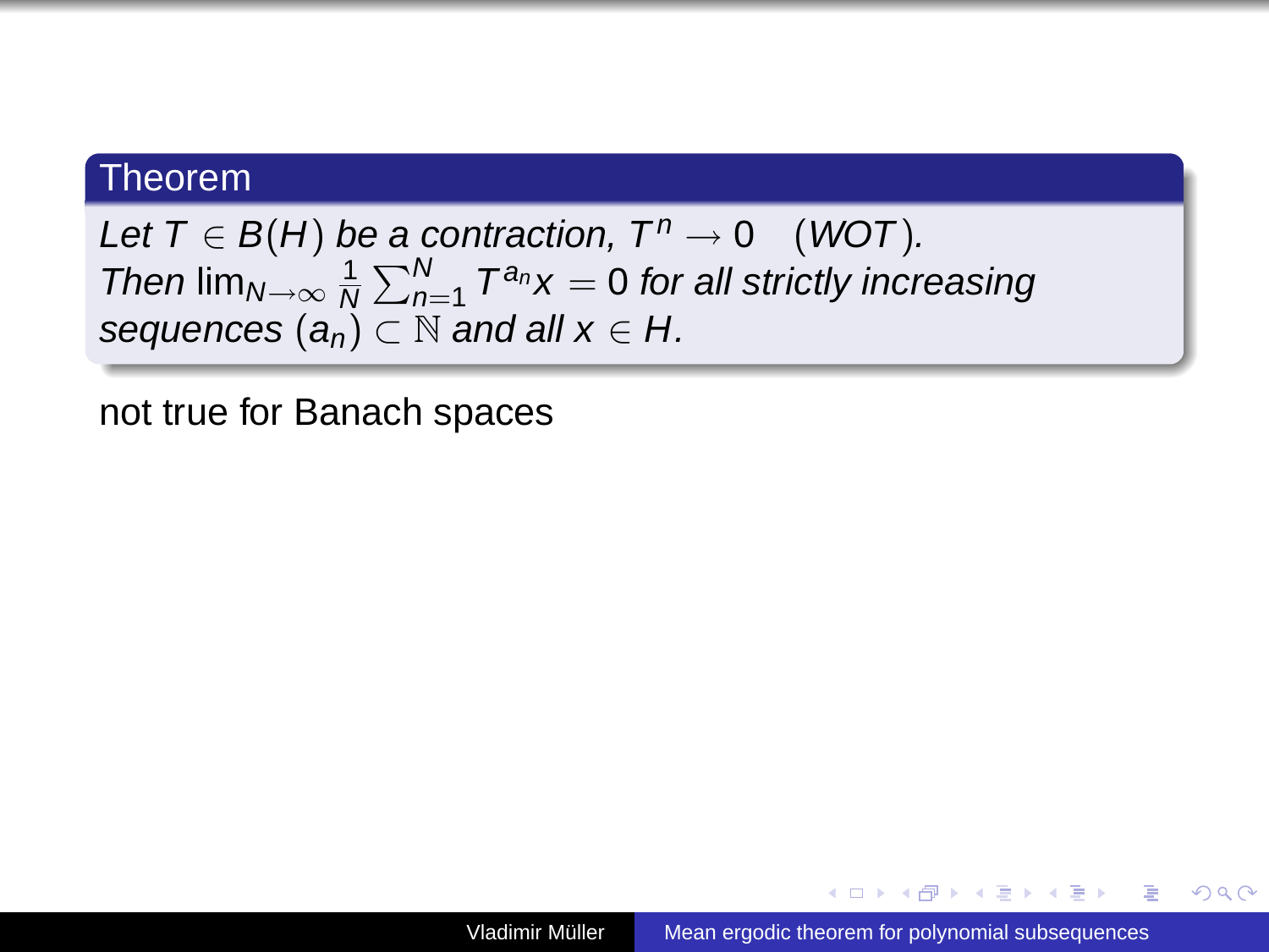**Theorem**

*Let $T \in B(H)$ be a contraction, $T^n \to 0 \quad (WOT)$. Then $\lim_{N\to\infty} \frac{1}{N}\sum_{n=1}^{N} T^{a_n}x = 0$ for all strictly increasing sequences $(a_n) \subset \mathbb{N}$ and all $x \in H$.*

not true for Banach spaces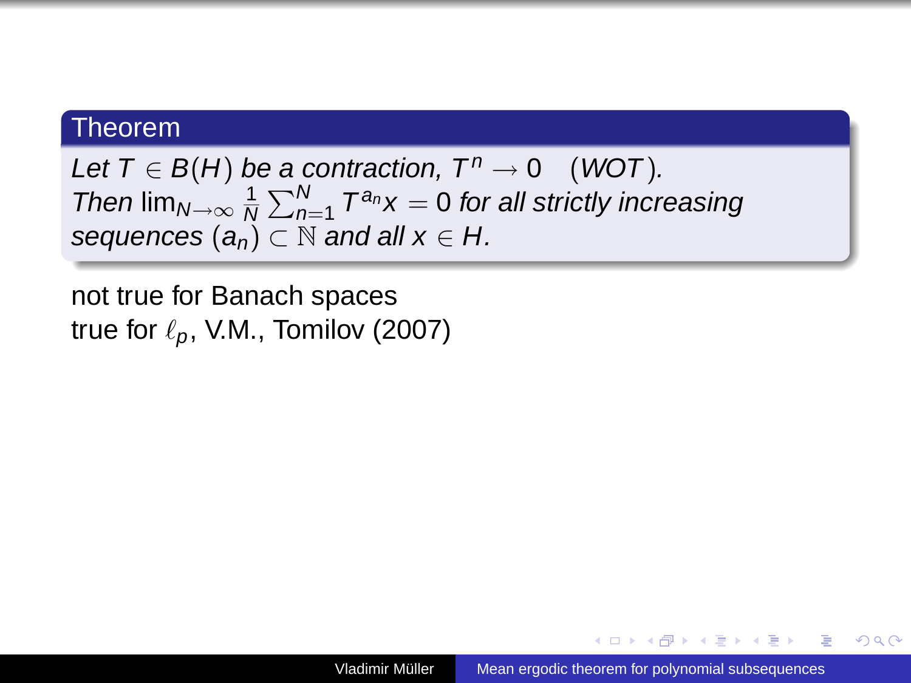**Theorem**

*Let $T \in B(H)$ be a contraction, $T^n \to 0 \quad (WOT)$. Then $\lim_{N\to\infty} \frac{1}{N}\sum_{n=1}^{N} T^{a_n}x = 0$ for all strictly increasing sequences $(a_n) \subset \mathbb{N}$ and all $x \in H$.*

not true for Banach spaces
true for $\ell_p$, V.M., Tomilov (2007)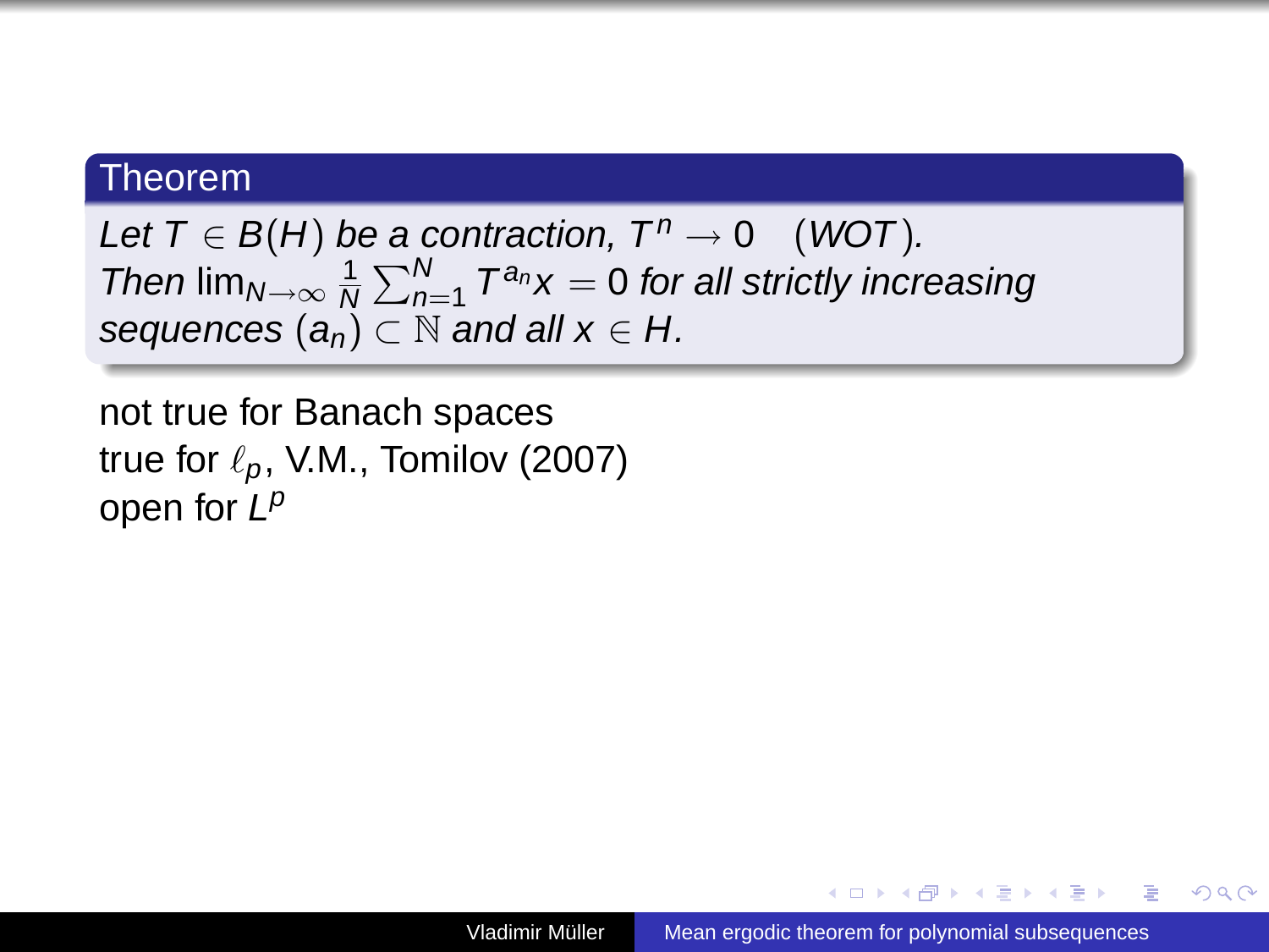**Theorem**

*Let $T \in B(H)$ be a contraction, $T^n \to 0 \quad (WOT)$.*
*Then $\lim_{N\to\infty} \frac{1}{N} \sum_{n=1}^{N} T^{a_n} x = 0$ for all strictly increasing sequences $(a_n) \subset \mathbb{N}$ and all $x \in H$.*

not true for Banach spaces
true for $\ell_p$, V.M., Tomilov (2007)
open for $L^p$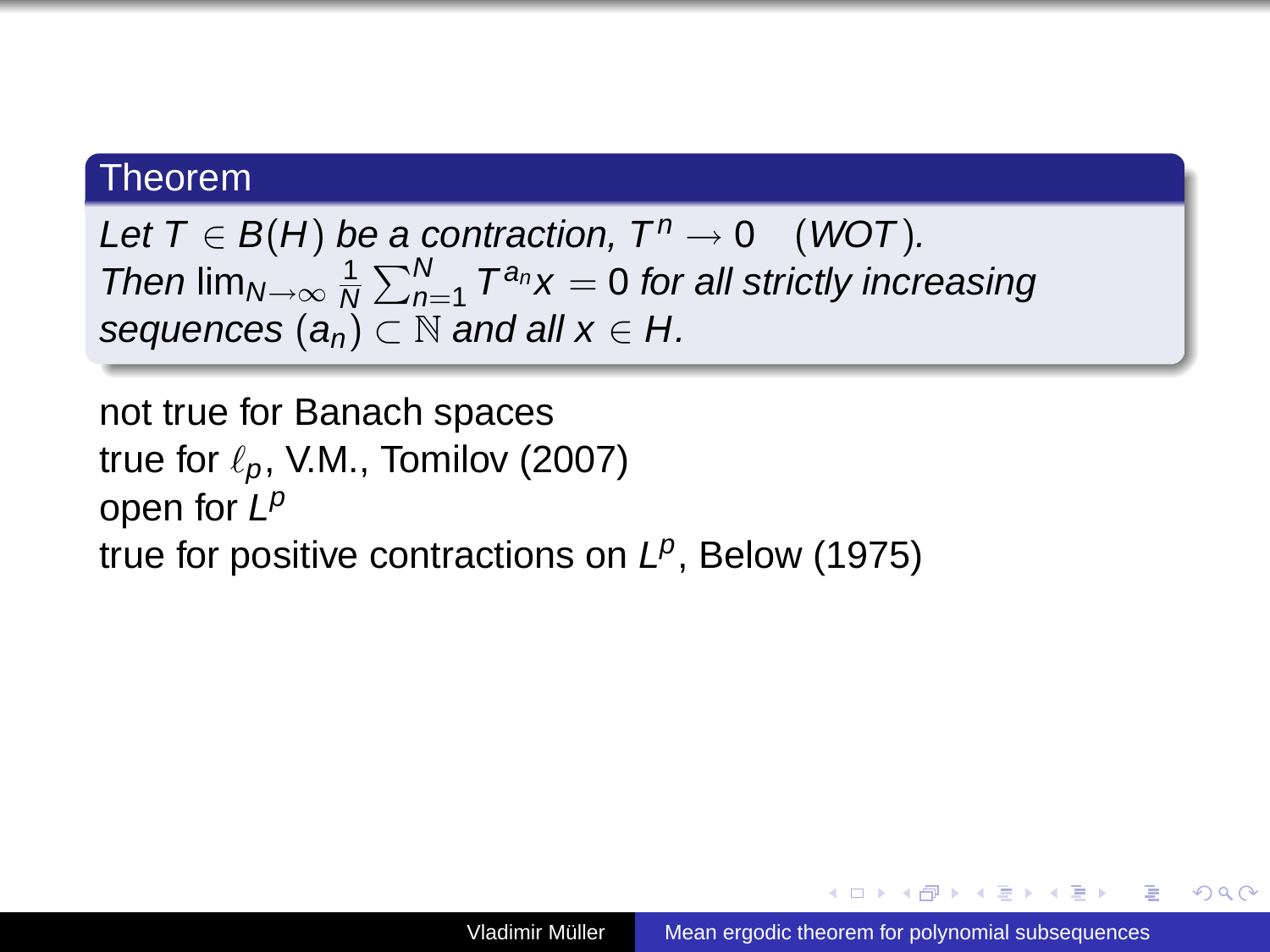**Theorem**

*Let $T \in B(H)$ be a contraction, $T^n \to 0 \quad (WOT)$. Then $\lim_{N\to\infty} \frac{1}{N} \sum_{n=1}^{N} T^{a_n} x = 0$ for all strictly increasing sequences $(a_n) \subset \mathbb{N}$ and all $x \in H$.*

not true for Banach spaces
true for $\ell_p$, V.M., Tomilov (2007)
open for $L^p$
true for positive contractions on $L^p$, Below (1975)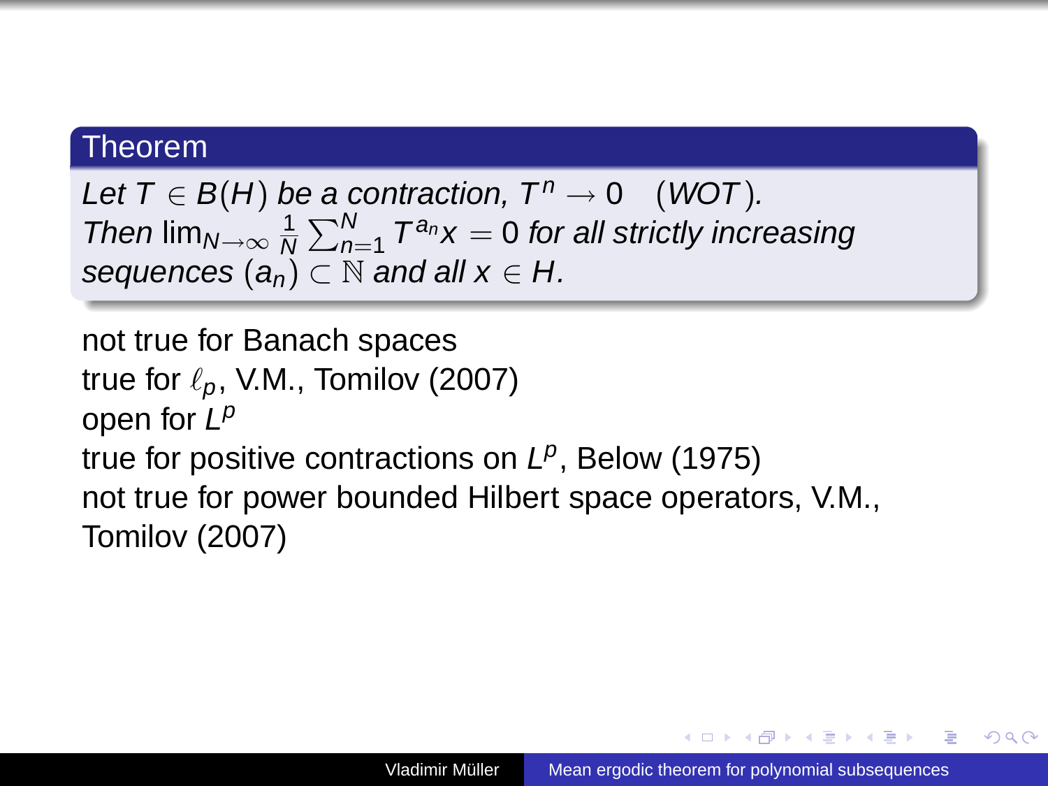**Theorem**

*Let $T \in B(H)$ be a contraction, $T^n \to 0 \quad (WOT)$. Then $\lim_{N\to\infty} \frac{1}{N}\sum_{n=1}^{N} T^{a_n}x = 0$ for all strictly increasing sequences $(a_n) \subset \mathbb{N}$ and all $x \in H$.*

not true for Banach spaces
true for $\ell_p$, V.M., Tomilov (2007)
open for $L^p$
true for positive contractions on $L^p$, Below (1975)
not true for power bounded Hilbert space operators, V.M., Tomilov (2007)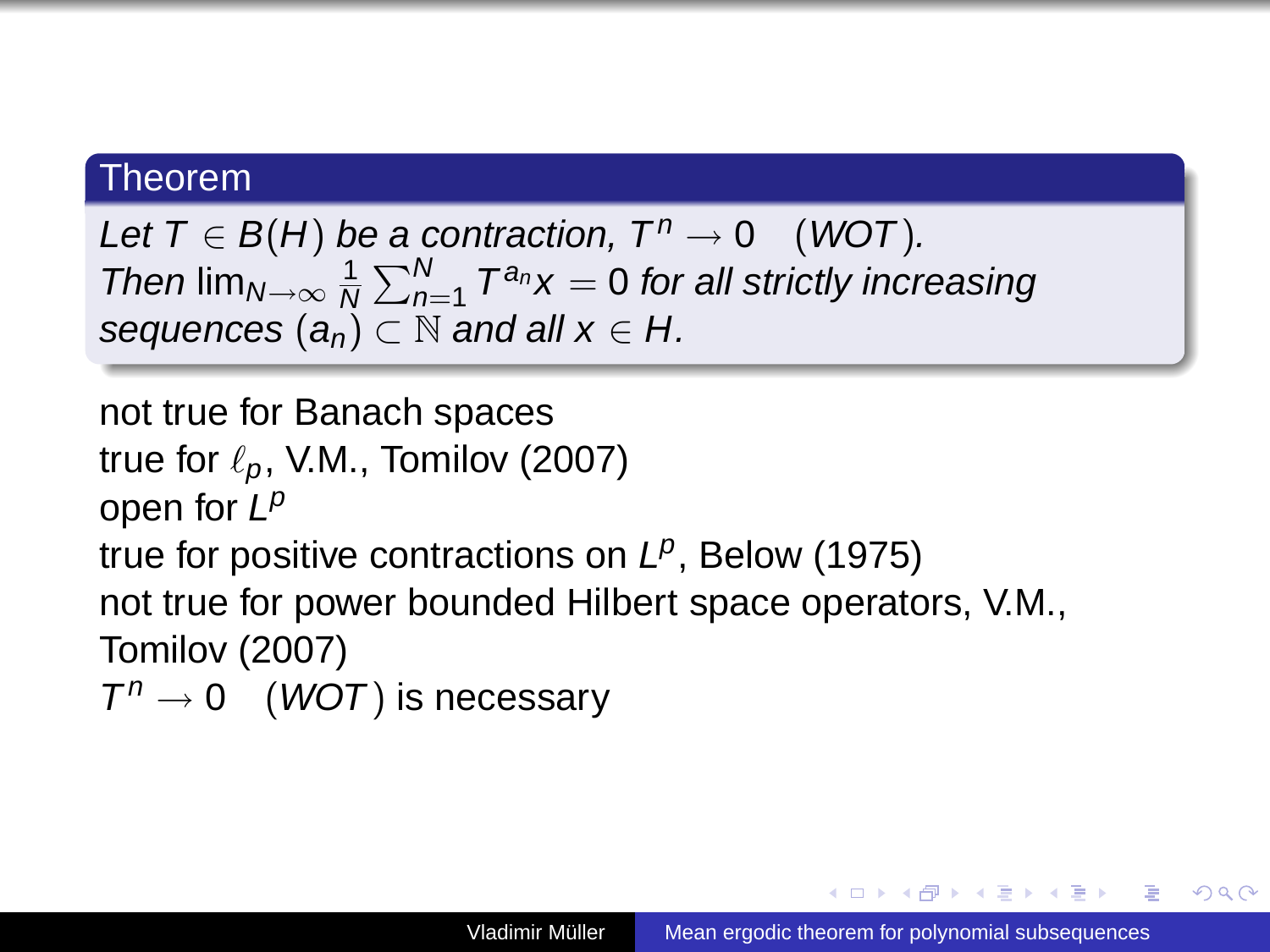**Theorem**

*Let $T \in B(H)$ be a contraction, $T^n \to 0 \quad (WOT)$. Then $\lim_{N\to\infty} \frac{1}{N}\sum_{n=1}^{N} T^{a_n}x = 0$ for all strictly increasing sequences $(a_n) \subset \mathbb{N}$ and all $x \in H$.*

not true for Banach spaces

true for $\ell_p$, V.M., Tomilov (2007)

open for $L^p$

true for positive contractions on $L^p$, Below (1975)

not true for power bounded Hilbert space operators, V.M., Tomilov (2007)

$T^n \to 0 \quad (WOT)$ is necessary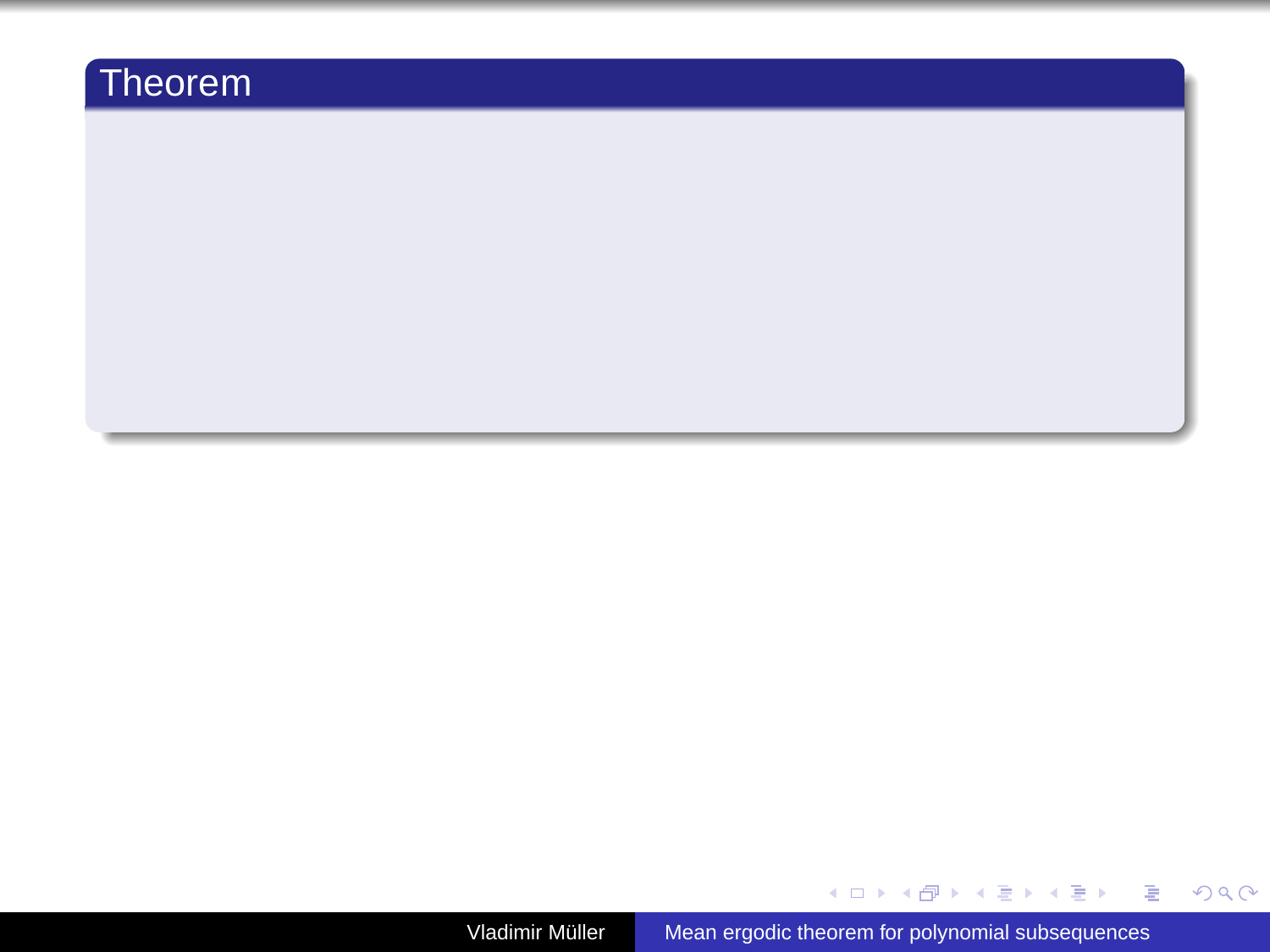## Theorem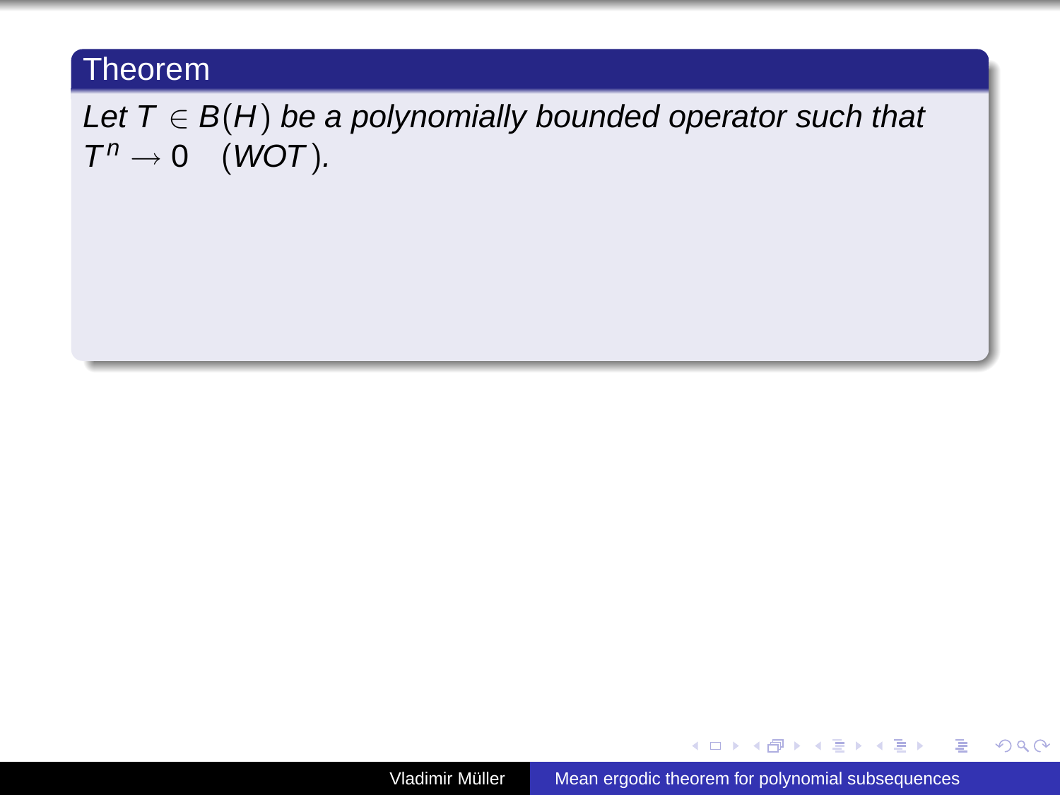**Theorem**

*Let $T \in B(H)$ be a polynomially bounded operator such that $T^n \to 0 \quad (WOT)$.*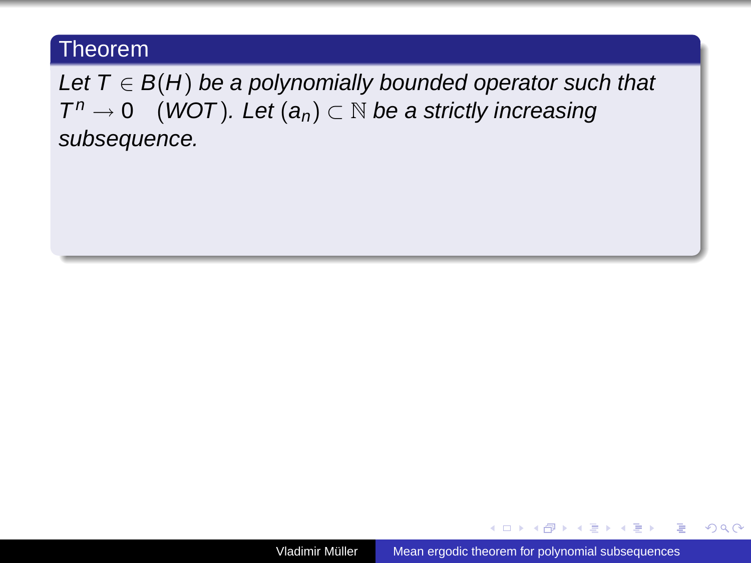**Theorem**

*Let $T \in B(H)$ be a polynomially bounded operator such that $T^n \to 0 \quad (WOT)$. Let $(a_n) \subset \mathbb{N}$ be a strictly increasing subsequence.*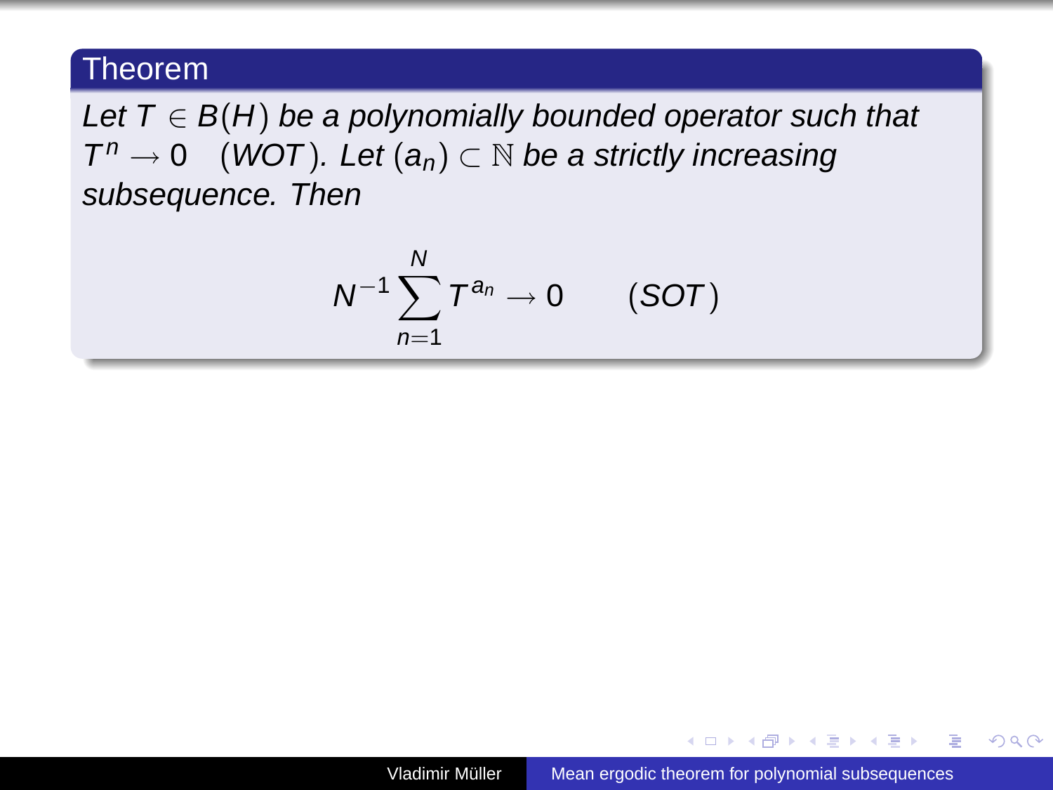**Theorem**

*Let $T \in B(H)$ be a polynomially bounded operator such that $T^n \to 0 \quad (WOT)$. Let $(a_n) \subset \mathbb{N}$ be a strictly increasing subsequence. Then*

$$N^{-1}\sum_{n=1}^{N} T^{a_n} \to 0 \qquad (SOT)$$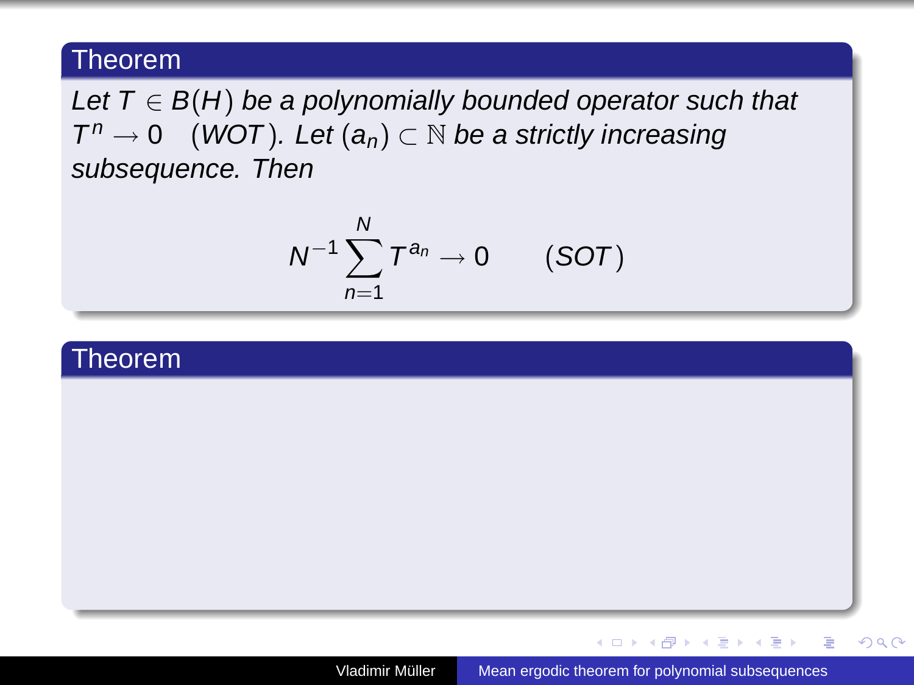**Theorem**

*Let $T \in B(H)$ be a polynomially bounded operator such that $T^n \to 0 \quad (WOT)$. Let $(a_n) \subset \mathbb{N}$ be a strictly increasing subsequence. Then*

$$N^{-1} \sum_{n=1}^{N} T^{a_n} \to 0 \qquad (SOT)$$

**Theorem**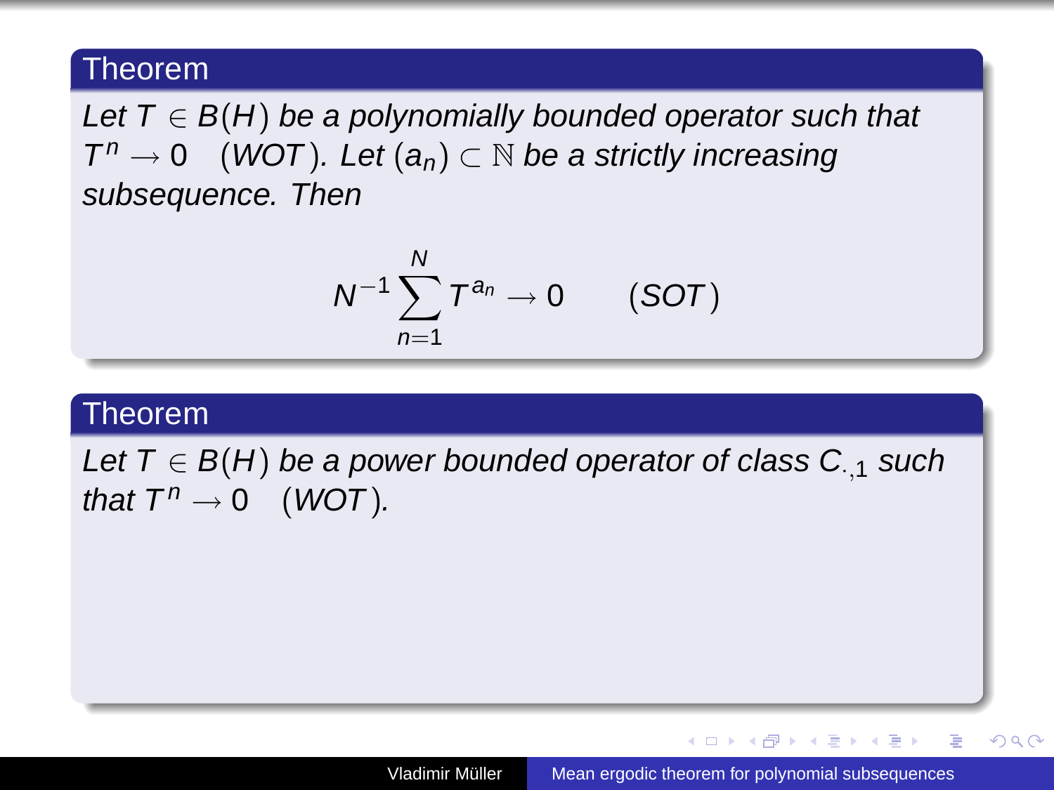**Theorem**

*Let $T \in B(H)$ be a polynomially bounded operator such that $T^n \to 0 \quad (WOT)$. Let $(a_n) \subset \mathbb{N}$ be a strictly increasing subsequence. Then*

$$N^{-1}\sum_{n=1}^{N} T^{a_n} \to 0 \qquad (SOT)$$

**Theorem**

*Let $T \in B(H)$ be a power bounded operator of class $C_{\cdot,1}$ such that $T^n \to 0 \quad (WOT)$.*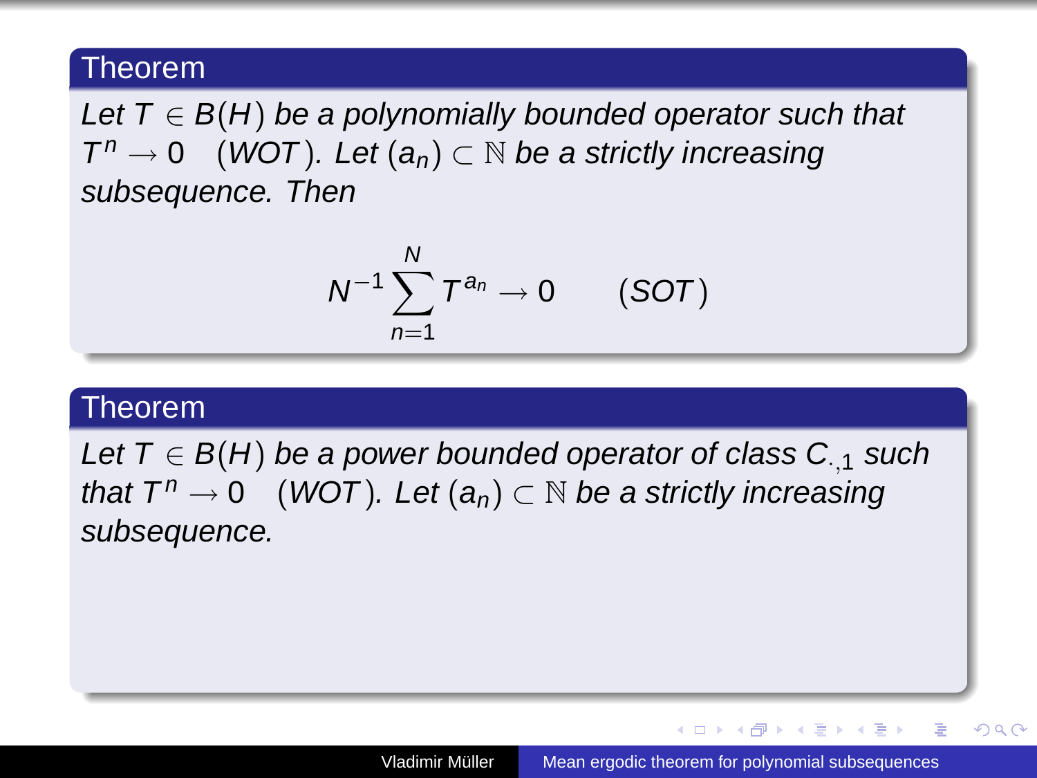**Theorem**

*Let $T \in B(H)$ be a polynomially bounded operator such that $T^n \to 0 \quad (WOT)$. Let $(a_n) \subset \mathbb{N}$ be a strictly increasing subsequence. Then*

$$N^{-1} \sum_{n=1}^{N} T^{a_n} \to 0 \qquad (SOT)$$

**Theorem**

*Let $T \in B(H)$ be a power bounded operator of class $C_{\cdot,1}$ such that $T^n \to 0 \quad (WOT)$. Let $(a_n) \subset \mathbb{N}$ be a strictly increasing subsequence.*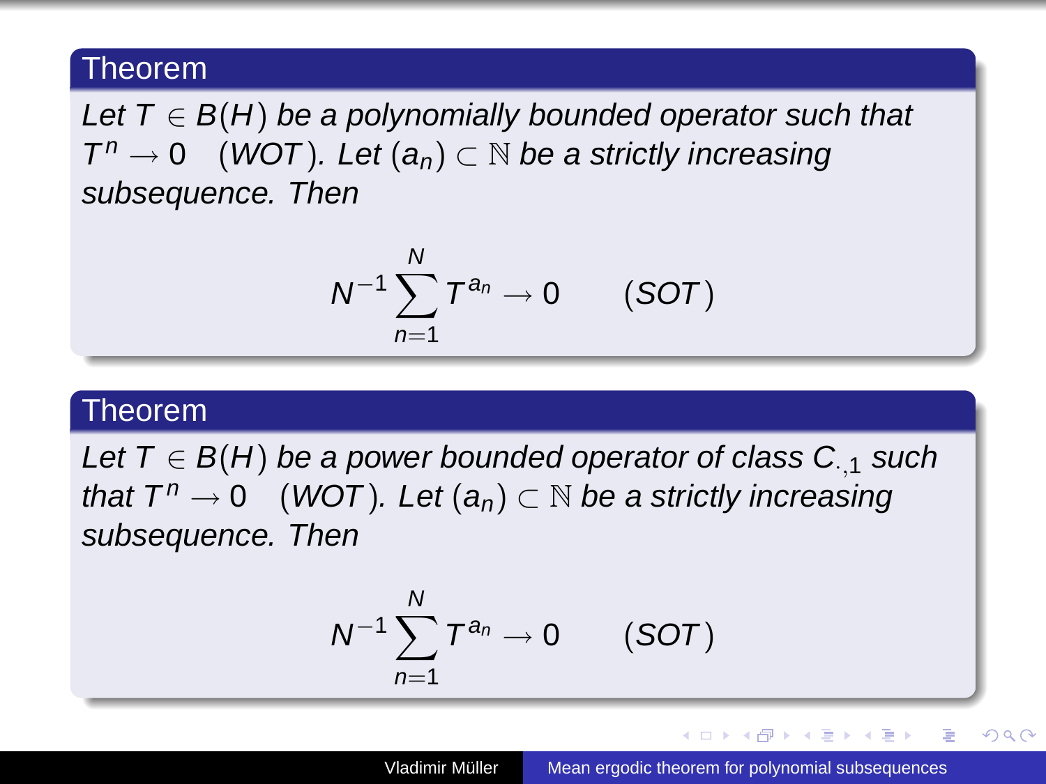**Theorem**

*Let $T \in B(H)$ be a polynomially bounded operator such that $T^n \to 0 \quad (WOT)$. Let $(a_n) \subset \mathbb{N}$ be a strictly increasing subsequence. Then*

$$N^{-1} \sum_{n=1}^{N} T^{a_n} \to 0 \qquad (SOT)$$

**Theorem**

*Let $T \in B(H)$ be a power bounded operator of class $C_{\cdot,1}$ such that $T^n \to 0 \quad (WOT)$. Let $(a_n) \subset \mathbb{N}$ be a strictly increasing subsequence. Then*

$$N^{-1} \sum_{n=1}^{N} T^{a_n} \to 0 \qquad (SOT)$$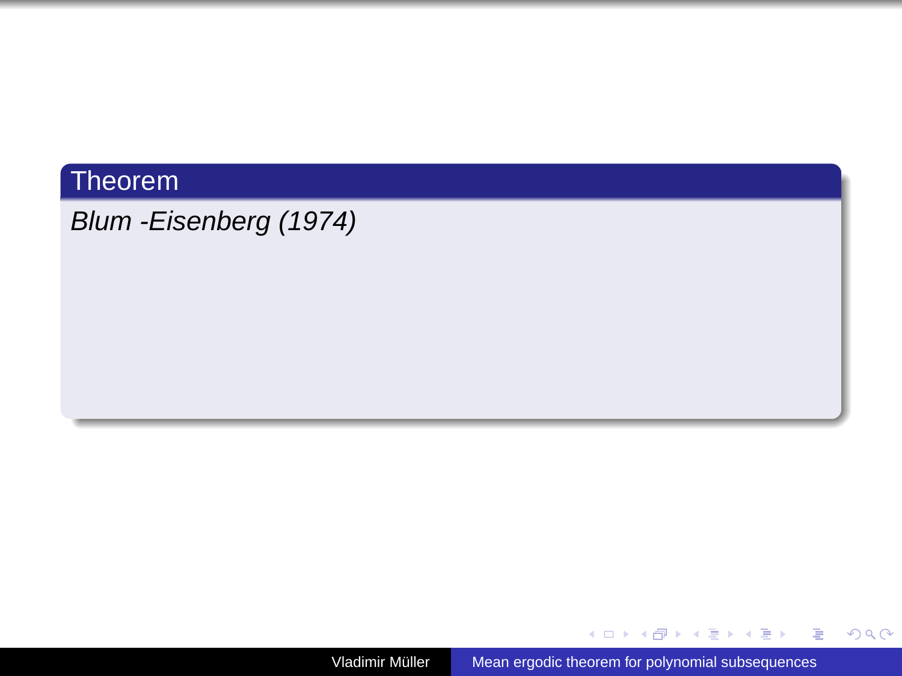**Theorem**

*Blum -Eisenberg (1974)*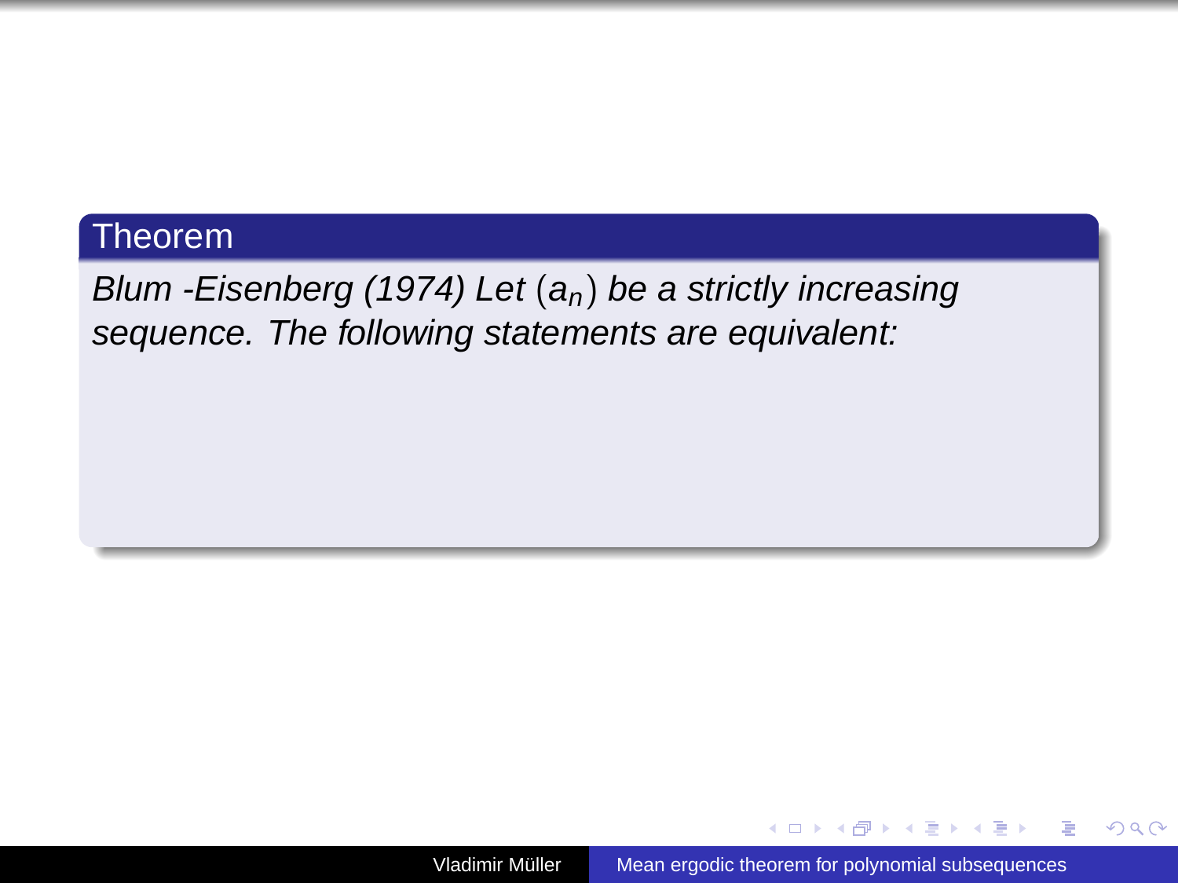**Theorem**

*Blum -Eisenberg (1974) Let $(a_n)$ be a strictly increasing sequence. The following statements are equivalent:*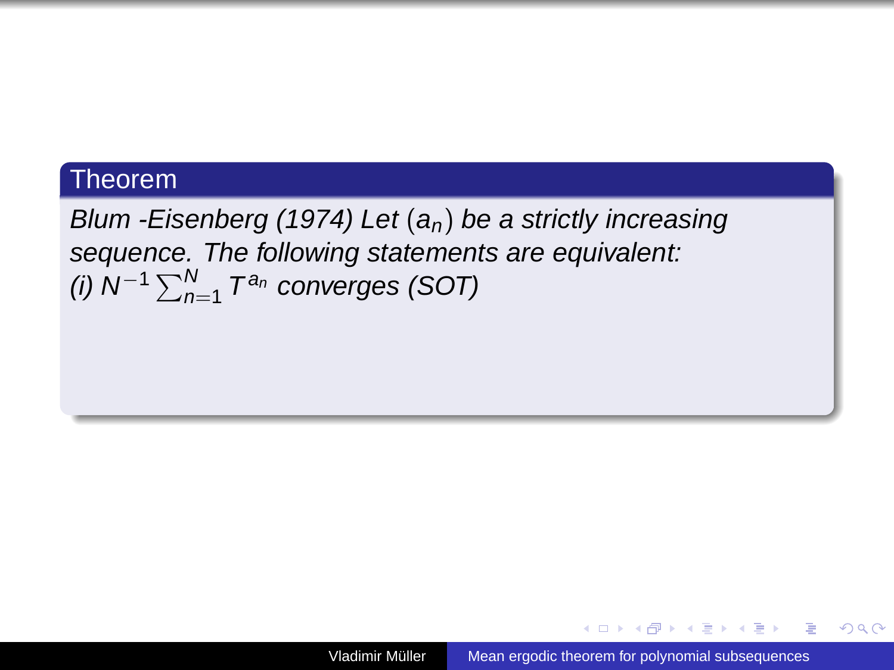**Theorem**

*Blum -Eisenberg (1974) Let $(a_n)$ be a strictly increasing sequence. The following statements are equivalent:*

*(i) $N^{-1}\sum_{n=1}^{N} T^{a_n}$ converges (SOT)*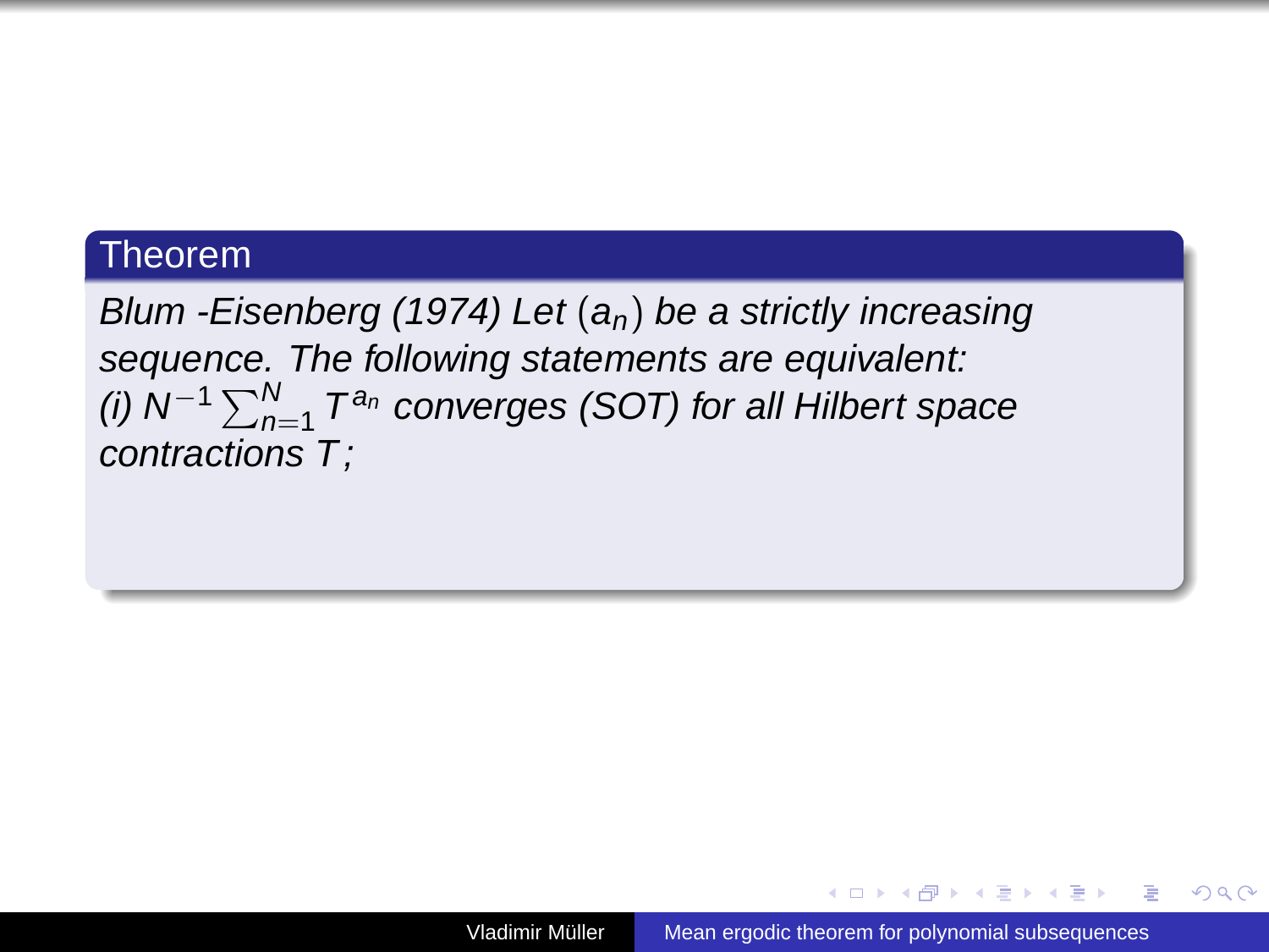**Theorem**

*Blum -Eisenberg (1974) Let $(a_n)$ be a strictly increasing sequence. The following statements are equivalent:*
*(i) $N^{-1}\sum_{n=1}^{N} T^{a_n}$ converges (SOT) for all Hilbert space contractions $T$;*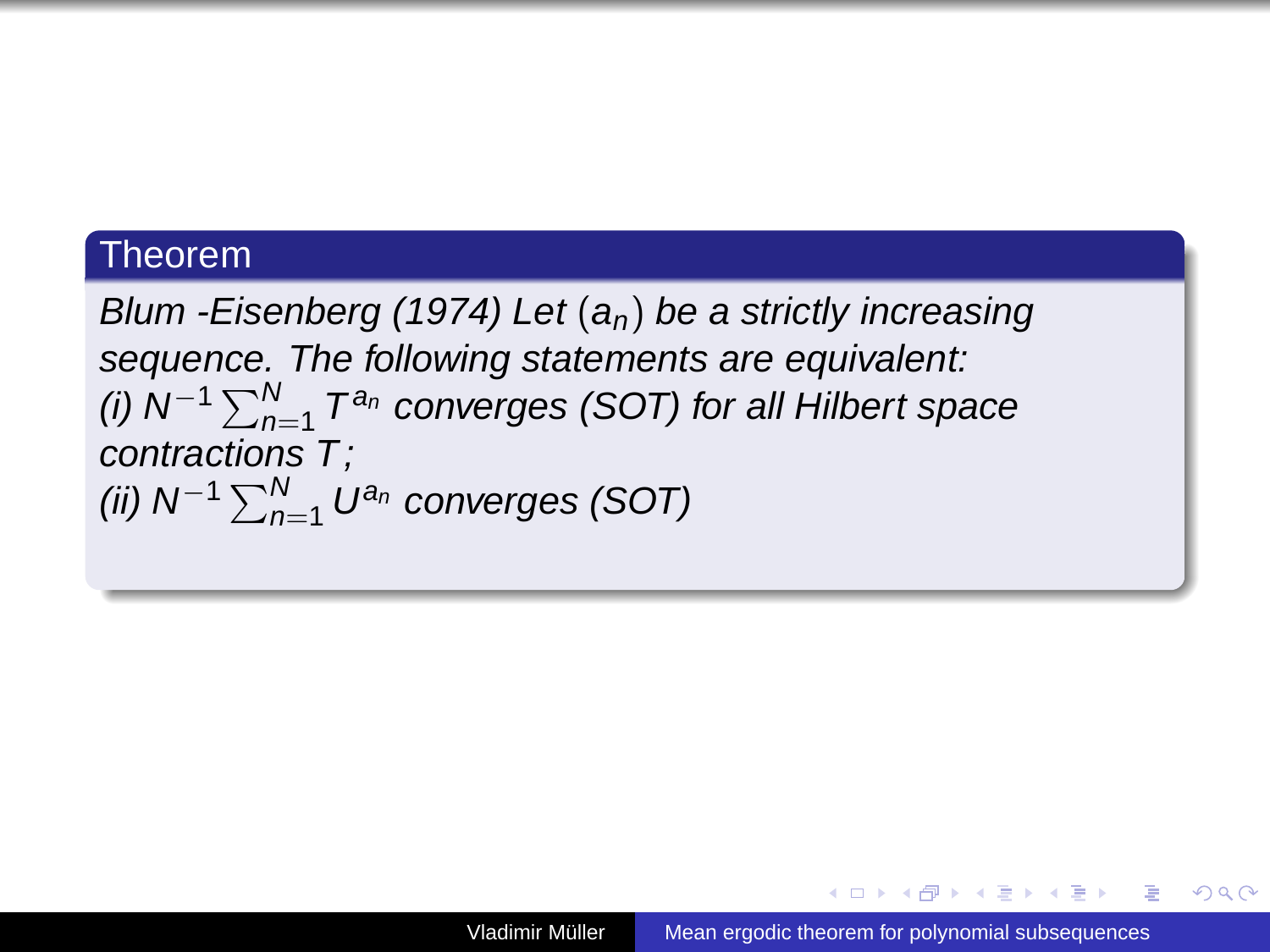**Theorem**

*Blum -Eisenberg (1974) Let* $(a_n)$ *be a strictly increasing sequence. The following statements are equivalent:*
*(i)* $N^{-1}\sum_{n=1}^{N} T^{a_n}$ *converges (SOT) for all Hilbert space contractions* $T$*;*
*(ii)* $N^{-1}\sum_{n=1}^{N} U^{a_n}$ *converges (SOT)*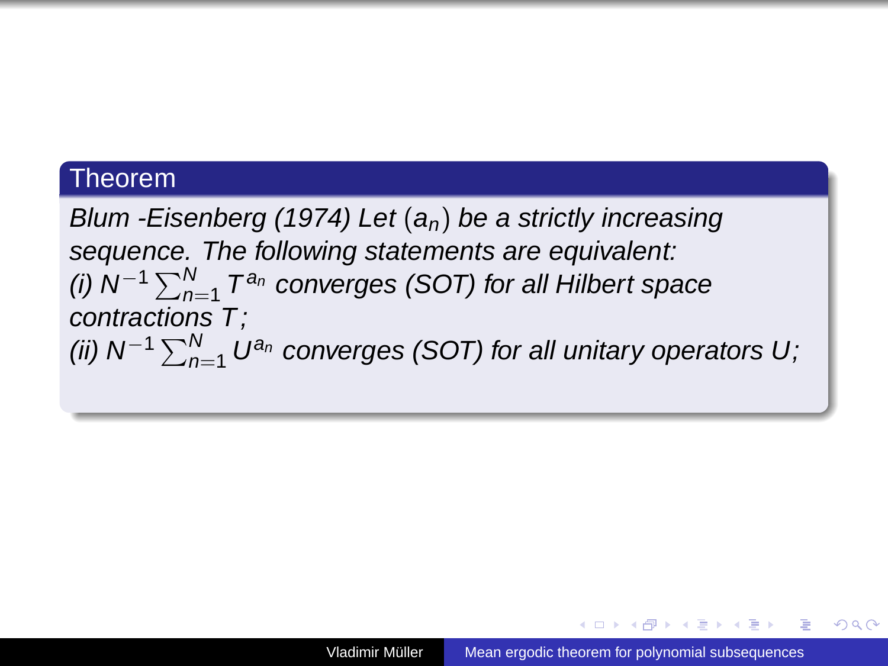**Theorem**

*Blum -Eisenberg (1974) Let $(a_n)$ be a strictly increasing sequence. The following statements are equivalent:*
*(i) $N^{-1}\sum_{n=1}^N T^{a_n}$ converges (SOT) for all Hilbert space contractions $T$;*
*(ii) $N^{-1}\sum_{n=1}^N U^{a_n}$ converges (SOT) for all unitary operators $U$;*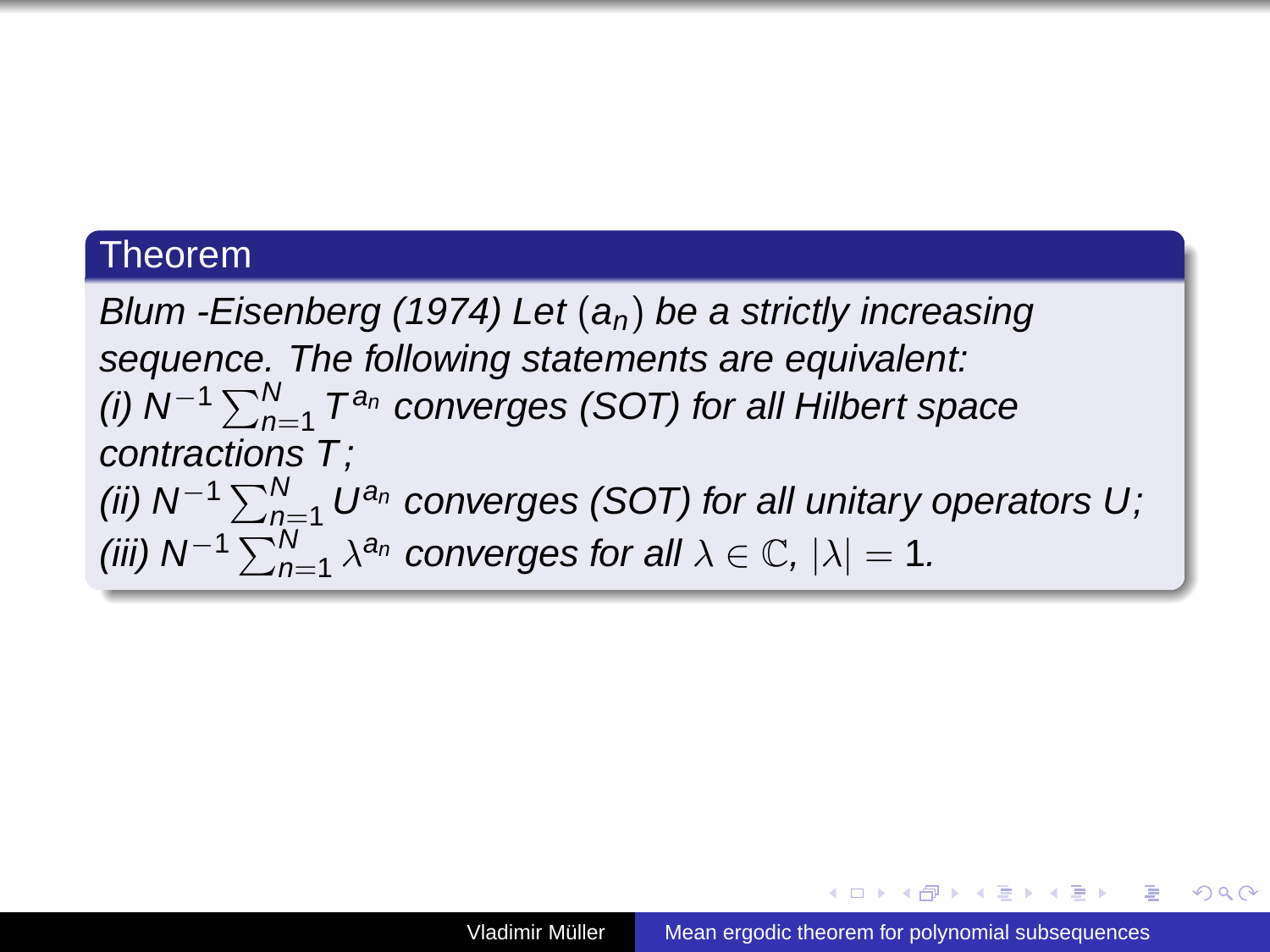**Theorem**

*Blum -Eisenberg (1974) Let $(a_n)$ be a strictly increasing sequence. The following statements are equivalent:*
*(i) $N^{-1}\sum_{n=1}^N T^{a_n}$ converges (SOT) for all Hilbert space contractions $T$;*
*(ii) $N^{-1}\sum_{n=1}^N U^{a_n}$ converges (SOT) for all unitary operators $U$;*
*(iii) $N^{-1}\sum_{n=1}^N \lambda^{a_n}$ converges for all $\lambda \in \mathbb{C}$, $|\lambda| = 1$.*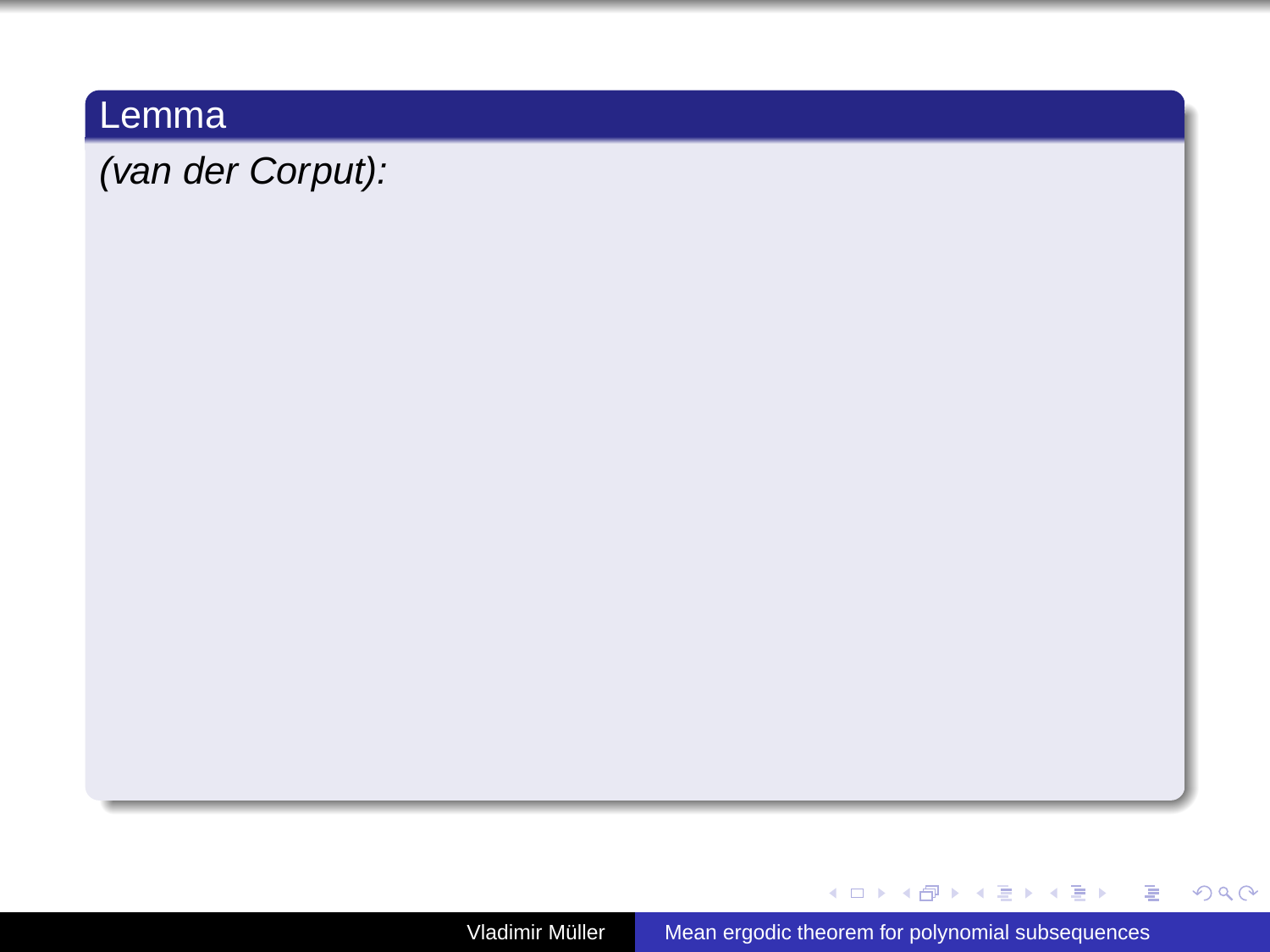**Lemma**

*(van der Corput):*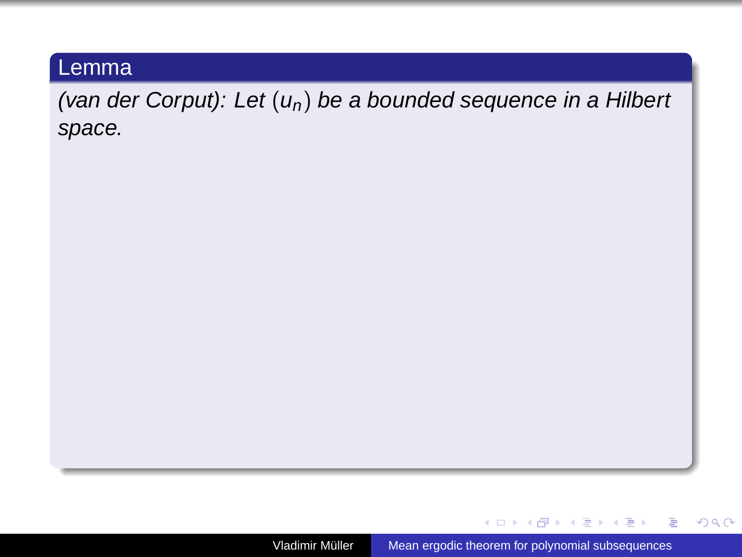**Lemma**

*(van der Corput): Let $(u_n)$ be a bounded sequence in a Hilbert space.*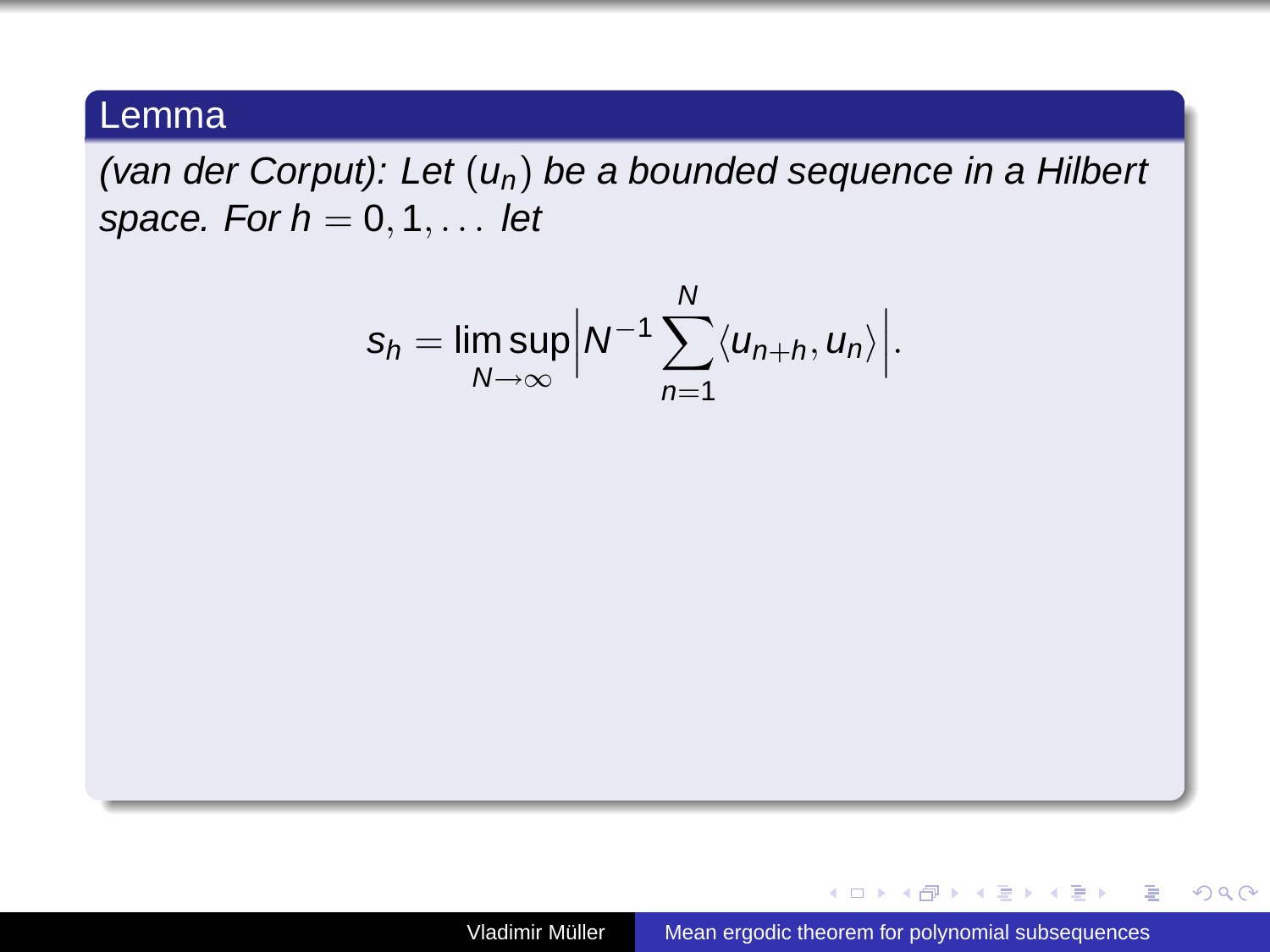**Lemma**

*(van der Corput): Let $(u_n)$ be a bounded sequence in a Hilbert space. For $h = 0, 1, \ldots$ let*

$$s_h = \limsup_{N\to\infty} \left| N^{-1} \sum_{n=1}^{N} \langle u_{n+h}, u_n \rangle \right|.$$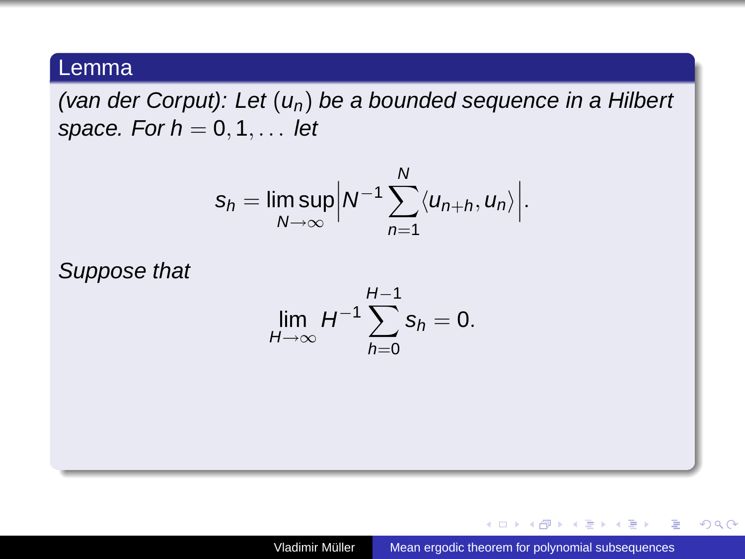**Lemma**

*(van der Corput): Let $(u_n)$ be a bounded sequence in a Hilbert space. For $h = 0, 1, \dots$ let*

$$s_h = \limsup_{N\to\infty} \Big| N^{-1} \sum_{n=1}^{N} \langle u_{n+h}, u_n \rangle \Big|.$$

*Suppose that*

$$\lim_{H\to\infty} H^{-1} \sum_{h=0}^{H-1} s_h = 0.$$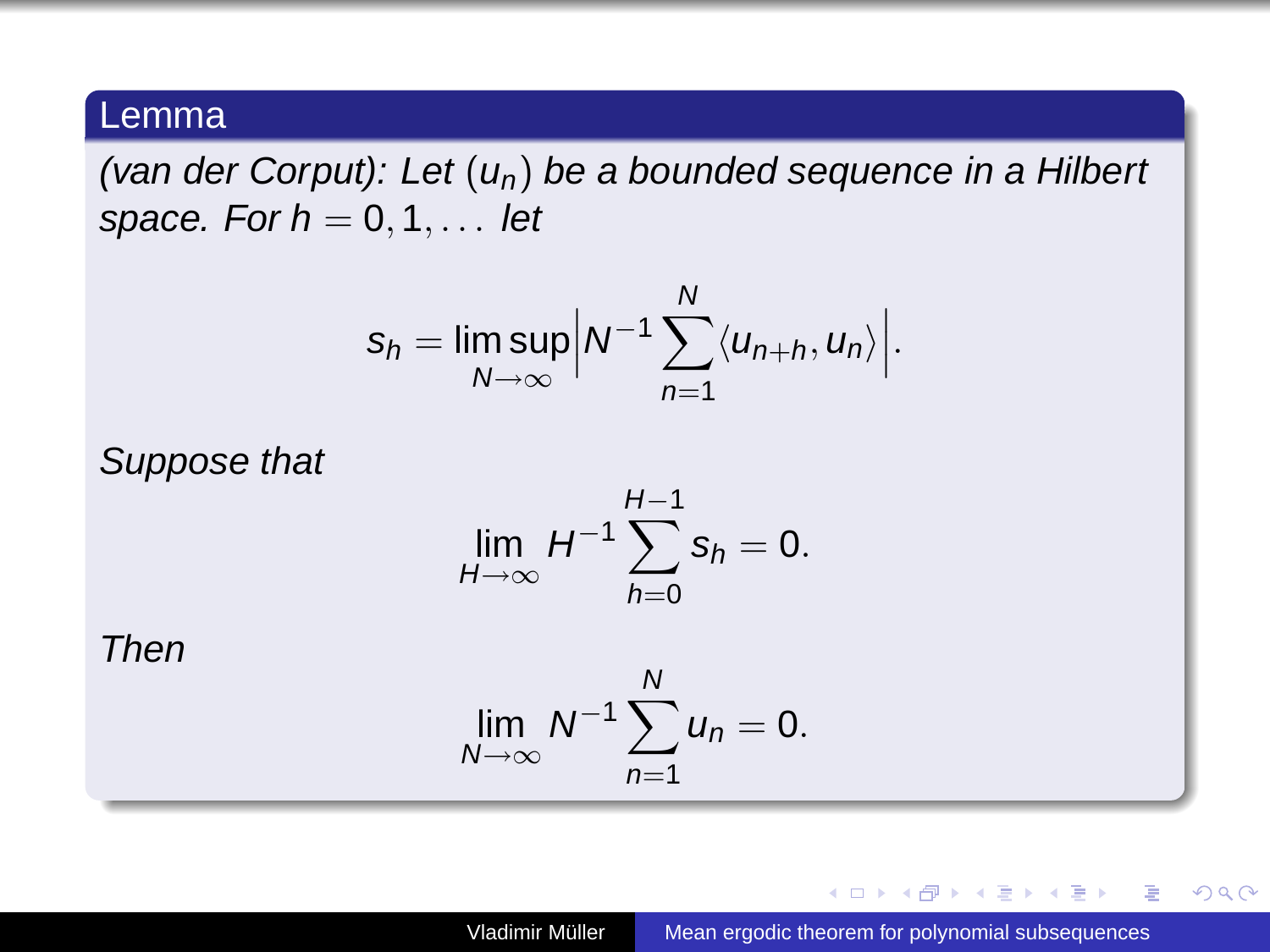**Lemma**

*(van der Corput): Let $(u_n)$ be a bounded sequence in a Hilbert space. For $h = 0, 1, \dots$ let*

$$s_h = \limsup_{N \to \infty} \left| N^{-1} \sum_{n=1}^{N} \langle u_{n+h}, u_n \rangle \right|.$$

*Suppose that*

$$\lim_{H \to \infty} H^{-1} \sum_{h=0}^{H-1} s_h = 0.$$

*Then*

$$\lim_{N \to \infty} N^{-1} \sum_{n=1}^{N} u_n = 0.$$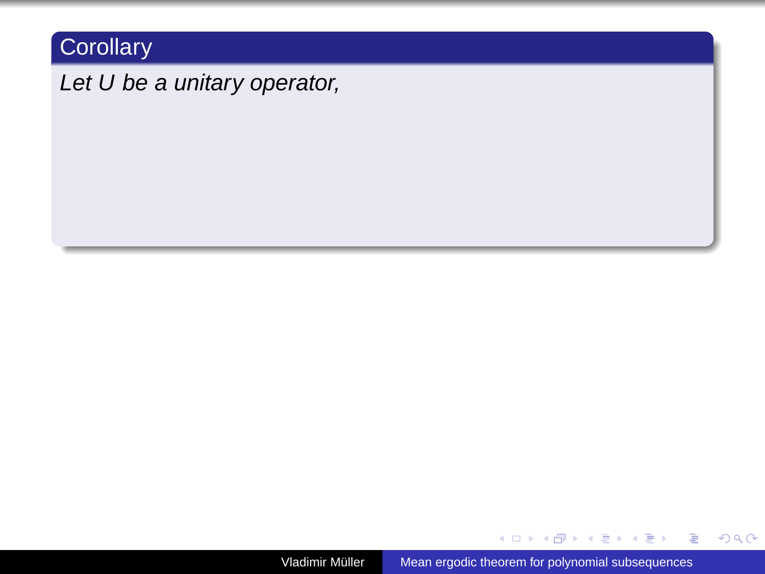## Corollary

*Let $U$ be a unitary operator,*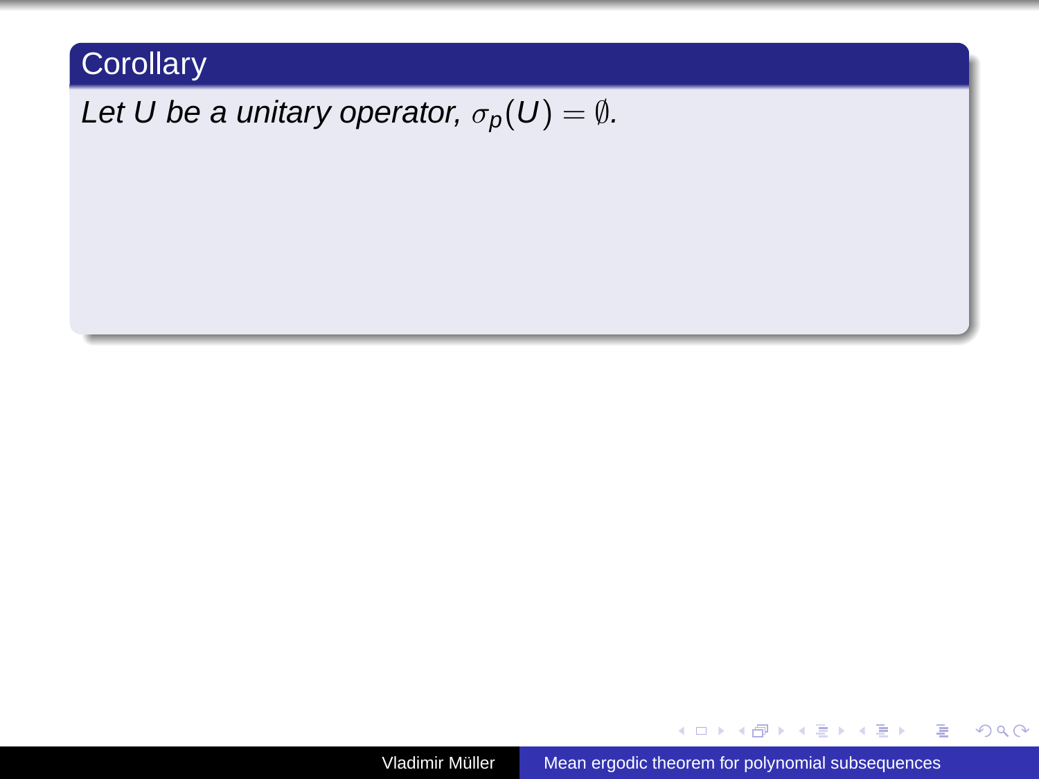**Corollary**

*Let $U$ be a unitary operator, $\sigma_p(U) = \emptyset$.*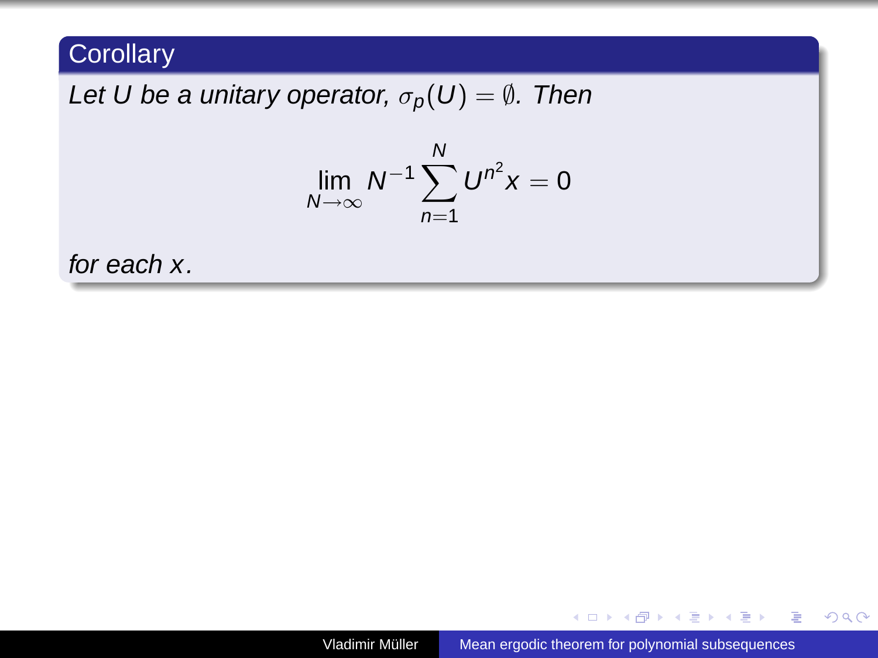### Corollary

*Let $U$ be a unitary operator, $\sigma_p(U) = \emptyset$. Then*

$$\lim_{N\to\infty} N^{-1} \sum_{n=1}^{N} U^{n^2} x = 0$$

*for each $x$.*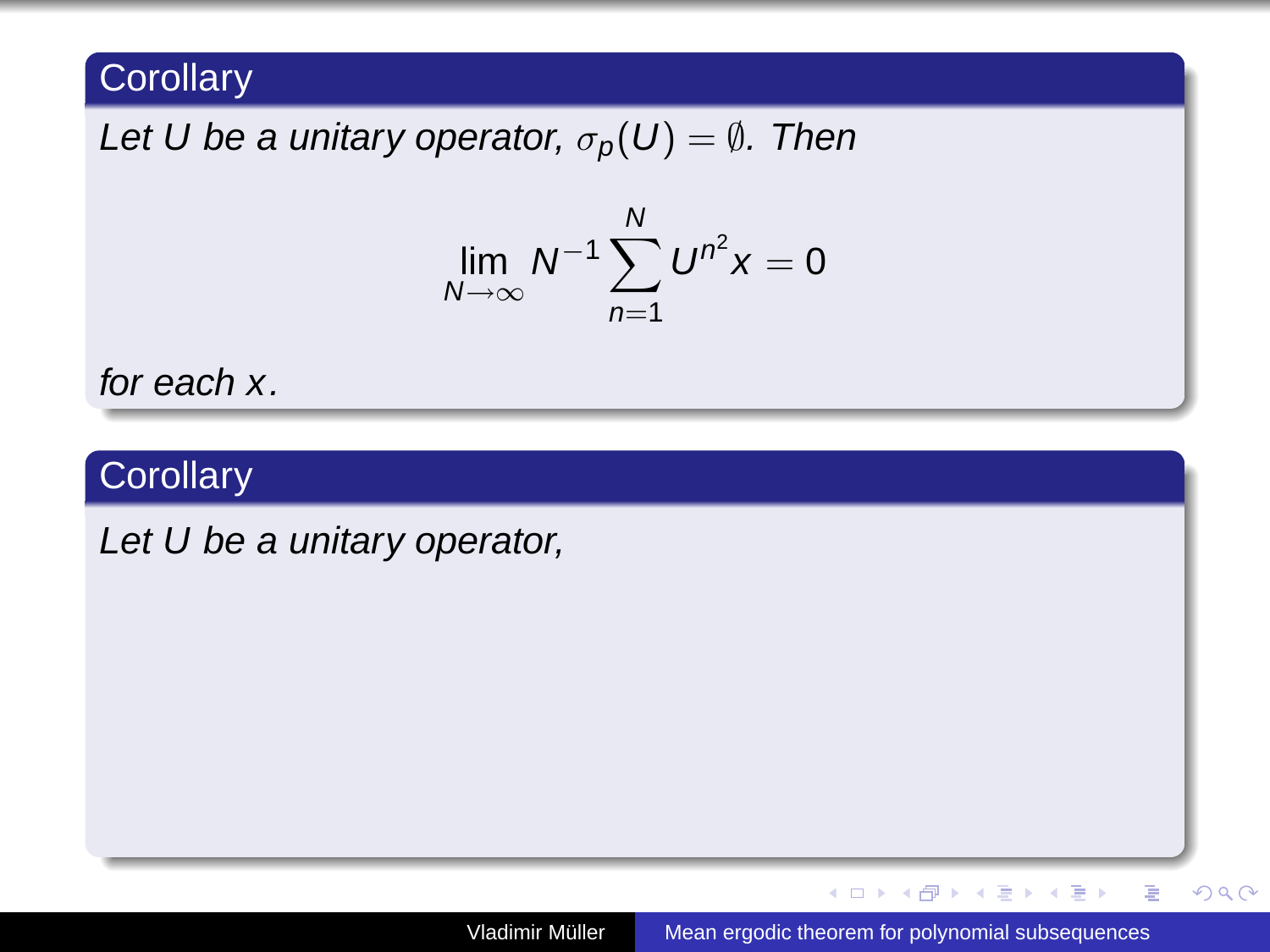**Corollary**

*Let $U$ be a unitary operator, $\sigma_p(U) = \emptyset$. Then*

$$\lim_{N\to\infty} N^{-1} \sum_{n=1}^{N} U^{n^2} x = 0$$

*for each $x$.*

**Corollary**

*Let $U$ be a unitary operator,*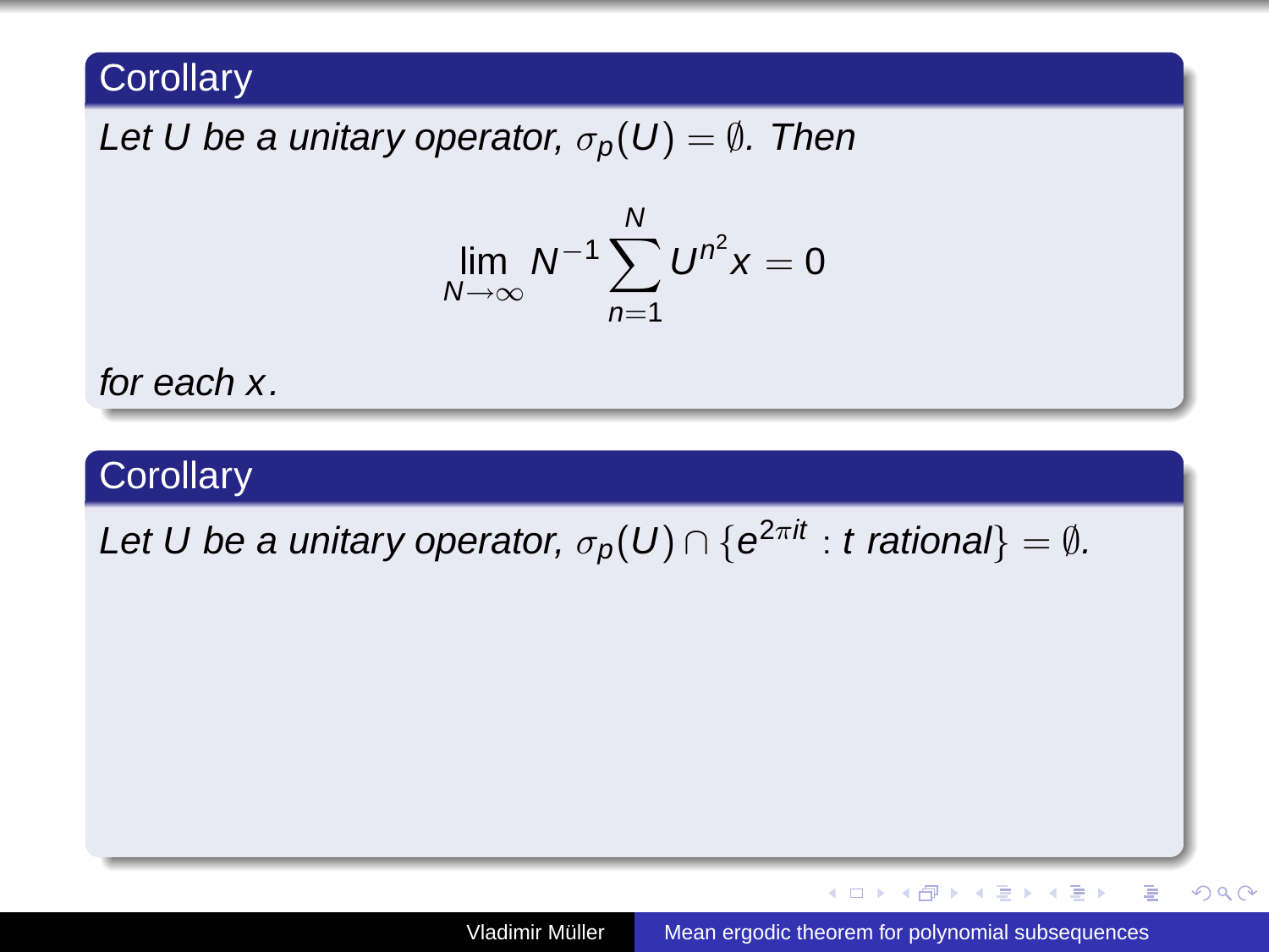**Corollary**

*Let $U$ be a unitary operator, $\sigma_p(U) = \emptyset$. Then*

$$\lim_{N\to\infty} N^{-1}\sum_{n=1}^{N} U^{n^2}x = 0$$

*for each $x$.*

**Corollary**

*Let $U$ be a unitary operator, $\sigma_p(U) \cap \{e^{2\pi it} : t \text{ rational}\} = \emptyset$.*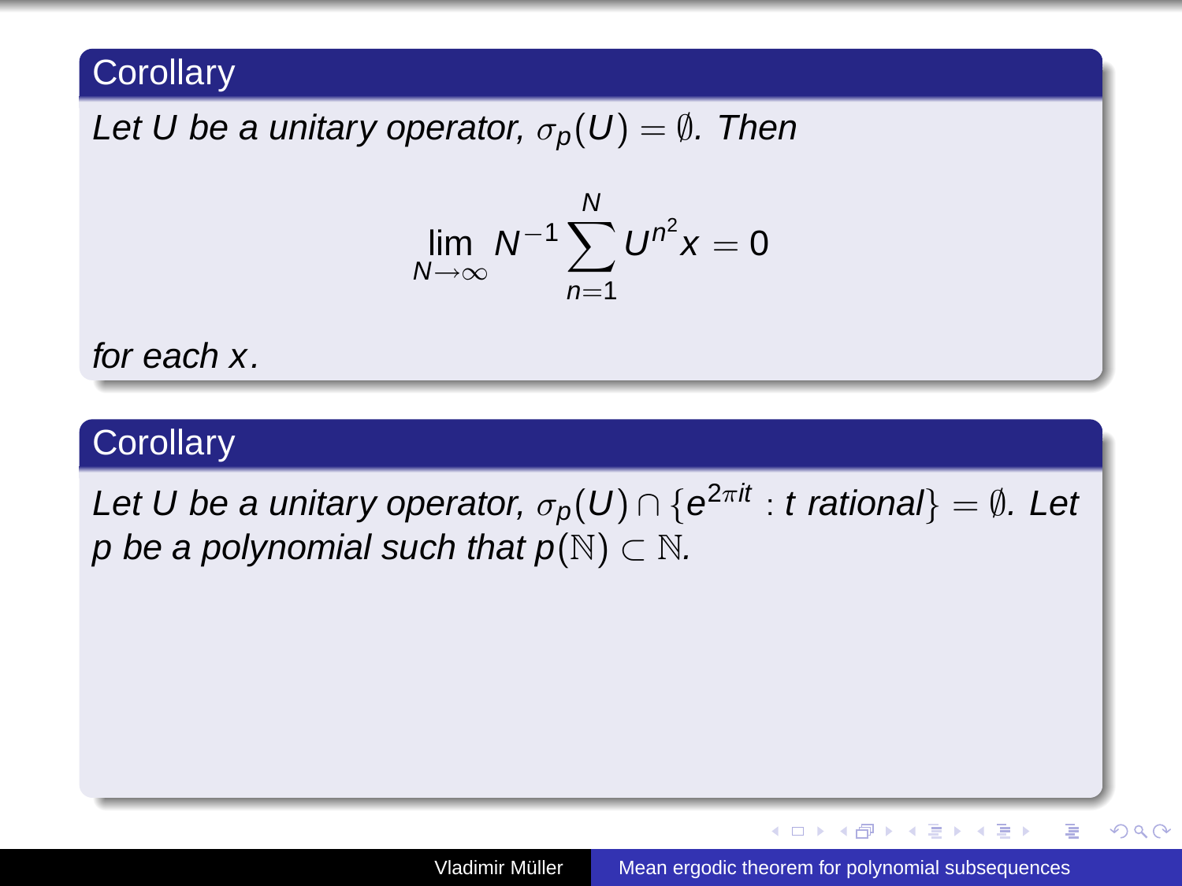## Corollary

*Let $U$ be a unitary operator, $\sigma_p(U) = \emptyset$. Then*

$$\lim_{N\to\infty} N^{-1} \sum_{n=1}^{N} U^{n^2} x = 0$$

*for each $x$.*

## Corollary

*Let $U$ be a unitary operator, $\sigma_p(U) \cap \{e^{2\pi it} : t \text{ rational}\} = \emptyset$. Let $p$ be a polynomial such that $p(\mathbb{N}) \subset \mathbb{N}$.*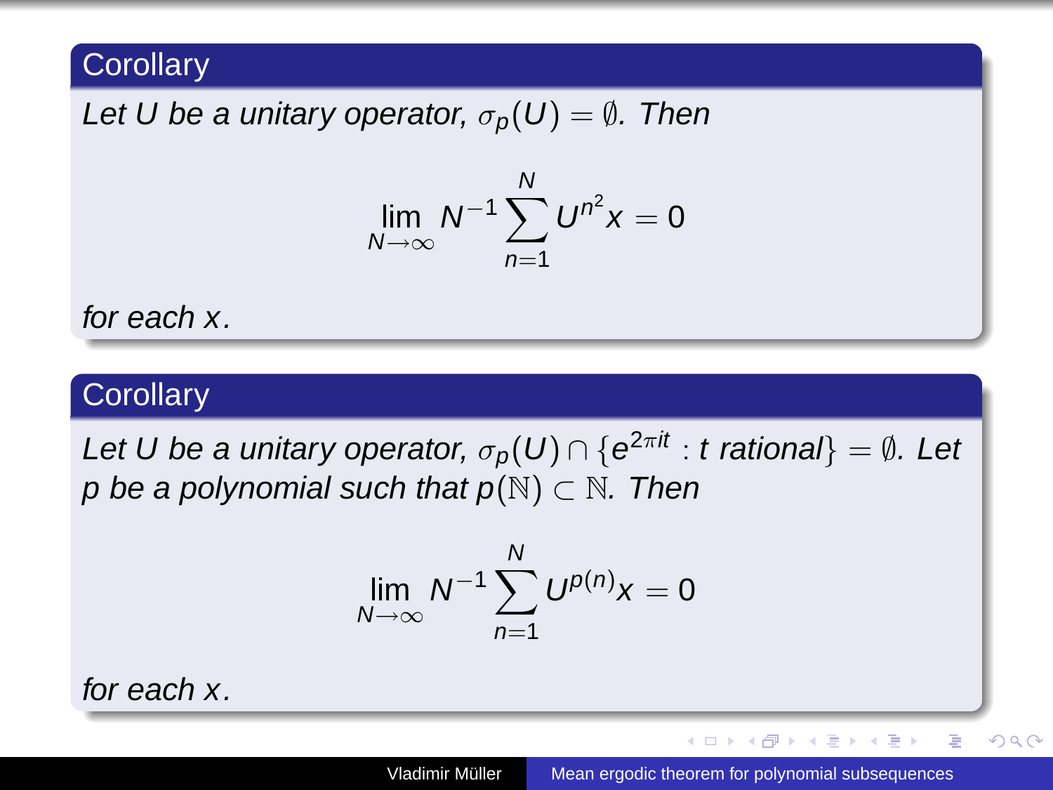**Corollary**

*Let $U$ be a unitary operator, $\sigma_p(U) = \emptyset$. Then*

$$\lim_{N\to\infty} N^{-1} \sum_{n=1}^{N} U^{n^2} x = 0$$

*for each $x$.*

**Corollary**

*Let $U$ be a unitary operator, $\sigma_p(U) \cap \{e^{2\pi i t} : t \text{ rational}\} = \emptyset$. Let $p$ be a polynomial such that $p(\mathbb{N}) \subset \mathbb{N}$. Then*

$$\lim_{N\to\infty} N^{-1} \sum_{n=1}^{N} U^{p(n)} x = 0$$

*for each $x$.*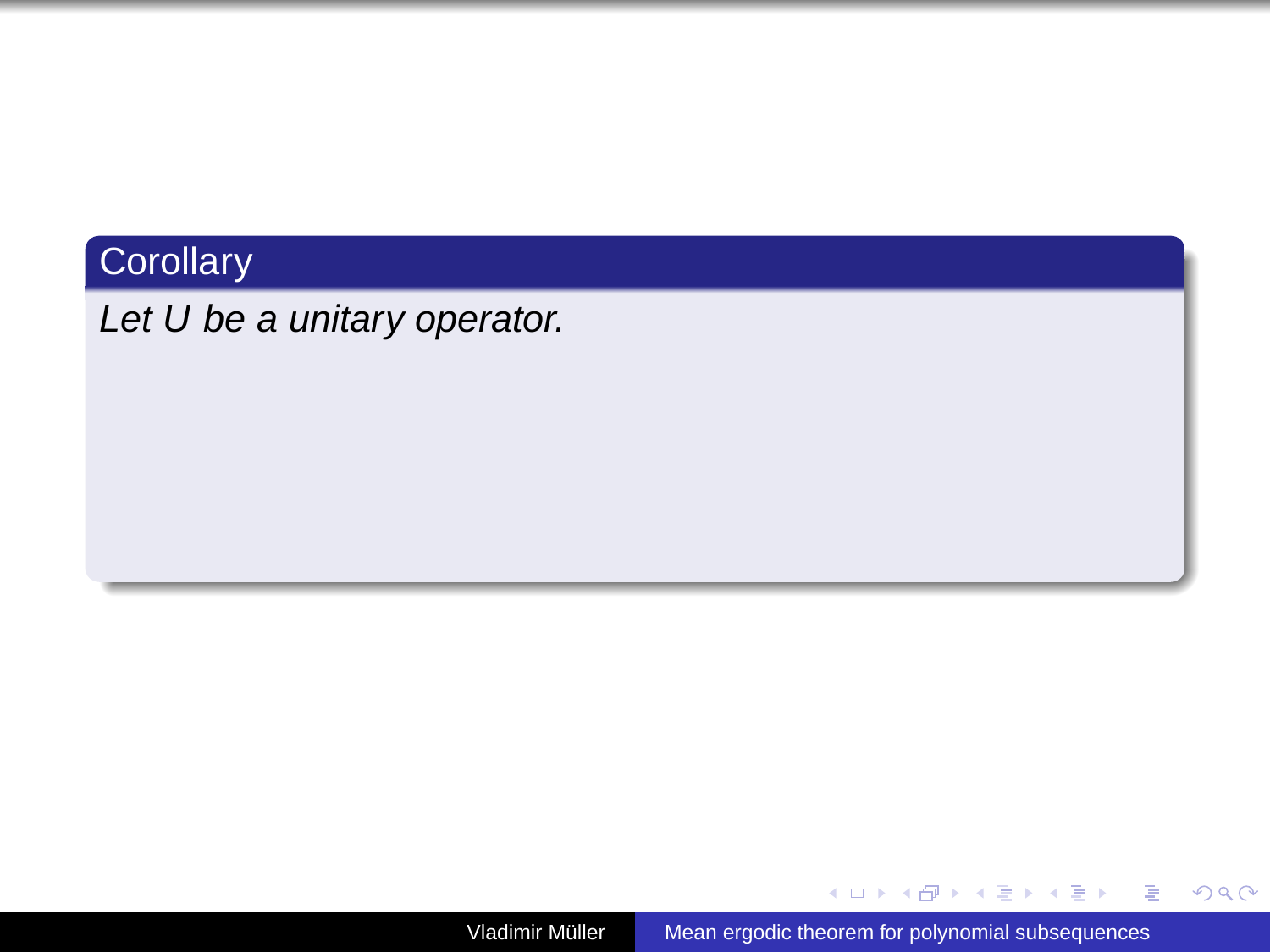**Corollary**

*Let $U$ be a unitary operator.*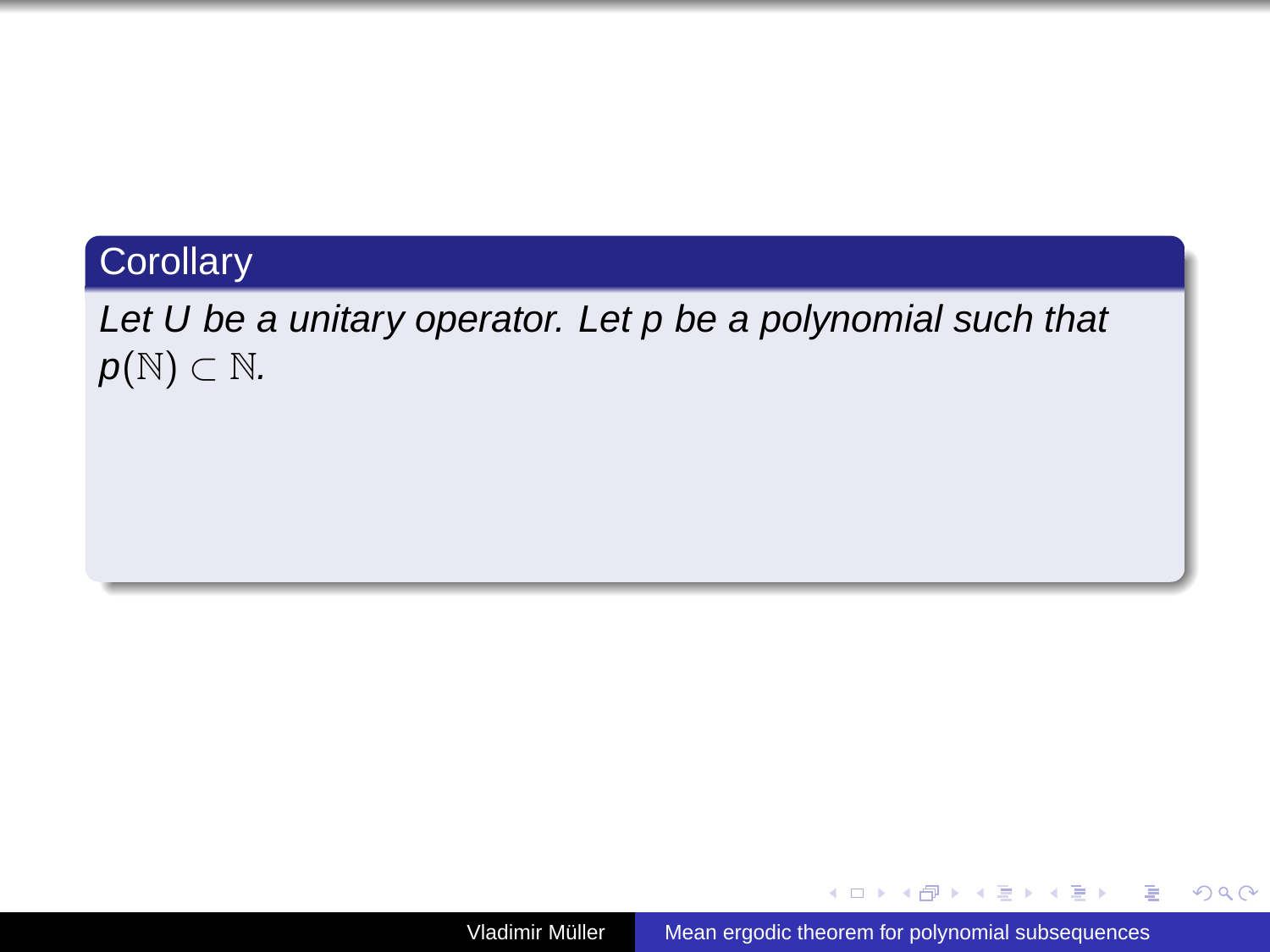**Corollary**

*Let $U$ be a unitary operator. Let $p$ be a polynomial such that $p(\mathbb{N}) \subset \mathbb{N}$.*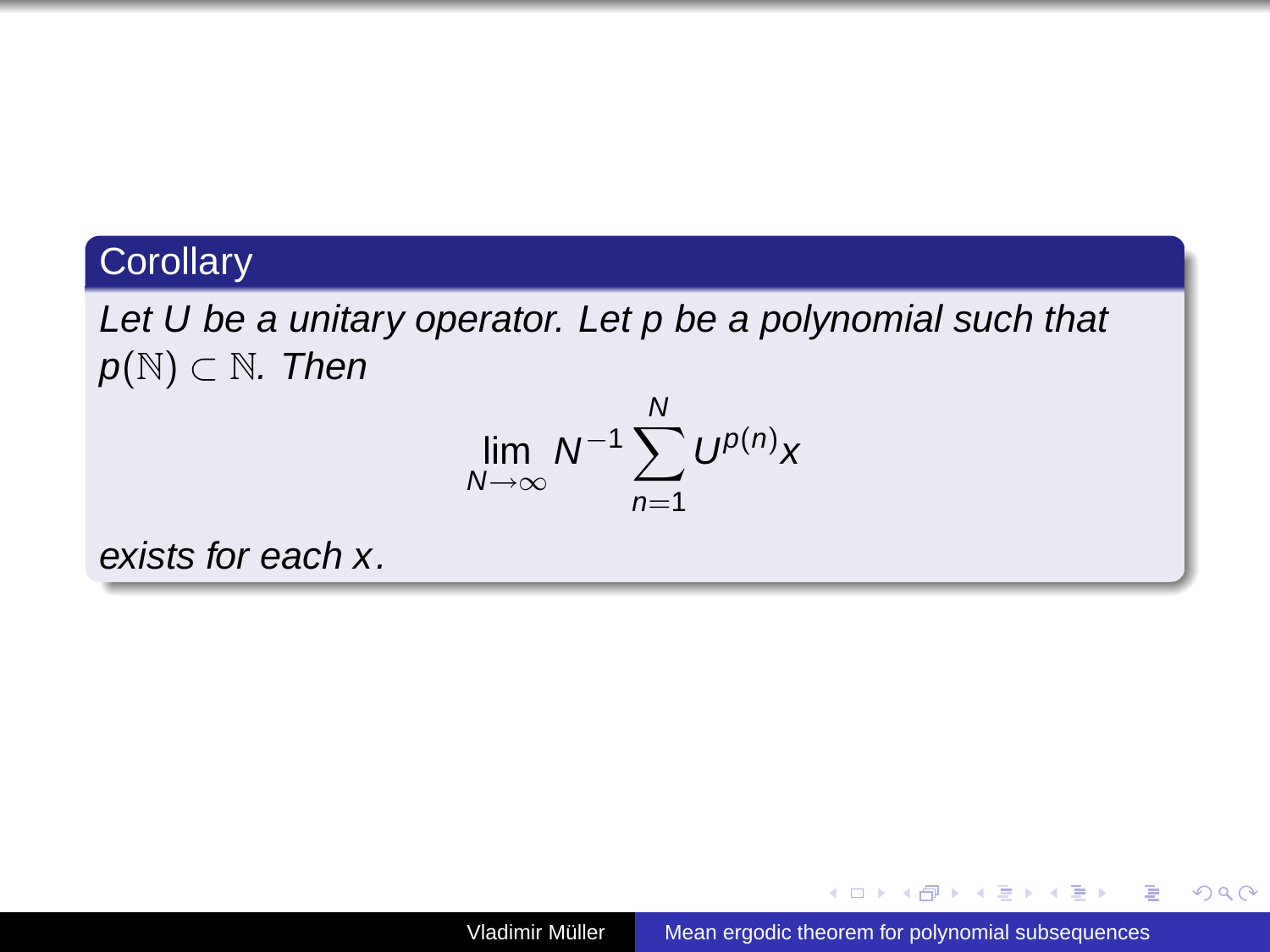**Corollary**

*Let $U$ be a unitary operator. Let $p$ be a polynomial such that $p(\mathbb{N}) \subset \mathbb{N}$. Then*

$$\lim_{N\to\infty} N^{-1} \sum_{n=1}^{N} U^{p(n)} x$$

*exists for each $x$.*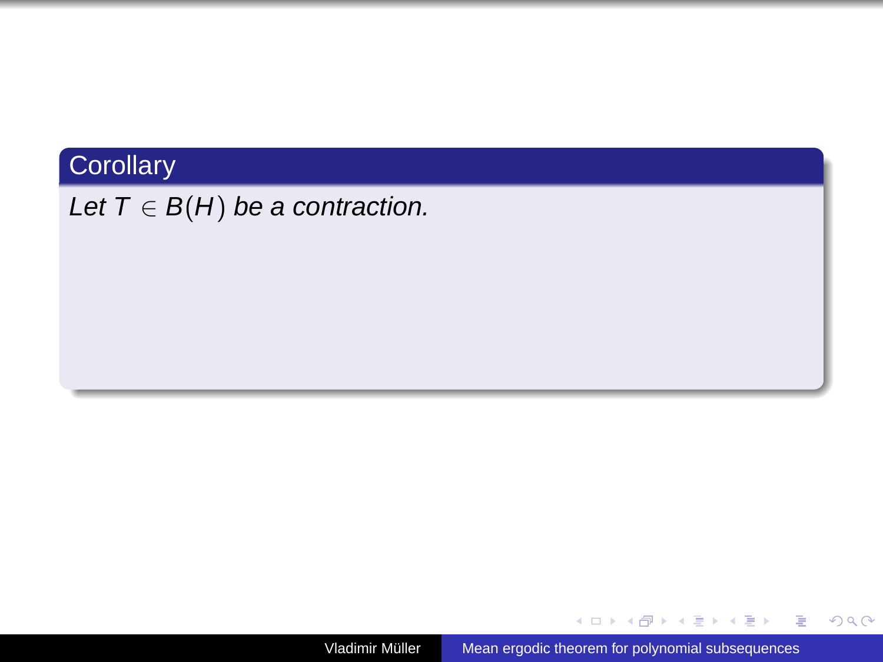**Corollary**

*Let $T \in B(H)$ be a contraction.*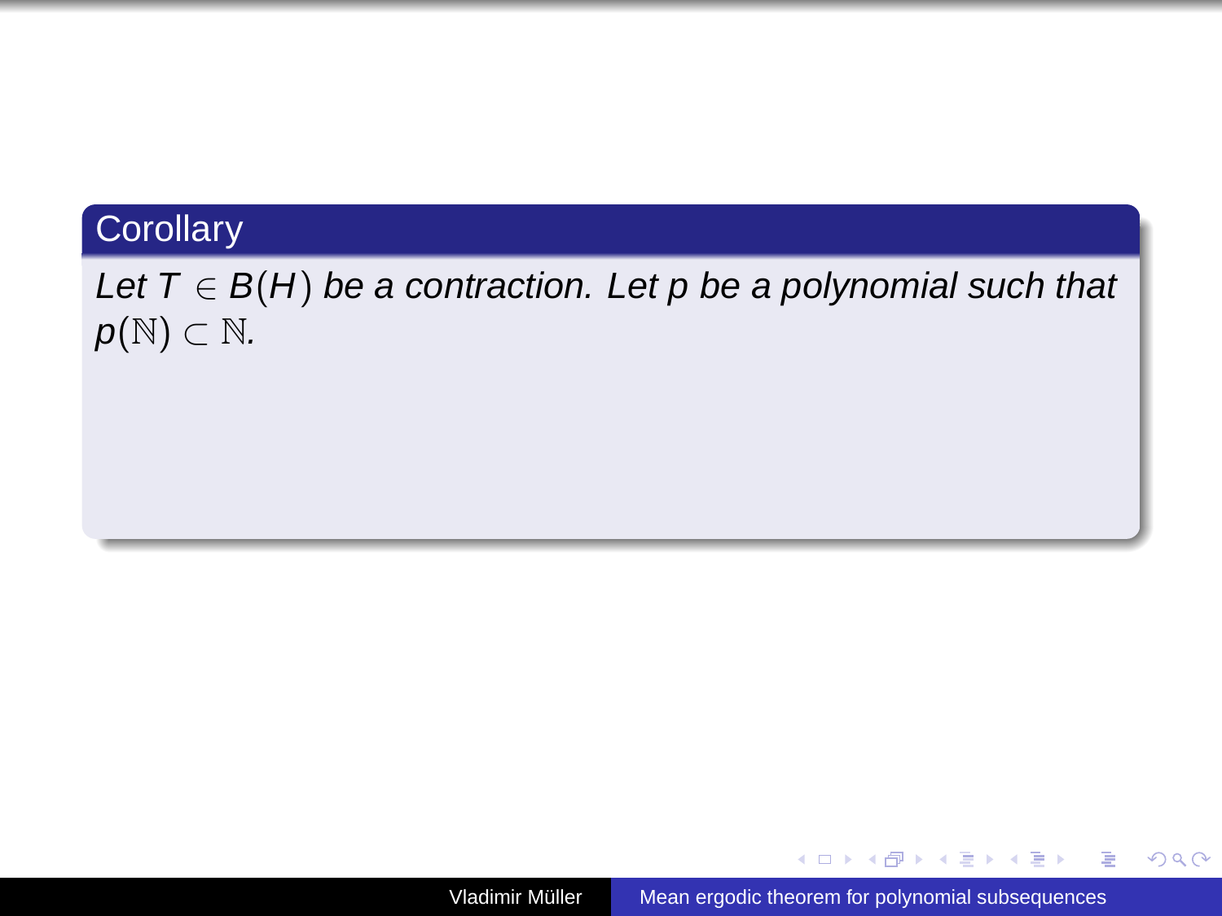**Corollary**

*Let $T \in B(H)$ be a contraction. Let $p$ be a polynomial such that $p(\mathbb{N}) \subset \mathbb{N}$.*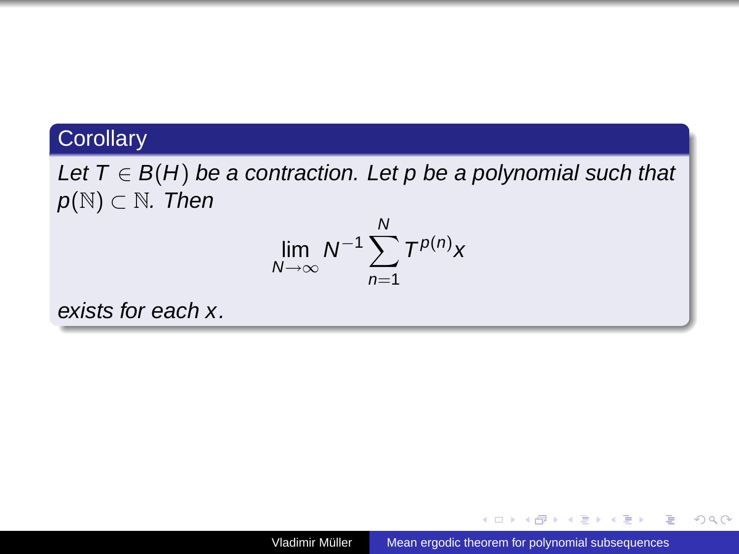**Corollary**

*Let $T \in B(H)$ be a contraction. Let $p$ be a polynomial such that $p(\mathbb{N}) \subset \mathbb{N}$. Then*

$$\lim_{N\to\infty} N^{-1} \sum_{n=1}^{N} T^{p(n)} x$$

*exists for each $x$.*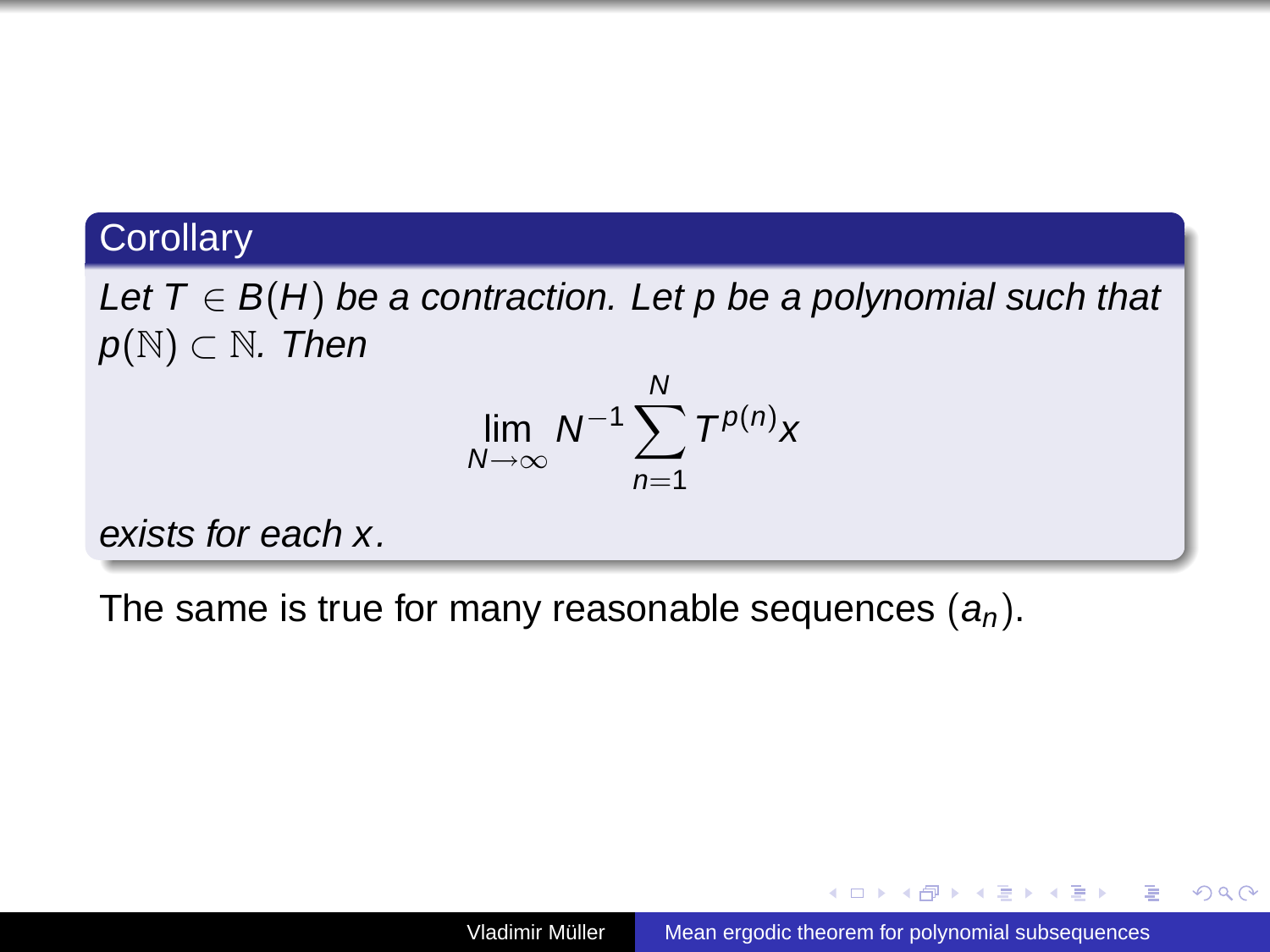**Corollary**

*Let $T \in B(H)$ be a contraction. Let $p$ be a polynomial such that $p(\mathbb{N}) \subset \mathbb{N}$. Then*

$$\lim_{N\to\infty} N^{-1} \sum_{n=1}^{N} T^{p(n)} x$$

*exists for each $x$.*

The same is true for many reasonable sequences $(a_n)$.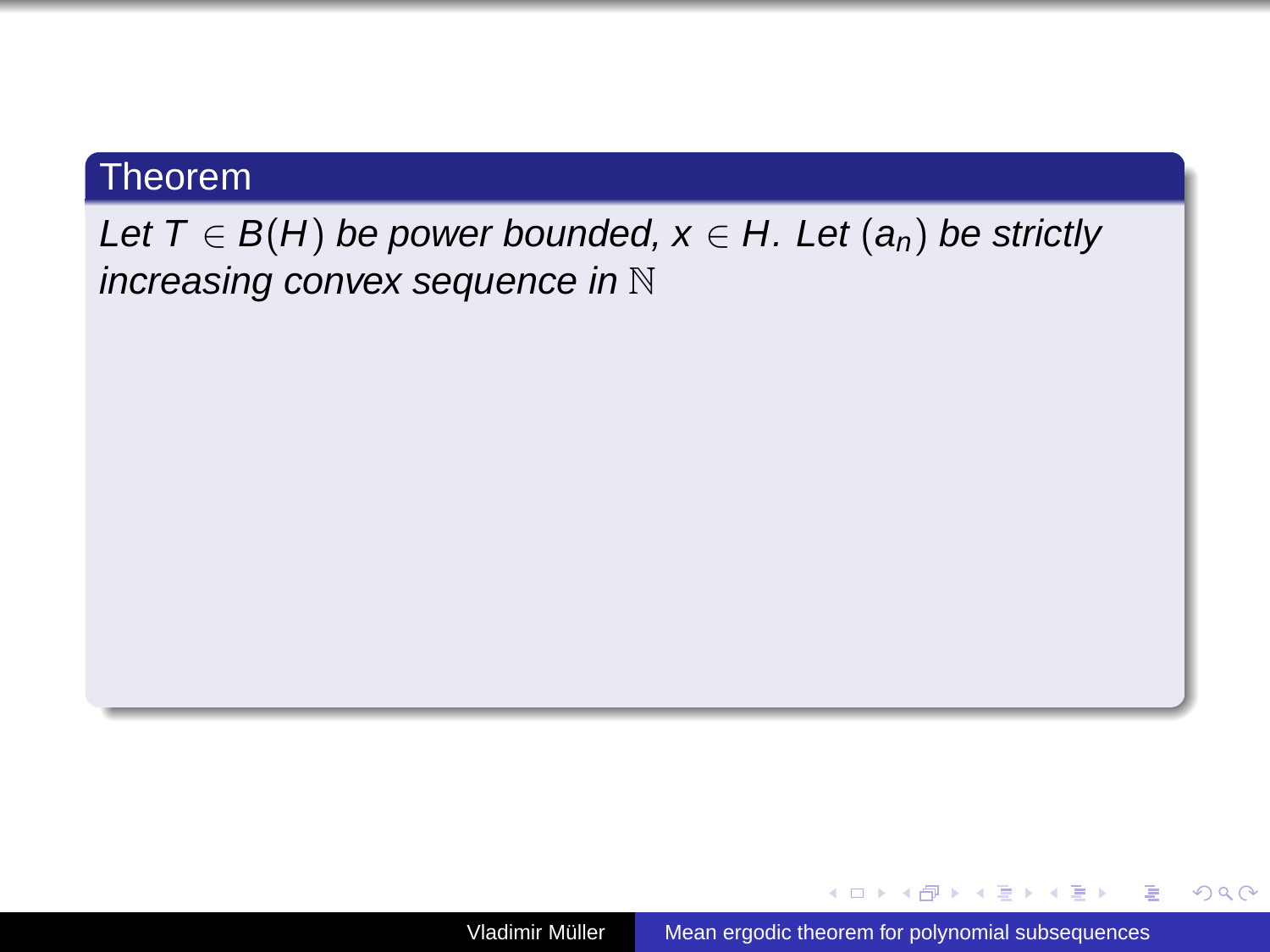**Theorem**

*Let $T \in B(H)$ be power bounded, $x \in H$. Let $(a_n)$ be strictly increasing convex sequence in $\mathbb{N}$*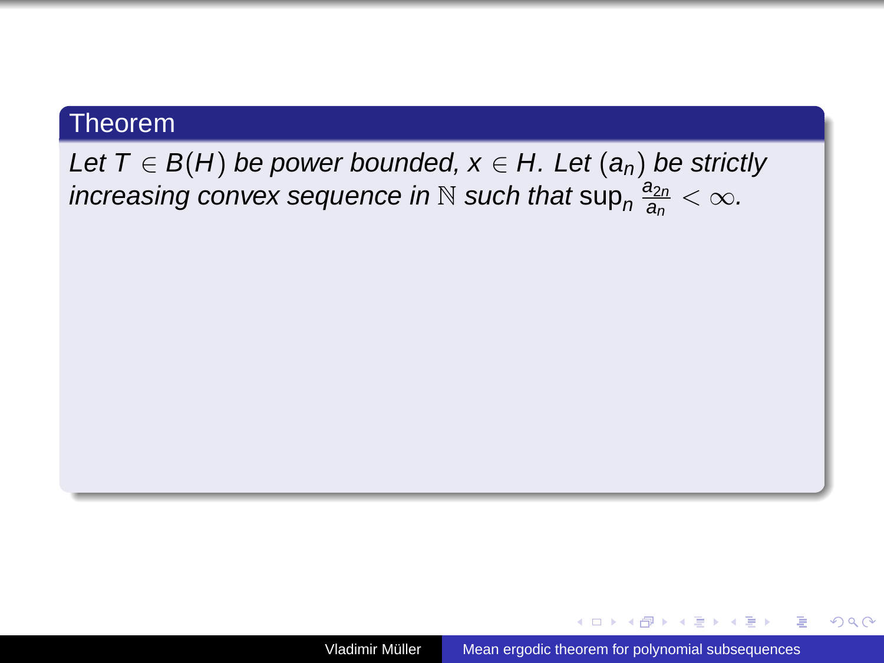**Theorem**

*Let $T \in B(H)$ be power bounded, $x \in H$. Let $(a_n)$ be strictly increasing convex sequence in $\mathbb{N}$ such that $\sup_n \frac{a_{2n}}{a_n} < \infty$.*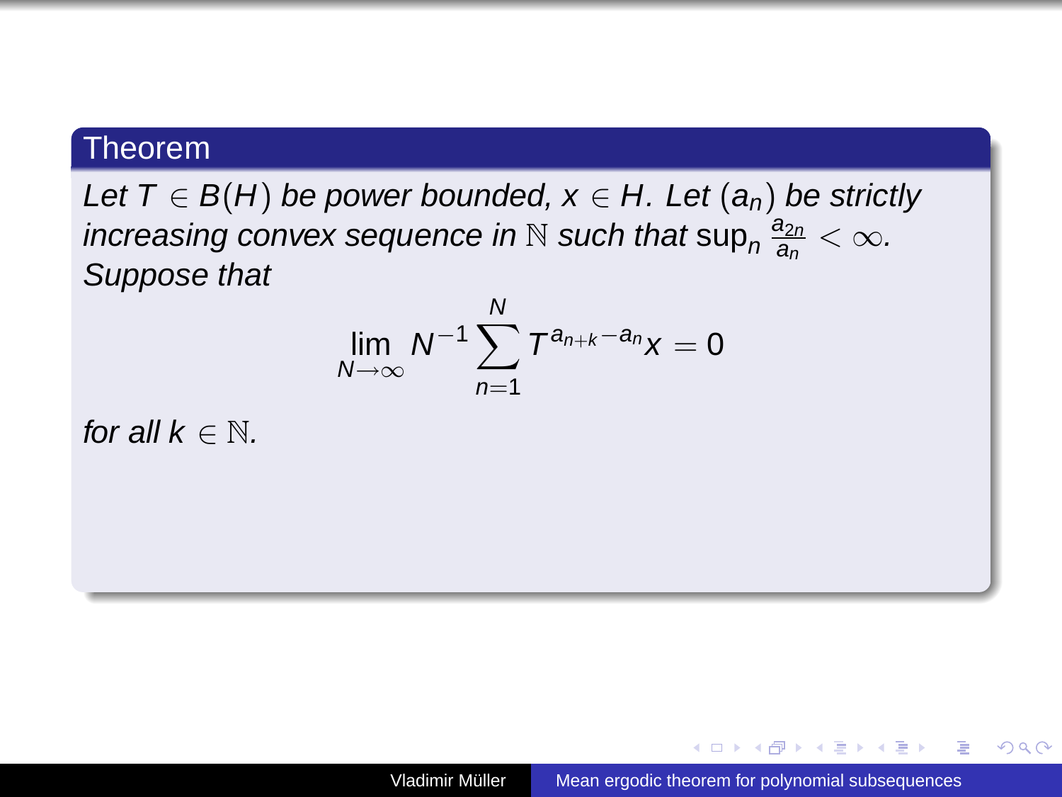**Theorem**

*Let $T \in B(H)$ be power bounded, $x \in H$. Let $(a_n)$ be strictly increasing convex sequence in $\mathbb{N}$ such that $\sup_n \frac{a_{2n}}{a_n} < \infty$. Suppose that*

$$\lim_{N\to\infty} N^{-1} \sum_{n=1}^{N} T^{a_{n+k}-a_n} x = 0$$

*for all $k \in \mathbb{N}$.*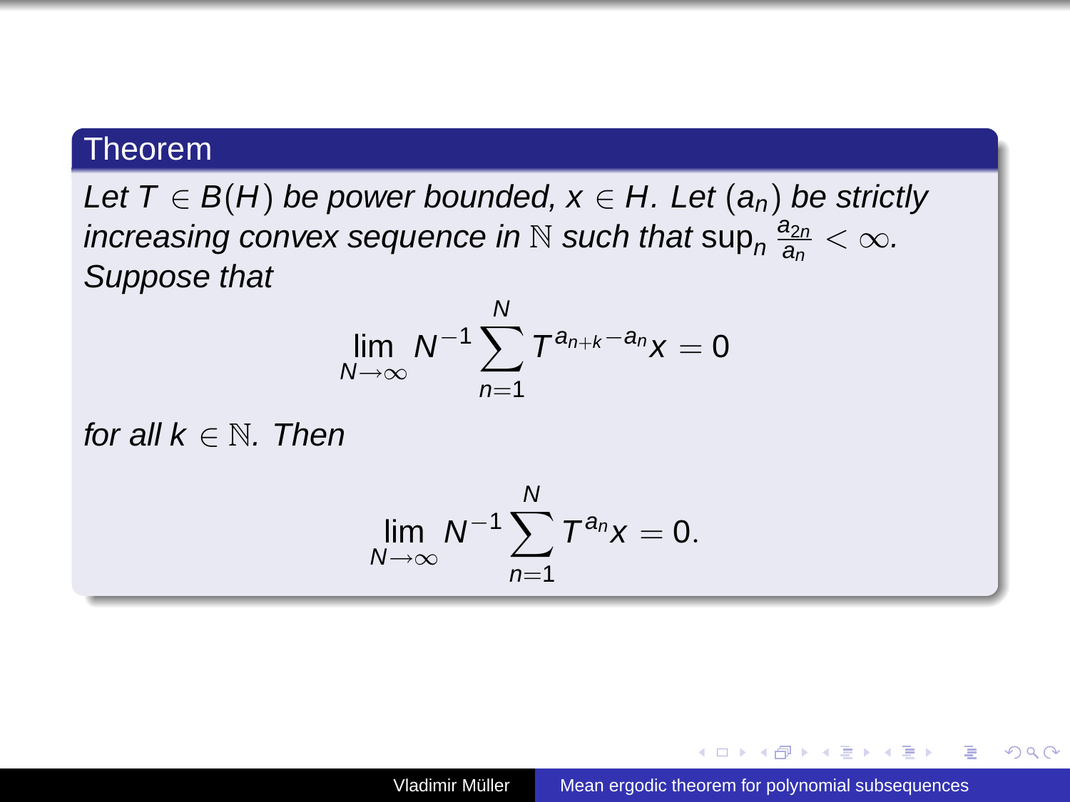**Theorem**

*Let $T \in B(H)$ be power bounded, $x \in H$. Let $(a_n)$ be strictly increasing convex sequence in $\mathbb{N}$ such that $\sup_n \frac{a_{2n}}{a_n} < \infty$. Suppose that*

$$\lim_{N\to\infty} N^{-1} \sum_{n=1}^{N} T^{a_{n+k}-a_n} x = 0$$

*for all $k \in \mathbb{N}$. Then*

$$\lim_{N\to\infty} N^{-1} \sum_{n=1}^{N} T^{a_n} x = 0.$$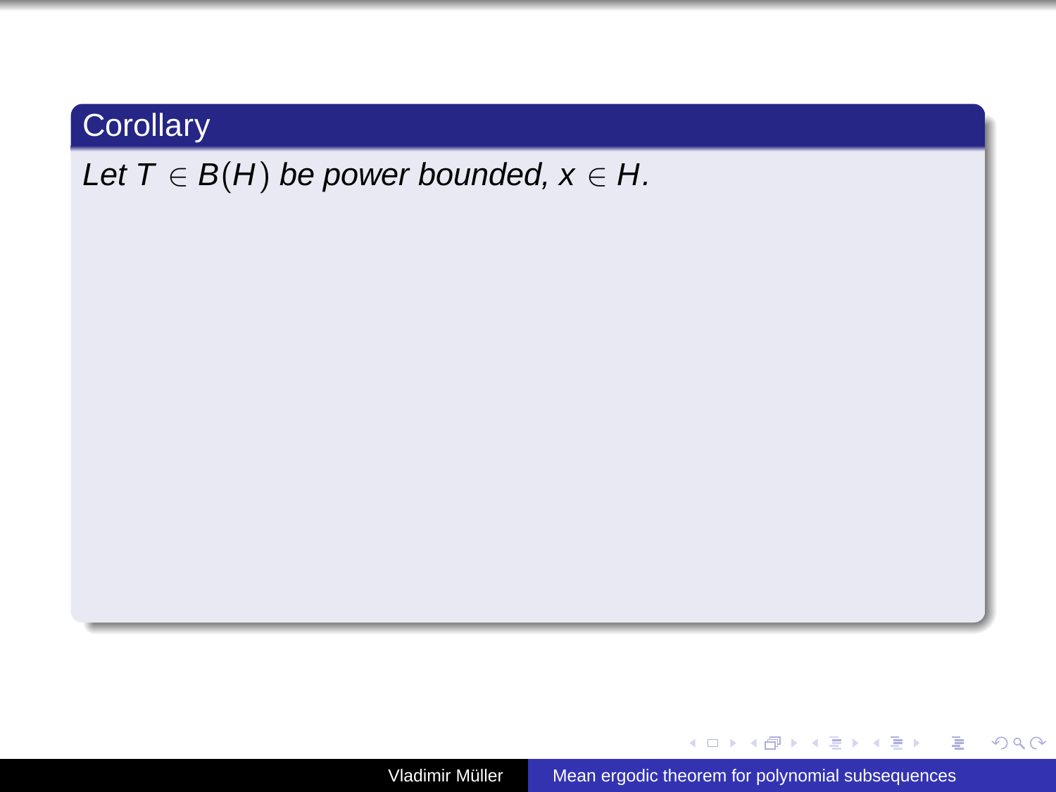**Corollary**

*Let $T \in B(H)$ be power bounded, $x \in H$.*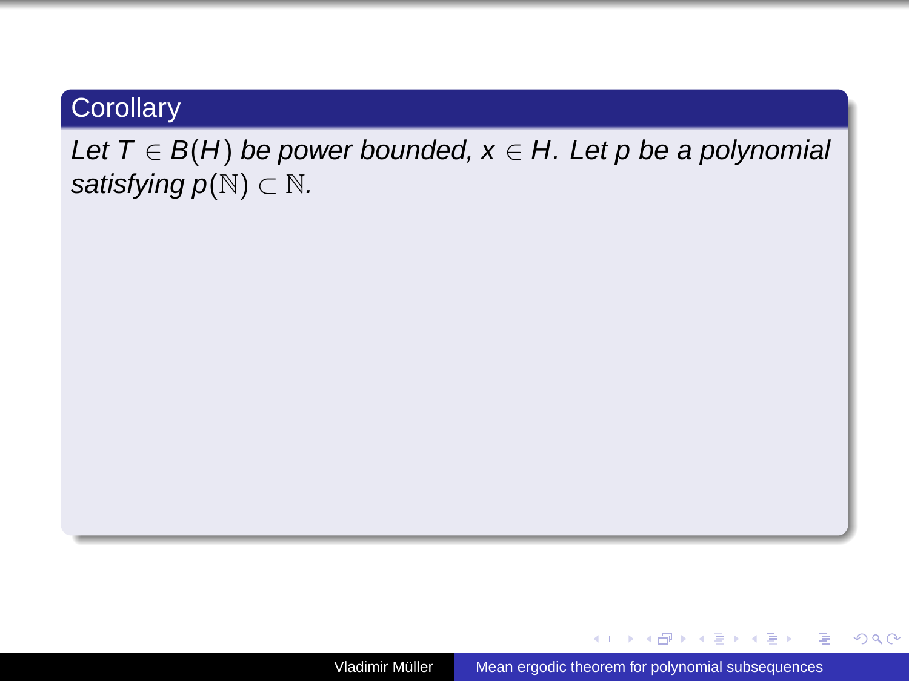**Corollary**

*Let $T \in B(H)$ be power bounded, $x \in H$. Let $p$ be a polynomial satisfying $p(\mathbb{N}) \subset \mathbb{N}$.*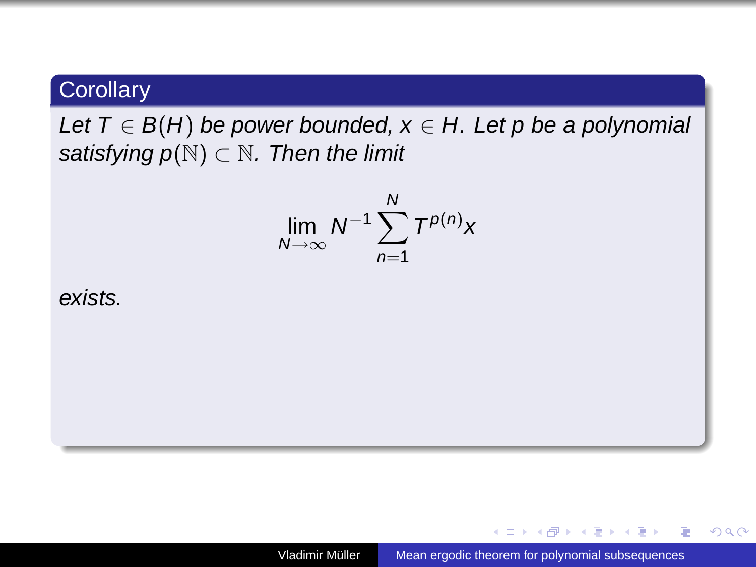**Corollary**

*Let $T \in B(H)$ be power bounded, $x \in H$. Let $p$ be a polynomial satisfying $p(\mathbb{N}) \subset \mathbb{N}$. Then the limit*

$$\lim_{N\to\infty} N^{-1} \sum_{n=1}^{N} T^{p(n)} x$$

*exists.*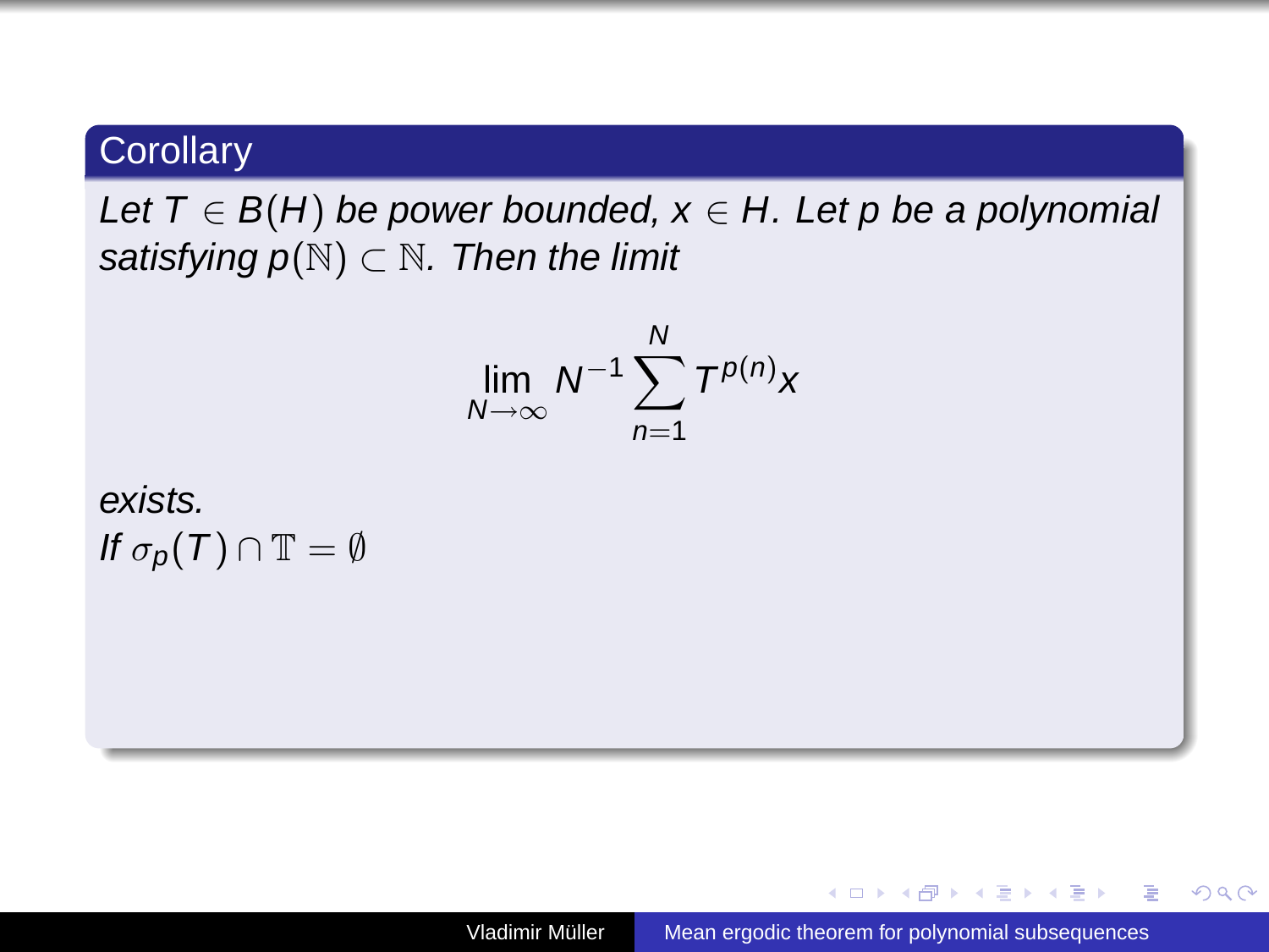## Corollary

*Let* $T \in B(H)$ *be power bounded,* $x \in H$*. Let* $p$ *be a polynomial satisfying* $p(\mathbb{N}) \subset \mathbb{N}$*. Then the limit*

$$\lim_{N\to\infty} N^{-1} \sum_{n=1}^{N} T^{p(n)} x$$

*exists.*

*If* $\sigma_p(T) \cap \mathbb{T} = \emptyset$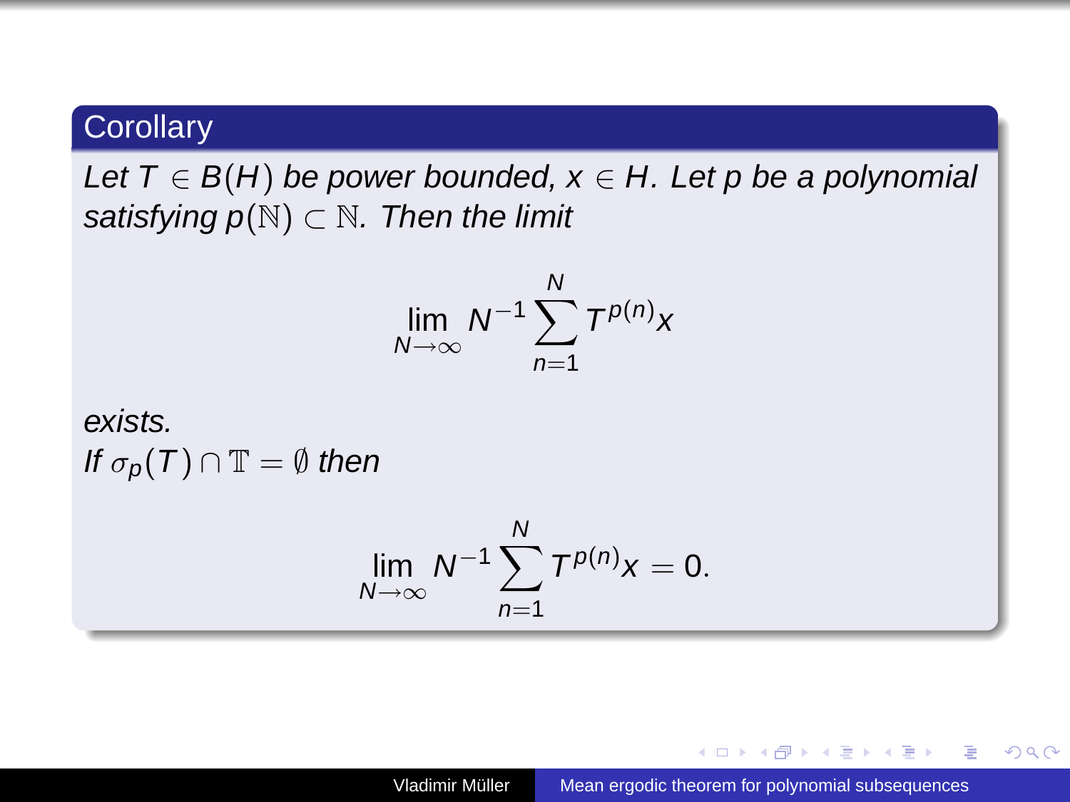**Corollary**

*Let $T \in B(H)$ be power bounded, $x \in H$. Let $p$ be a polynomial satisfying $p(\mathbb{N}) \subset \mathbb{N}$. Then the limit*

$$\lim_{N\to\infty} N^{-1} \sum_{n=1}^{N} T^{p(n)} x$$

*exists.*
*If $\sigma_p(T) \cap \mathbb{T} = \emptyset$ then*

$$\lim_{N\to\infty} N^{-1} \sum_{n=1}^{N} T^{p(n)} x = 0.$$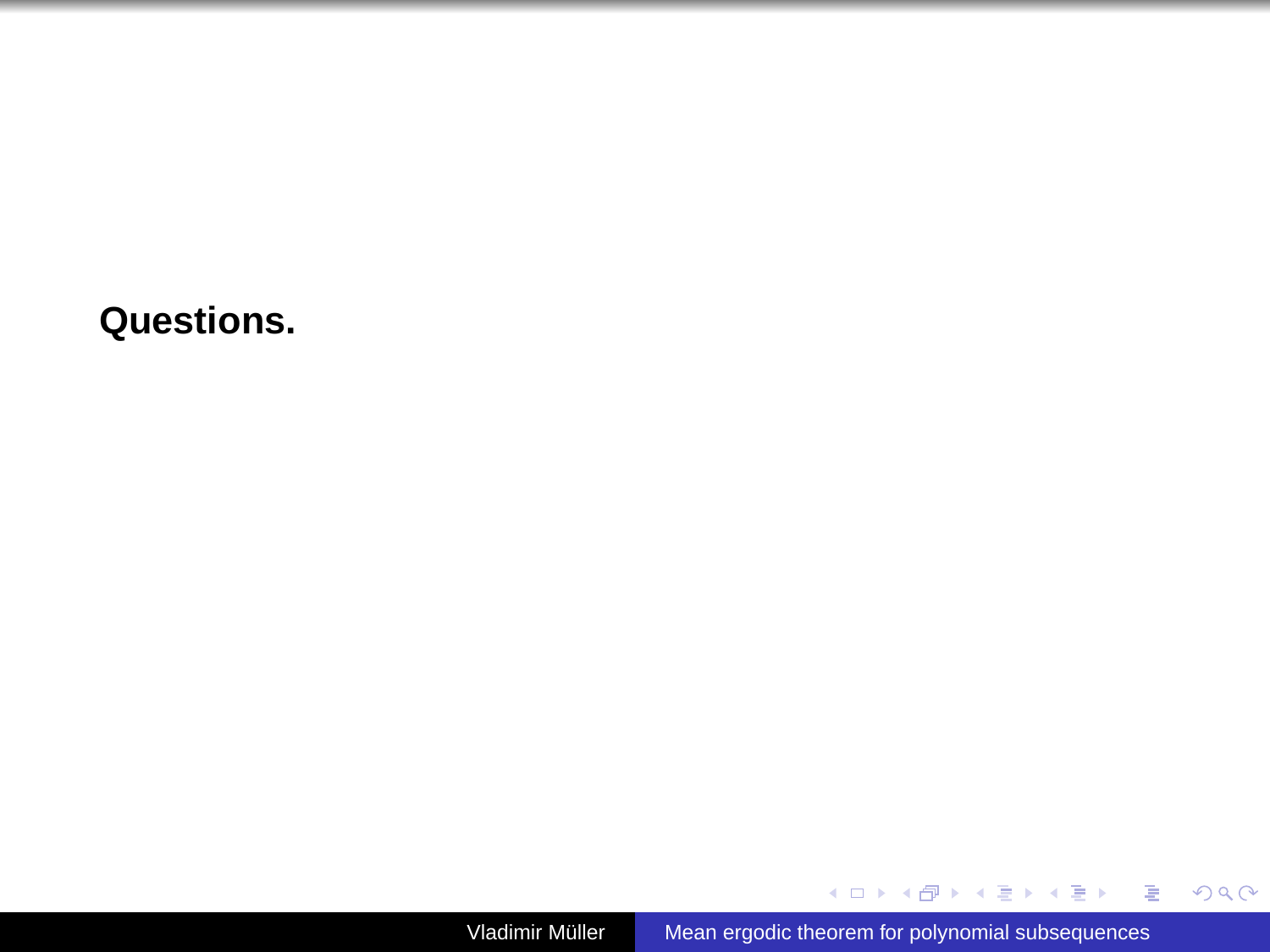**Questions.**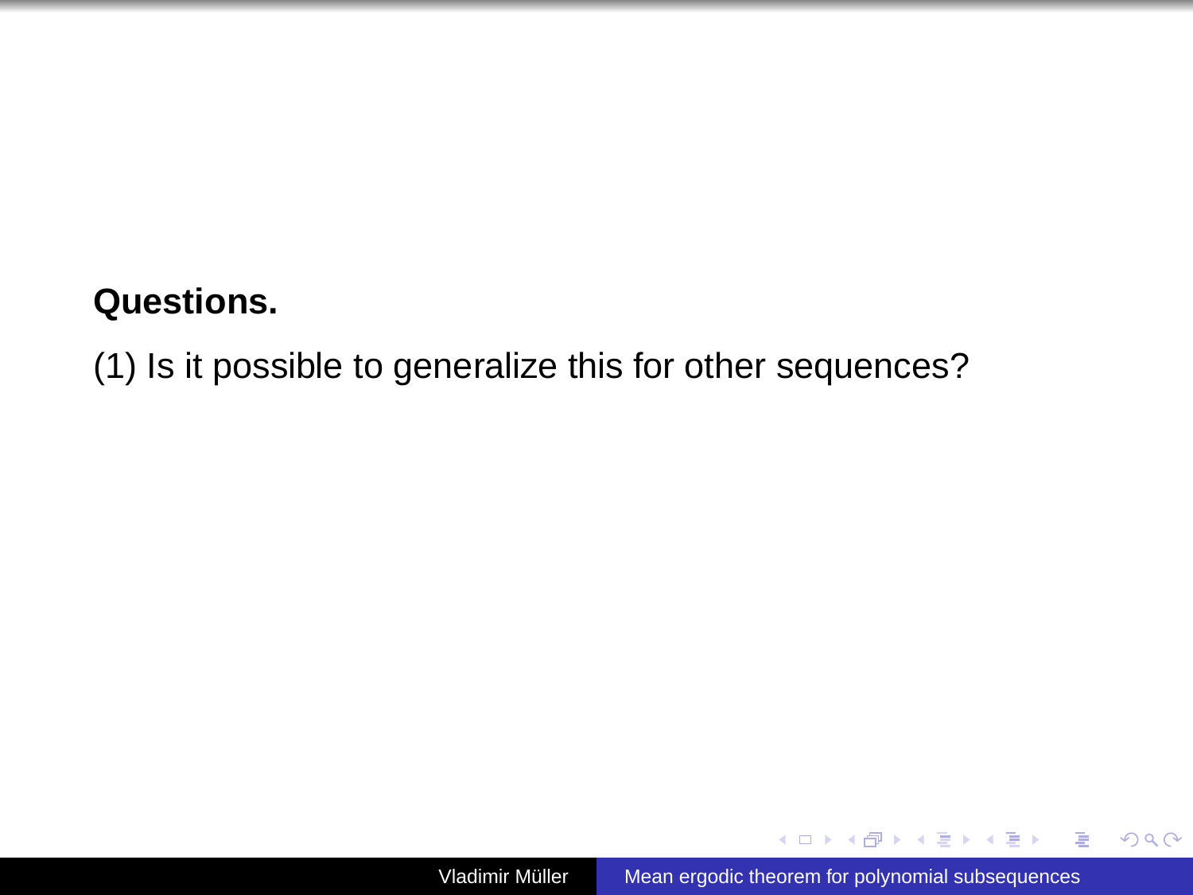**Questions.**

(1) Is it possible to generalize this for other sequences?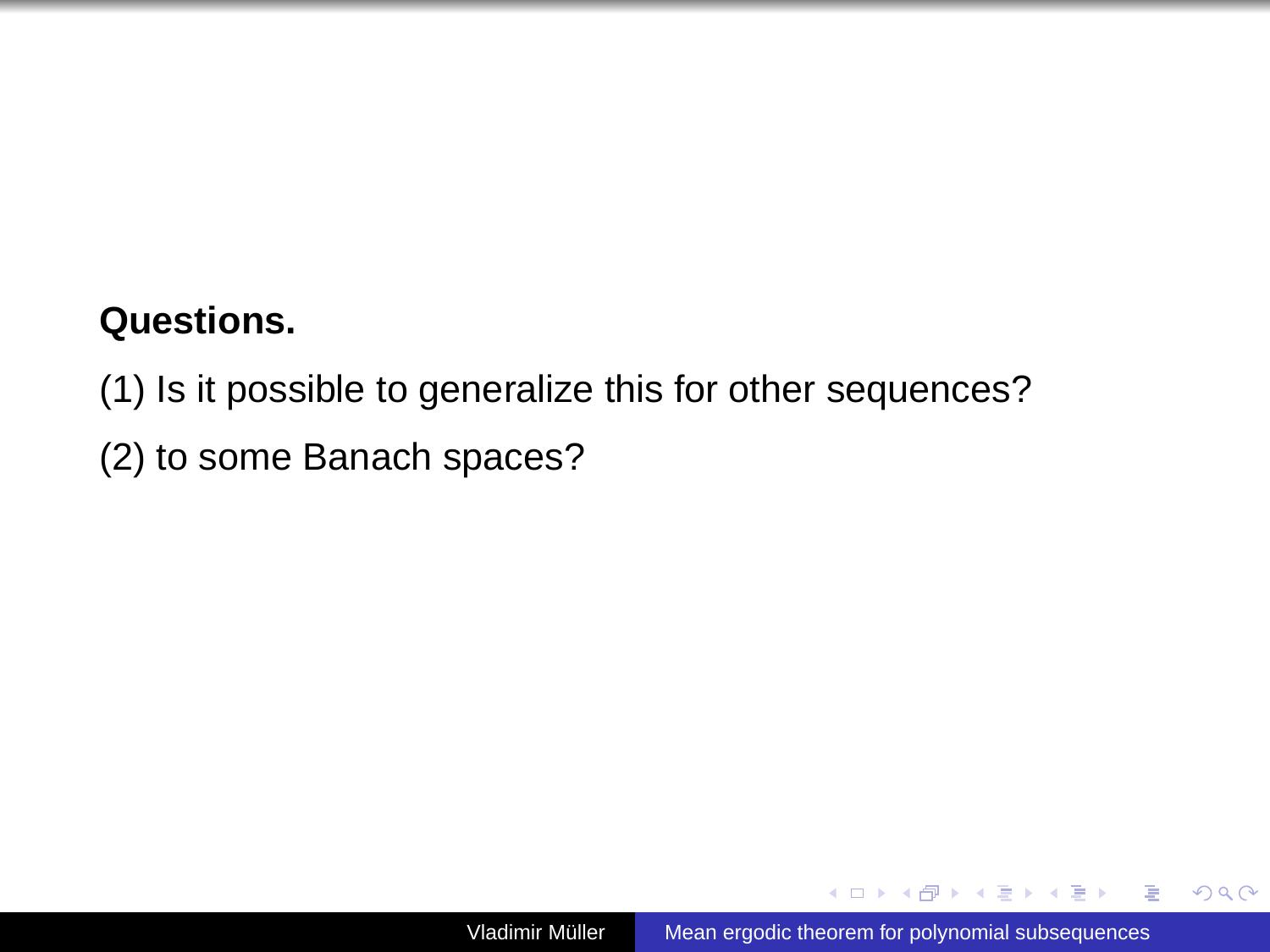**Questions.**

(1) Is it possible to generalize this for other sequences?

(2) to some Banach spaces?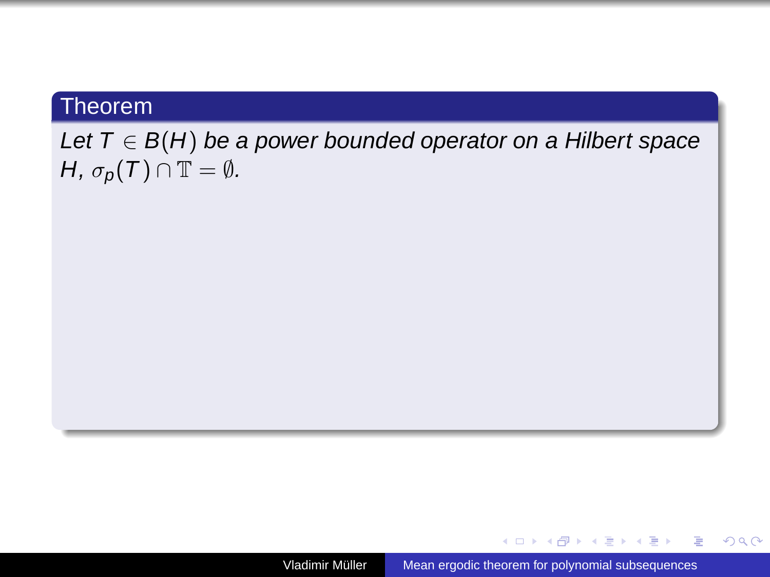**Theorem**

*Let $T \in B(H)$ be a power bounded operator on a Hilbert space $H$, $\sigma_p(T) \cap \mathbb{T} = \emptyset$.*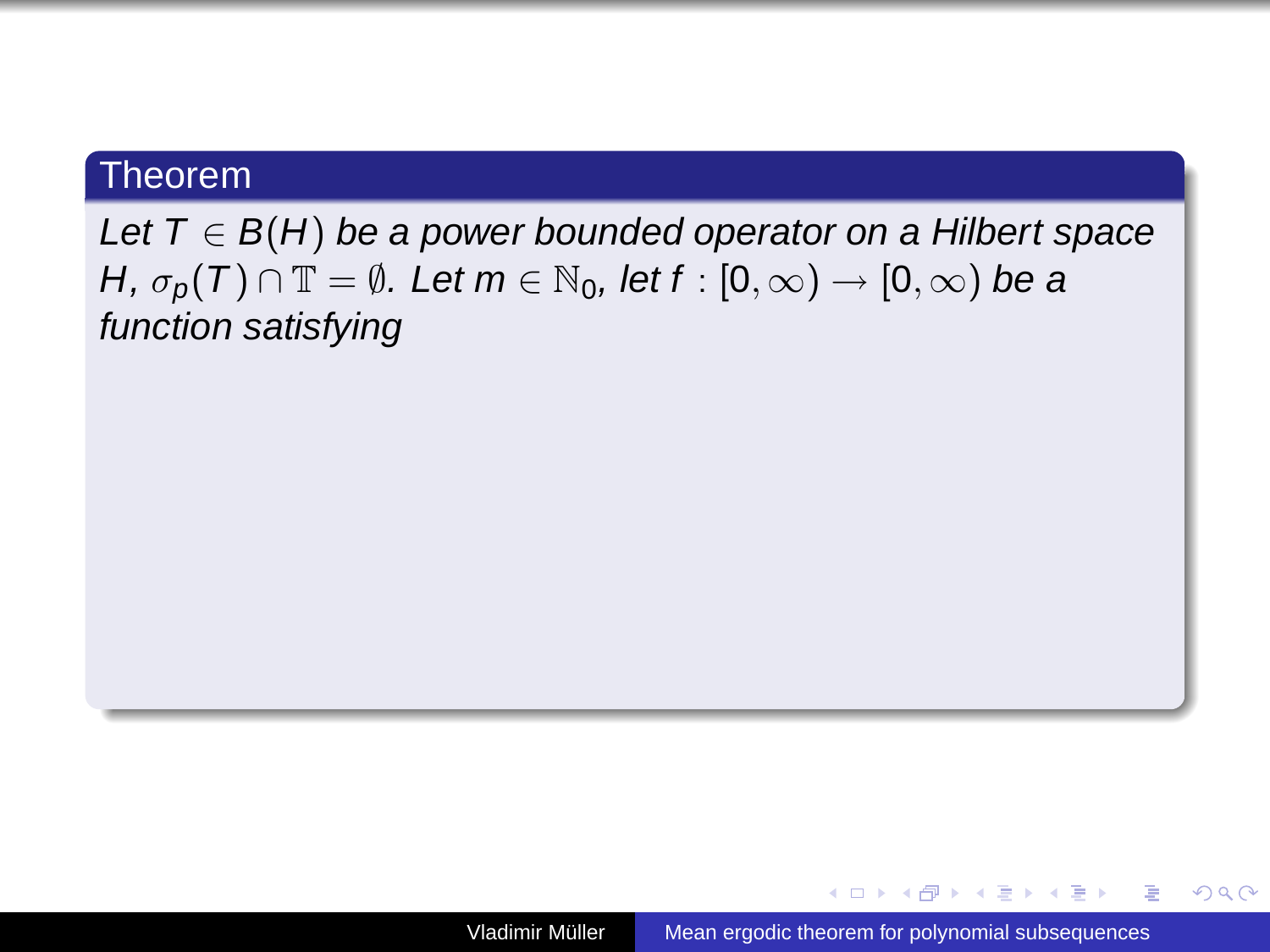**Theorem**

*Let $T \in B(H)$ be a power bounded operator on a Hilbert space $H$, $\sigma_p(T) \cap \mathbb{T} = \emptyset$. Let $m \in \mathbb{N}_0$, let $f : [0, \infty) \to [0, \infty)$ be a function satisfying*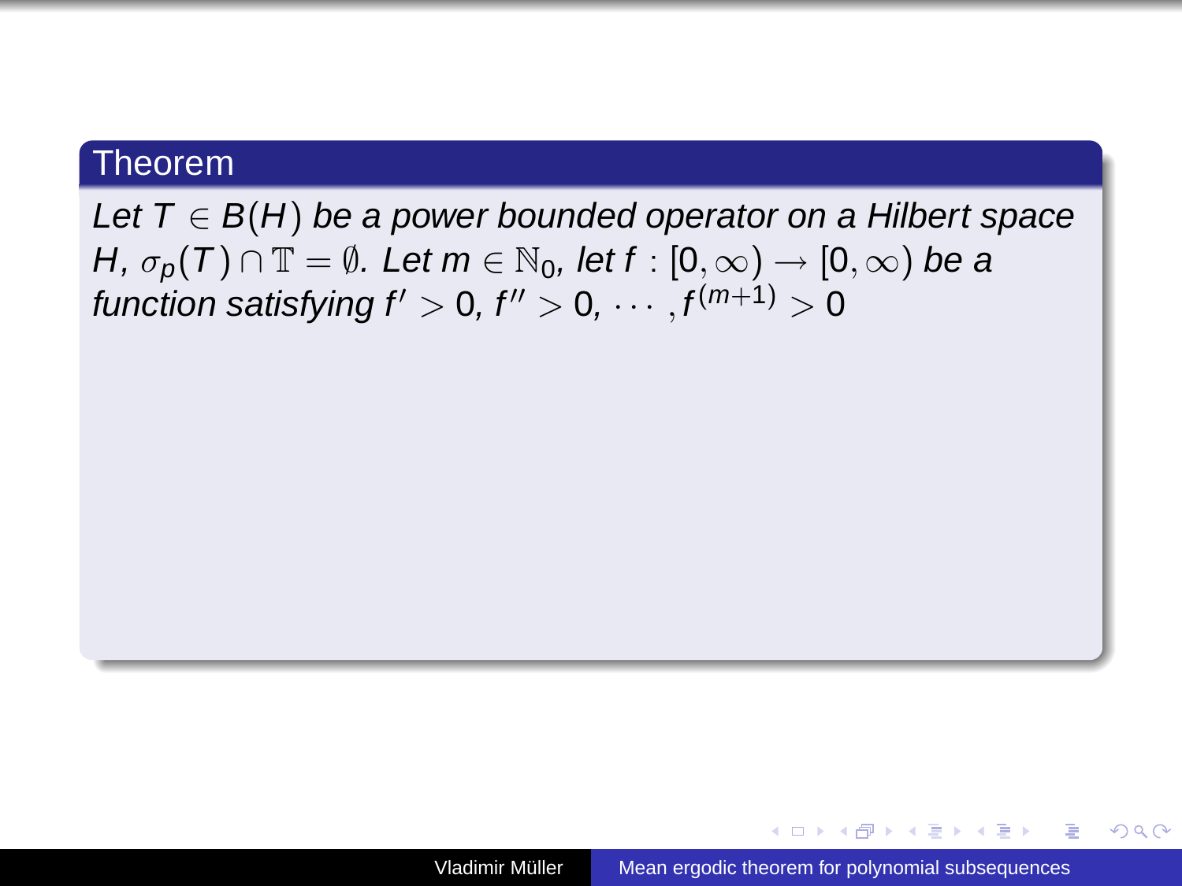**Theorem**

*Let $T \in B(H)$ be a power bounded operator on a Hilbert space $H$, $\sigma_p(T) \cap \mathbb{T} = \emptyset$. Let $m \in \mathbb{N}_0$, let $f : [0, \infty) \to [0, \infty)$ be a function satisfying $f' > 0$, $f'' > 0$, $\cdots, f^{(m+1)} > 0$*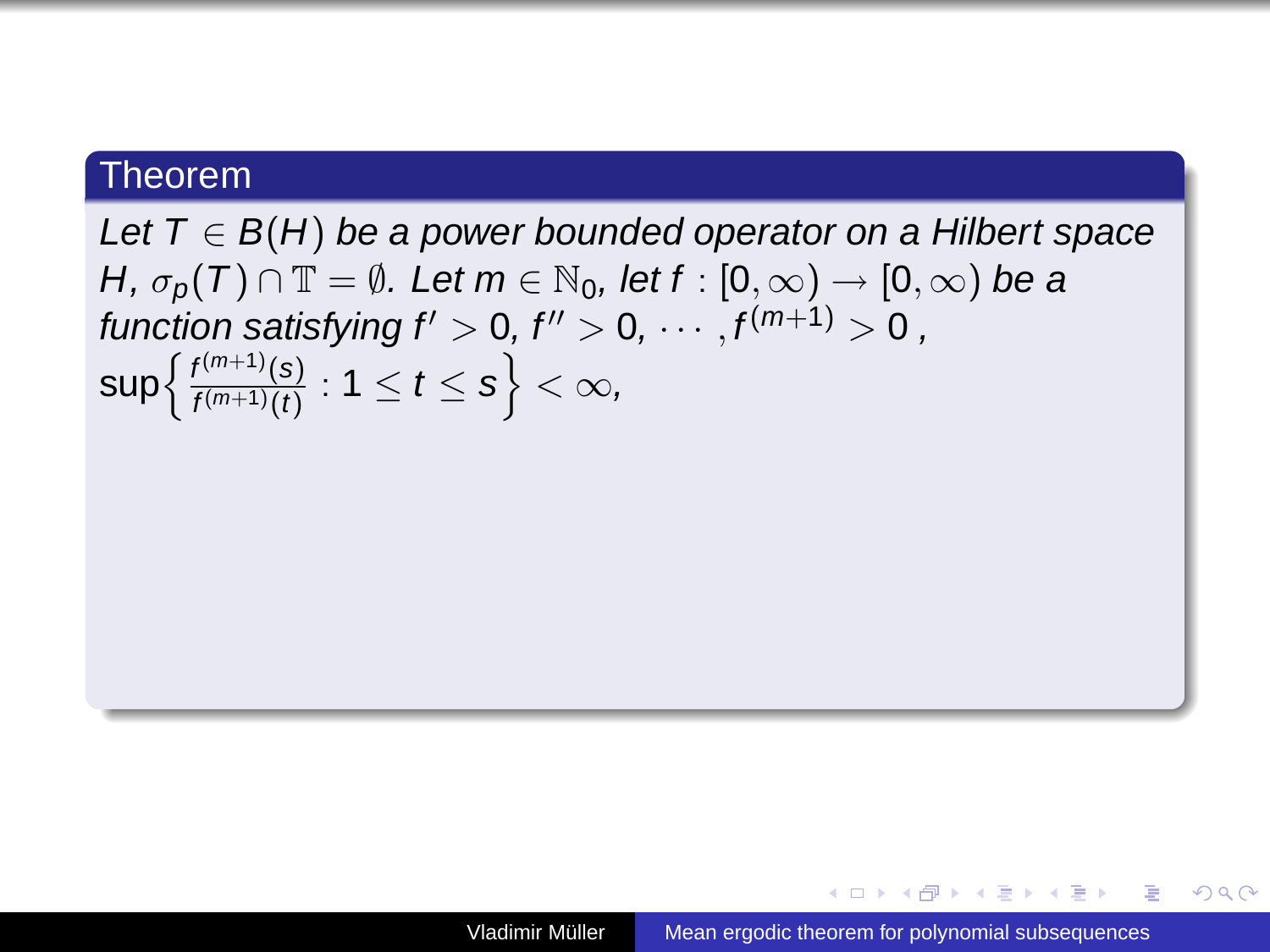**Theorem**

*Let $T \in B(H)$ be a power bounded operator on a Hilbert space $H$, $\sigma_p(T) \cap \mathbb{T} = \emptyset$. Let $m \in \mathbb{N}_0$, let $f : [0, \infty) \to [0, \infty)$ be a function satisfying $f' > 0$, $f'' > 0$, $\cdots, f^{(m+1)} > 0$ ,*

$\sup\left\{ \frac{f^{(m+1)}(s)}{f^{(m+1)}(t)} : 1 \leq t \leq s \right\} < \infty,$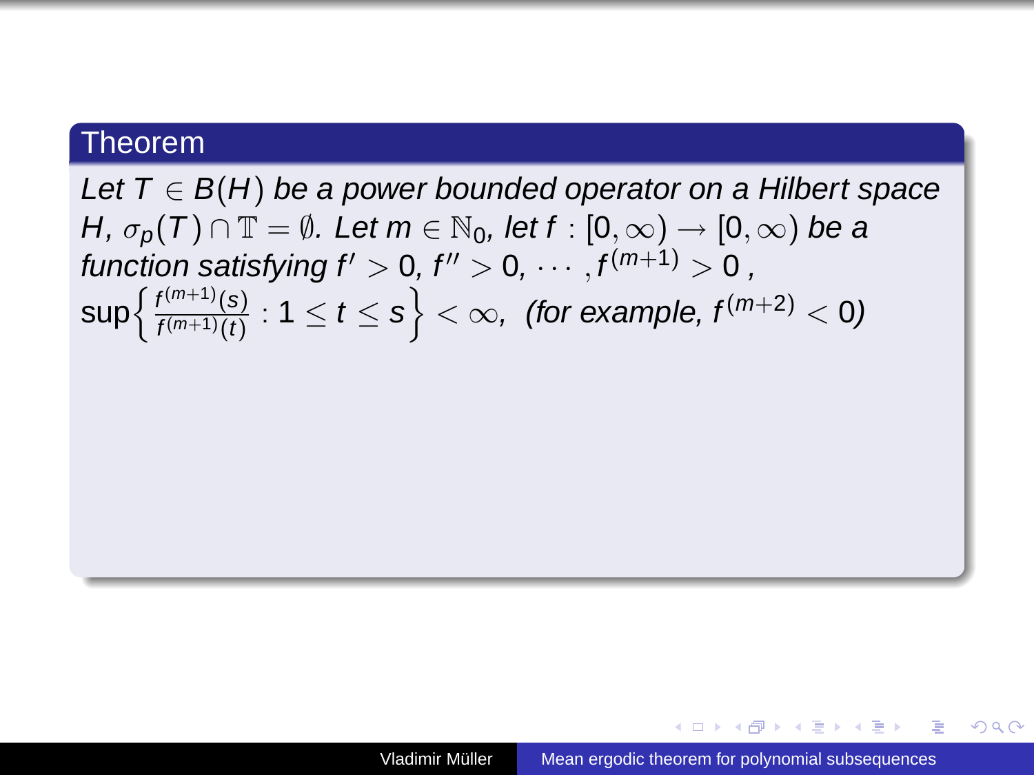## Theorem

*Let $T \in B(H)$ be a power bounded operator on a Hilbert space $H$, $\sigma_p(T) \cap \mathbb{T} = \emptyset$. Let $m \in \mathbb{N}_0$, let $f : [0, \infty) \to [0, \infty)$ be a function satisfying $f' > 0$, $f'' > 0$, $\cdots, f^{(m+1)} > 0$ ,*

$\sup\left\{ \frac{f^{(m+1)}(s)}{f^{(m+1)}(t)} : 1 \leq t \leq s \right\} < \infty$, *(for example, $f^{(m+2)} < 0$)*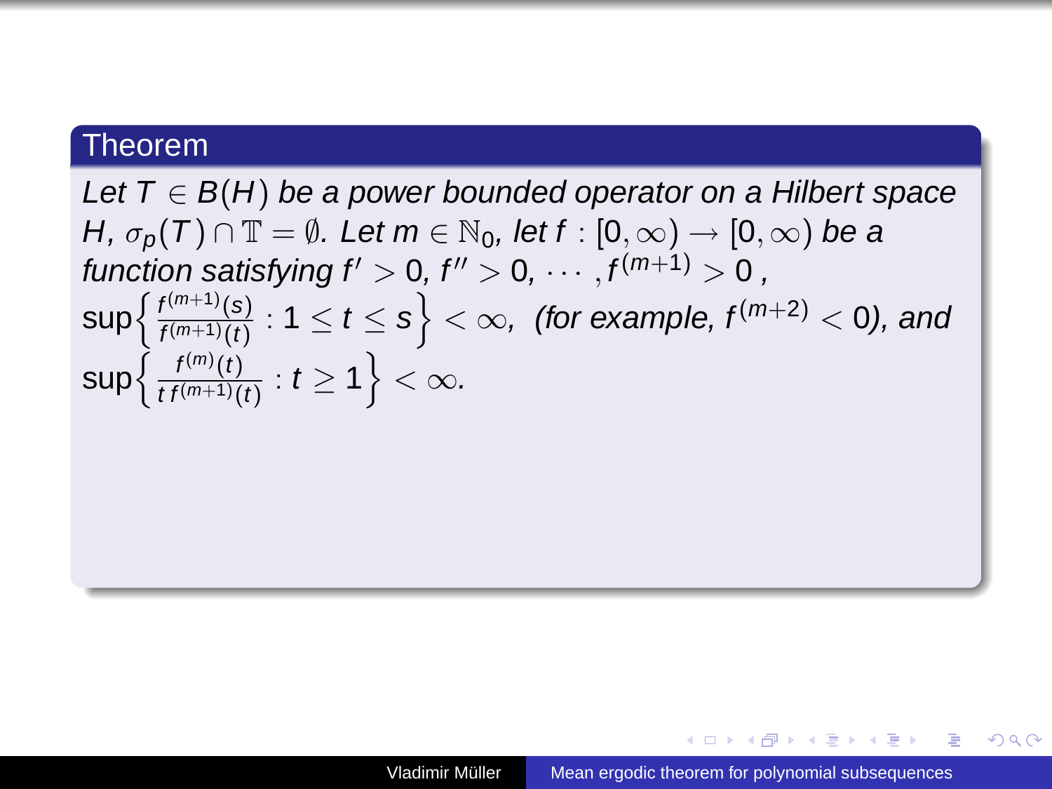**Theorem**

*Let $T \in B(H)$ be a power bounded operator on a Hilbert space $H$, $\sigma_p(T) \cap \mathbb{T} = \emptyset$. Let $m \in \mathbb{N}_0$, let $f : [0, \infty) \to [0, \infty)$ be a function satisfying $f' > 0$, $f'' > 0$, $\cdots, f^{(m+1)} > 0$,*

$\sup\left\{ \frac{f^{(m+1)}(s)}{f^{(m+1)}(t)} : 1 \leq t \leq s \right\} < \infty$, *(for example, $f^{(m+2)} < 0$), and*

$\sup\left\{ \frac{f^{(m)}(t)}{t\, f^{(m+1)}(t)} : t \geq 1 \right\} < \infty$.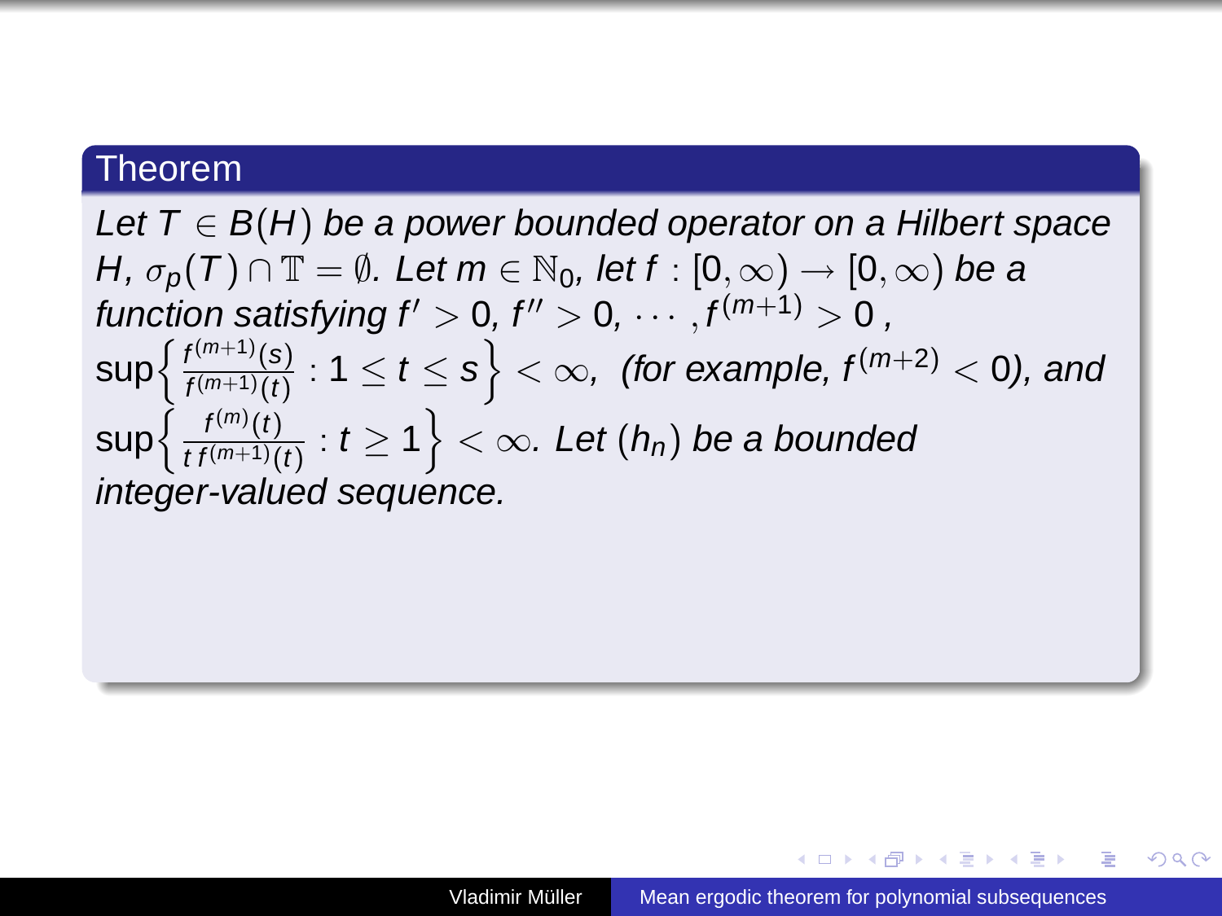**Theorem**

*Let $T \in B(H)$ be a power bounded operator on a Hilbert space $H$, $\sigma_p(T) \cap \mathbb{T} = \emptyset$. Let $m \in \mathbb{N}_0$, let $f : [0, \infty) \to [0, \infty)$ be a function satisfying $f' > 0$, $f'' > 0$, $\cdots, f^{(m+1)} > 0$ ,*
*$\sup\left\{ \frac{f^{(m+1)}(s)}{f^{(m+1)}(t)} : 1 \leq t \leq s \right\} < \infty$, (for example, $f^{(m+2)} < 0$), and $\sup\left\{ \frac{f^{(m)}(t)}{t\, f^{(m+1)}(t)} : t \geq 1 \right\} < \infty$. Let $(h_n)$ be a bounded integer-valued sequence.*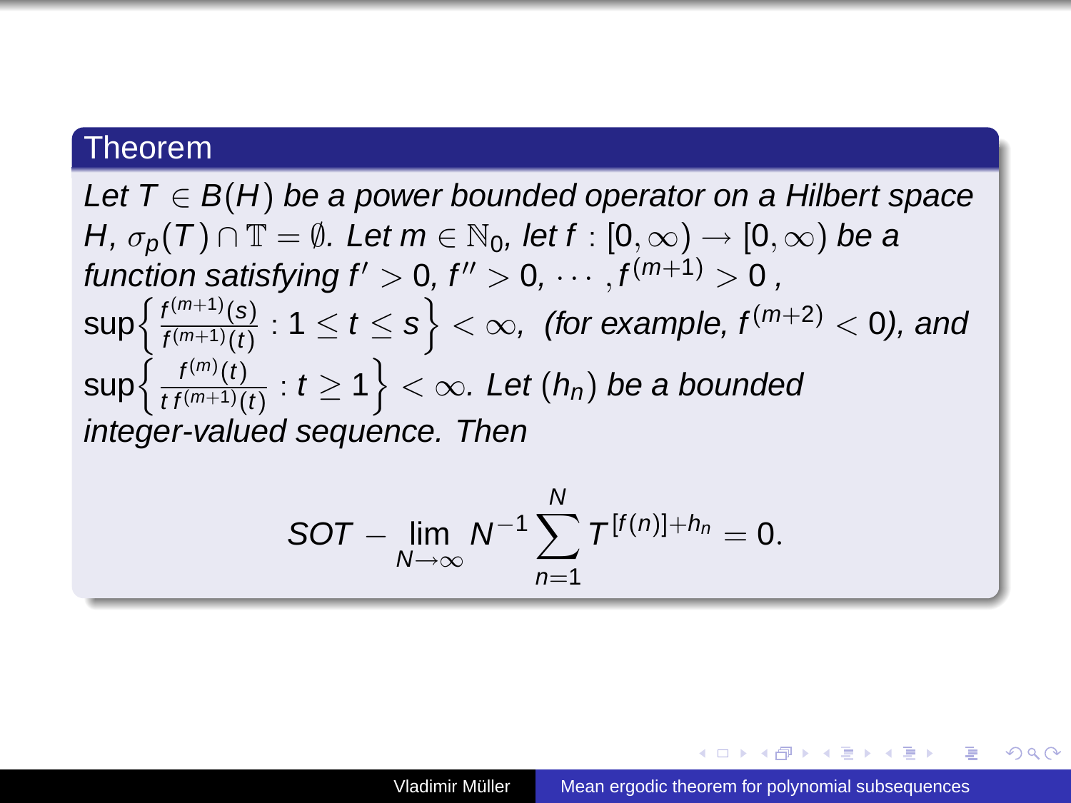**Theorem**

*Let $T \in B(H)$ be a power bounded operator on a Hilbert space $H$, $\sigma_p(T) \cap \mathbb{T} = \emptyset$. Let $m \in \mathbb{N}_0$, let $f : [0, \infty) \to [0, \infty)$ be a function satisfying $f' > 0$, $f'' > 0$, $\cdots, f^{(m+1)} > 0$ ,*
$\sup\left\{ \frac{f^{(m+1)}(s)}{f^{(m+1)}(t)} : 1 \leq t \leq s \right\} < \infty$, *(for example, $f^{(m+2)} < 0$), and*
$\sup\left\{ \frac{f^{(m)}(t)}{t\, f^{(m+1)}(t)} : t \geq 1 \right\} < \infty$. *Let $(h_n)$ be a bounded integer-valued sequence. Then*

$$SOT - \lim_{N \to \infty} N^{-1} \sum_{n=1}^{N} T^{[f(n)]+h_n} = 0.$$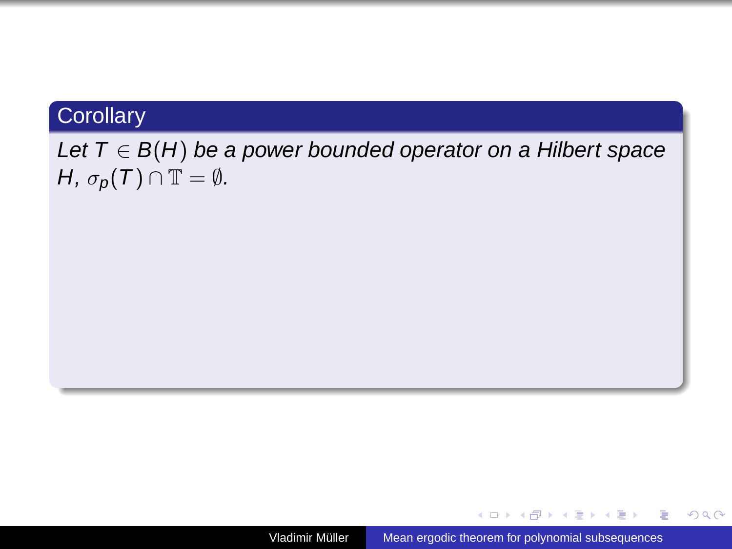## Corollary

*Let $T \in B(H)$ be a power bounded operator on a Hilbert space $H$, $\sigma_p(T) \cap \mathbb{T} = \emptyset$.*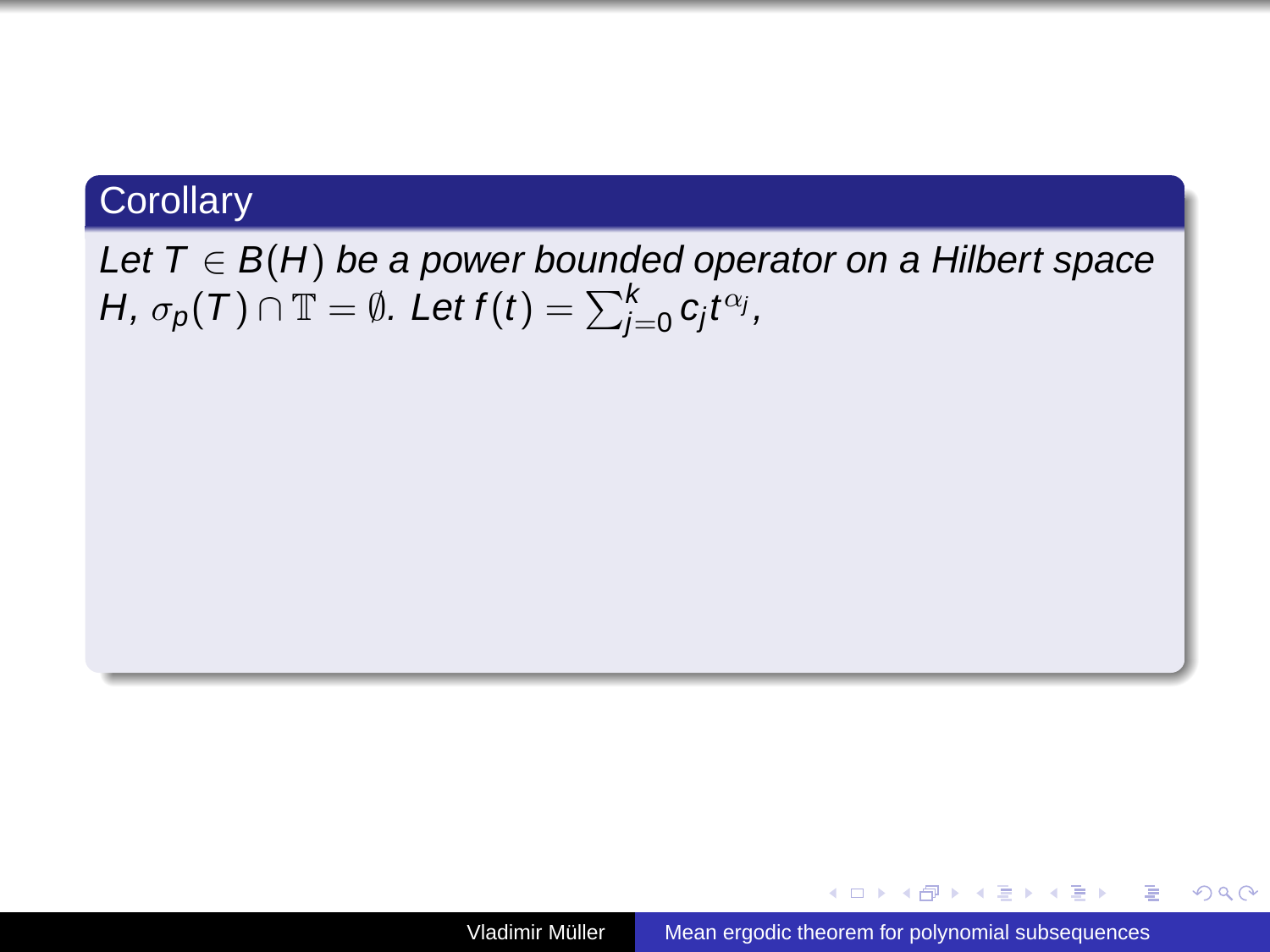**Corollary**

*Let $T \in B(H)$ be a power bounded operator on a Hilbert space $H$, $\sigma_p(T) \cap \mathbb{T} = \emptyset$. Let $f(t) = \sum_{j=0}^{k} c_j t^{\alpha_j}$,*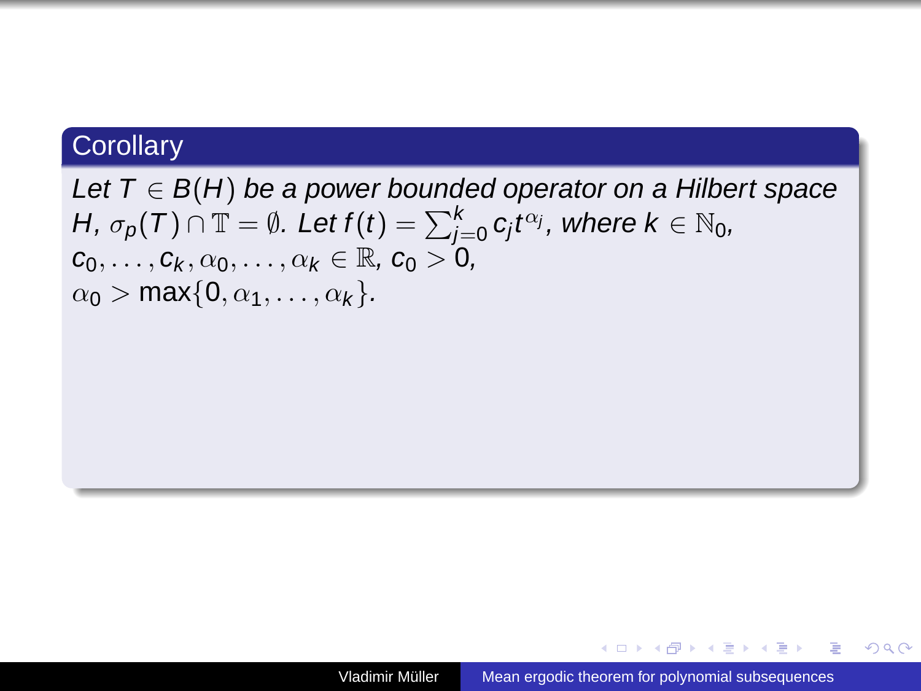**Corollary**

*Let $T \in B(H)$ be a power bounded operator on a Hilbert space $H$, $\sigma_p(T) \cap \mathbb{T} = \emptyset$. Let $f(t) = \sum_{j=0}^{k} c_j t^{\alpha_j}$, where $k \in \mathbb{N}_0$, $c_0, \dots, c_k, \alpha_0, \dots, \alpha_k \in \mathbb{R}$, $c_0 > 0$, $\alpha_0 > \max\{0, \alpha_1, \dots, \alpha_k\}$.*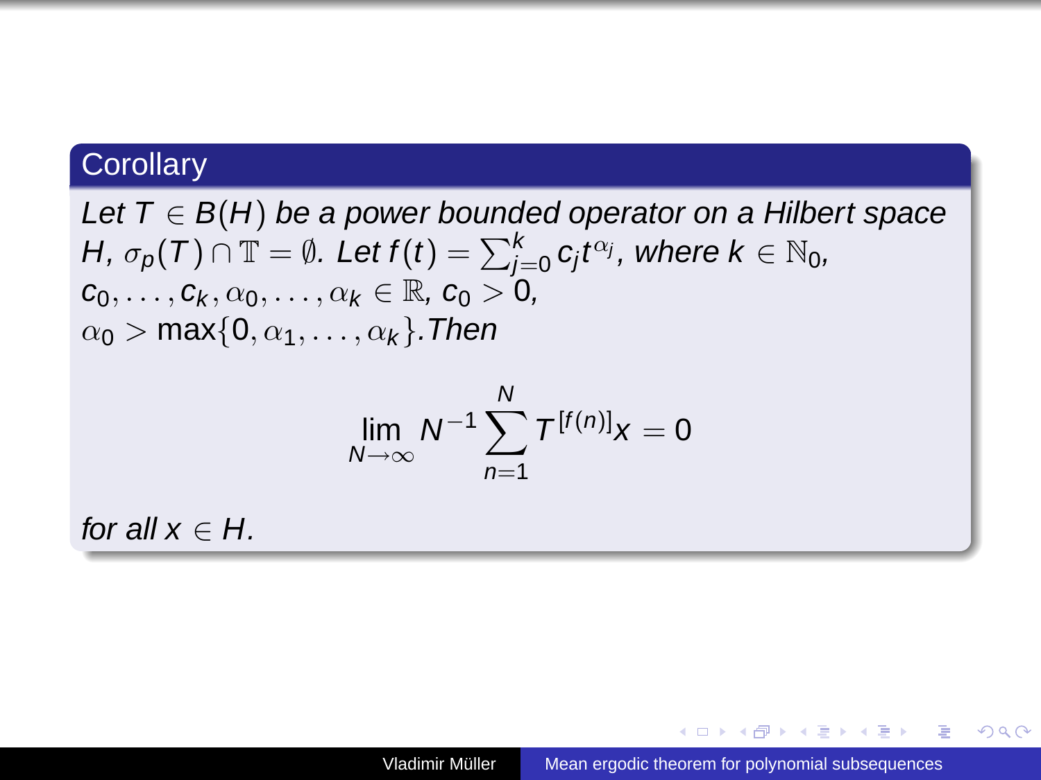## Corollary

*Let $T \in B(H)$ be a power bounded operator on a Hilbert space $H$, $\sigma_p(T) \cap \mathbb{T} = \emptyset$. Let $f(t) = \sum_{j=0}^{k} c_j t^{\alpha_j}$, where $k \in \mathbb{N}_0$, $c_0, \dots, c_k, \alpha_0, \dots, \alpha_k \in \mathbb{R}$, $c_0 > 0$, $\alpha_0 > \max\{0, \alpha_1, \dots, \alpha_k\}$. Then*

$$\lim_{N \to \infty} N^{-1} \sum_{n=1}^{N} T^{[f(n)]} x = 0$$

*for all $x \in H$.*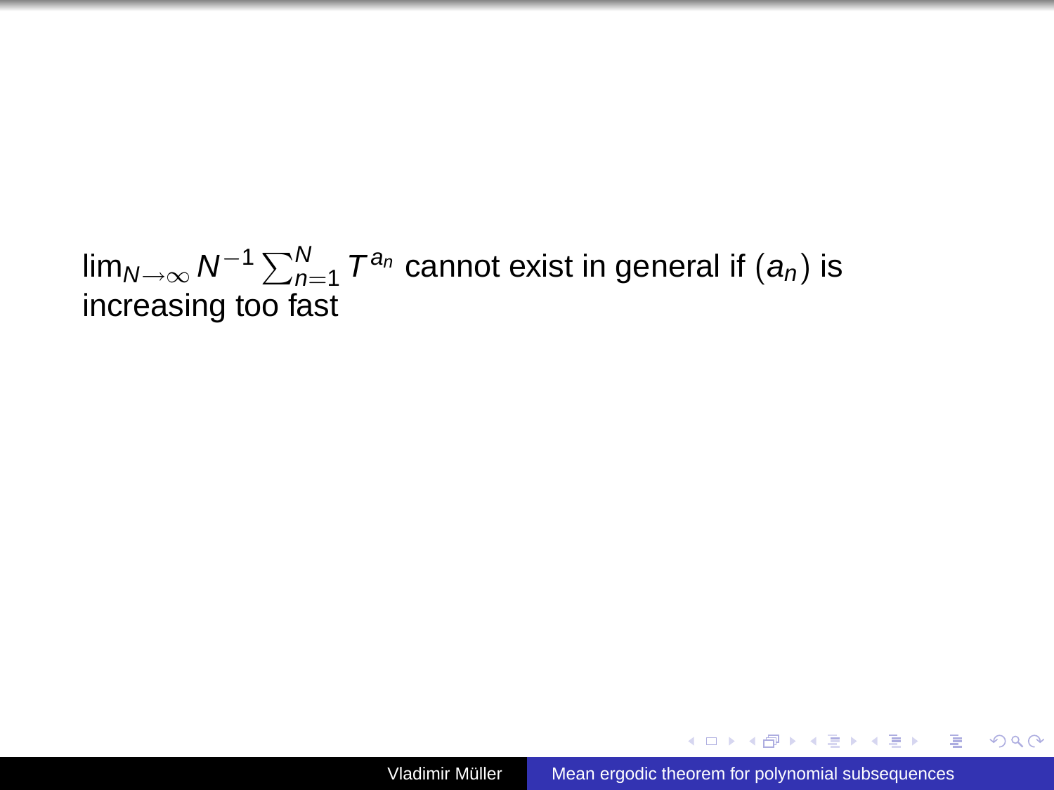$\lim_{N\to\infty} N^{-1}\sum_{n=1}^{N} T^{a_n}$ cannot exist in general if $(a_n)$ is increasing too fast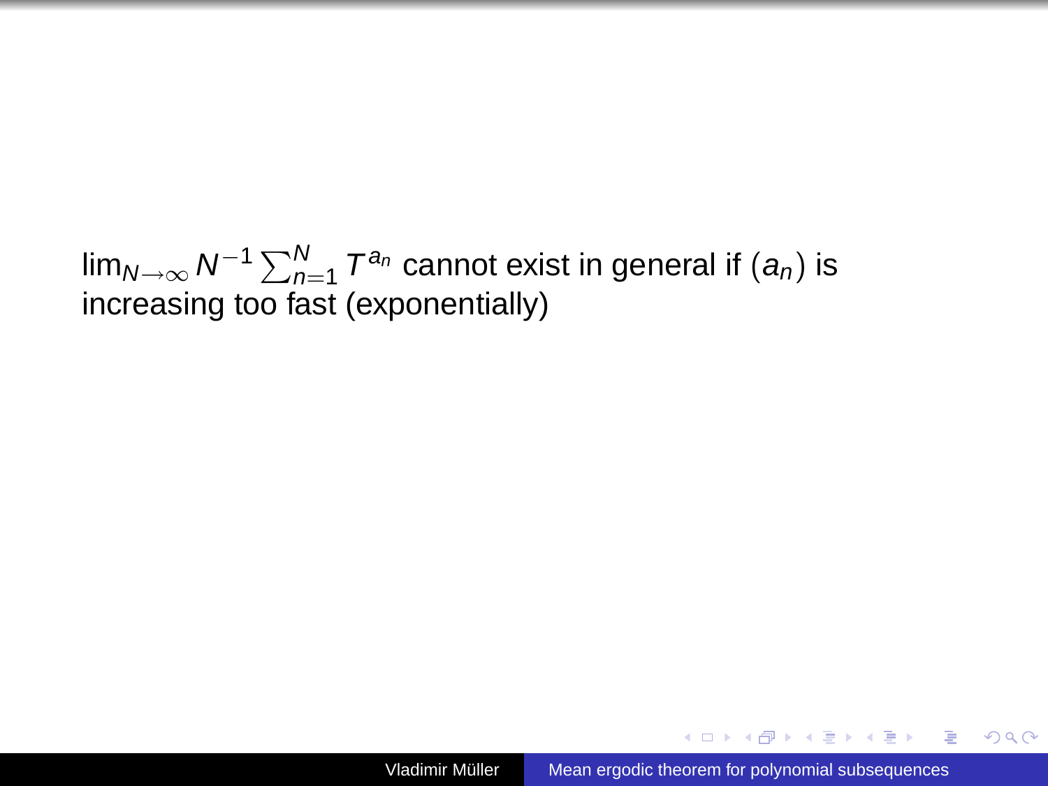$\lim_{N\to\infty} N^{-1}\sum_{n=1}^N T^{a_n}$ cannot exist in general if $(a_n)$ is increasing too fast (exponentially)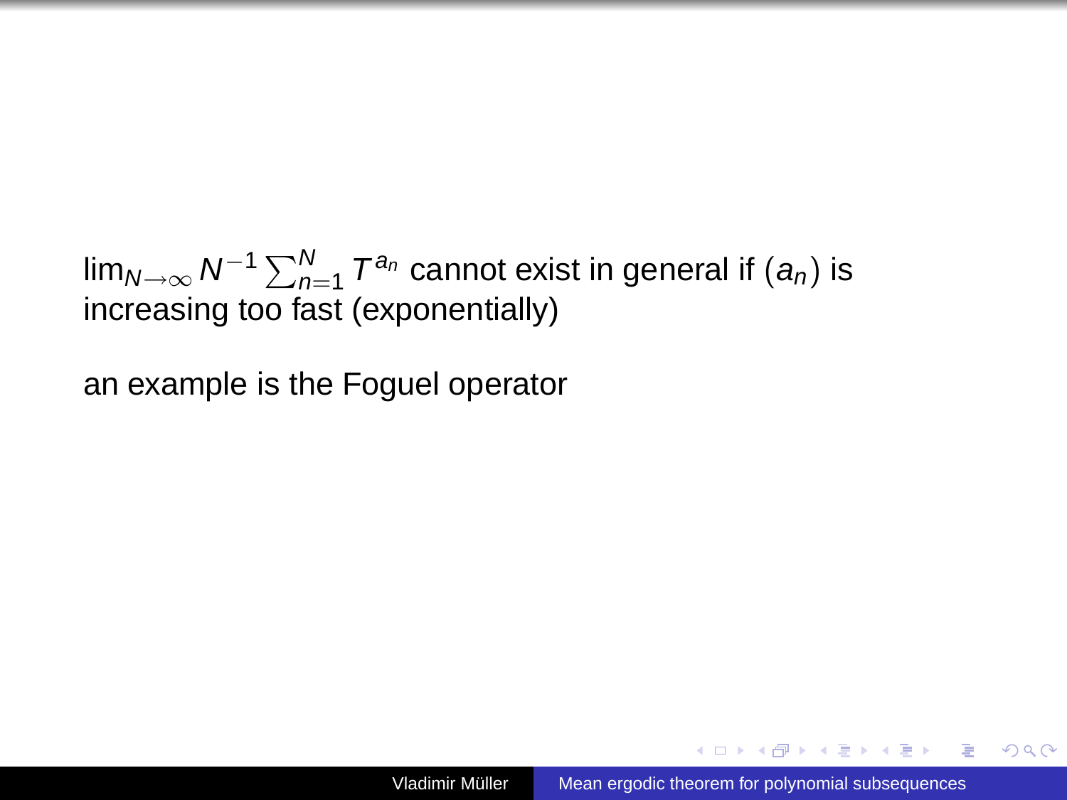$\lim_{N\to\infty} N^{-1}\sum_{n=1}^N T^{a_n}$ cannot exist in general if $(a_n)$ is increasing too fast (exponentially)

an example is the Foguel operator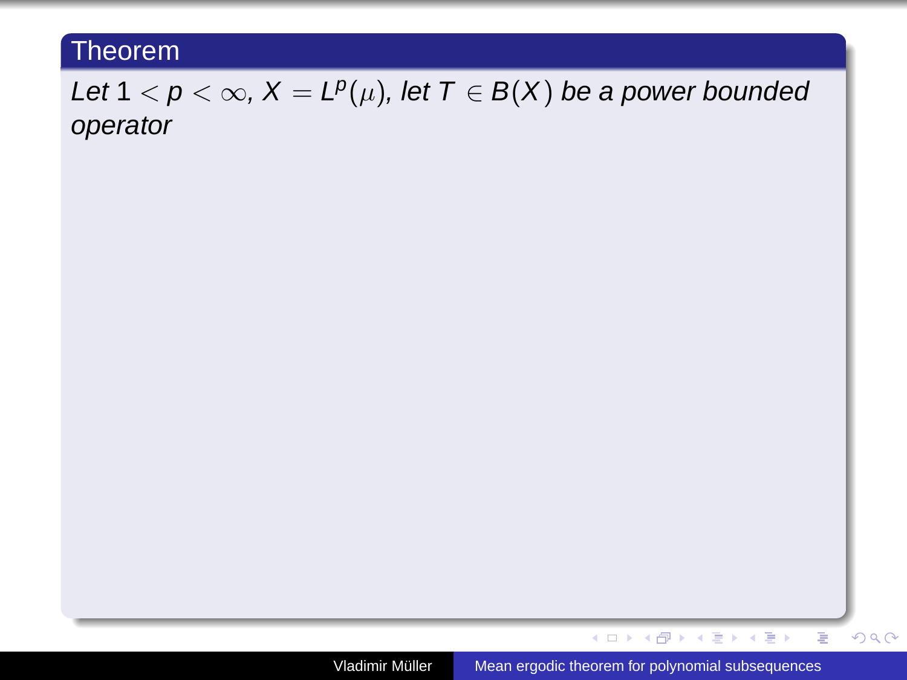**Theorem**

*Let $1 < p < \infty$, $X = L^p(\mu)$, let $T \in B(X)$ be a power bounded operator*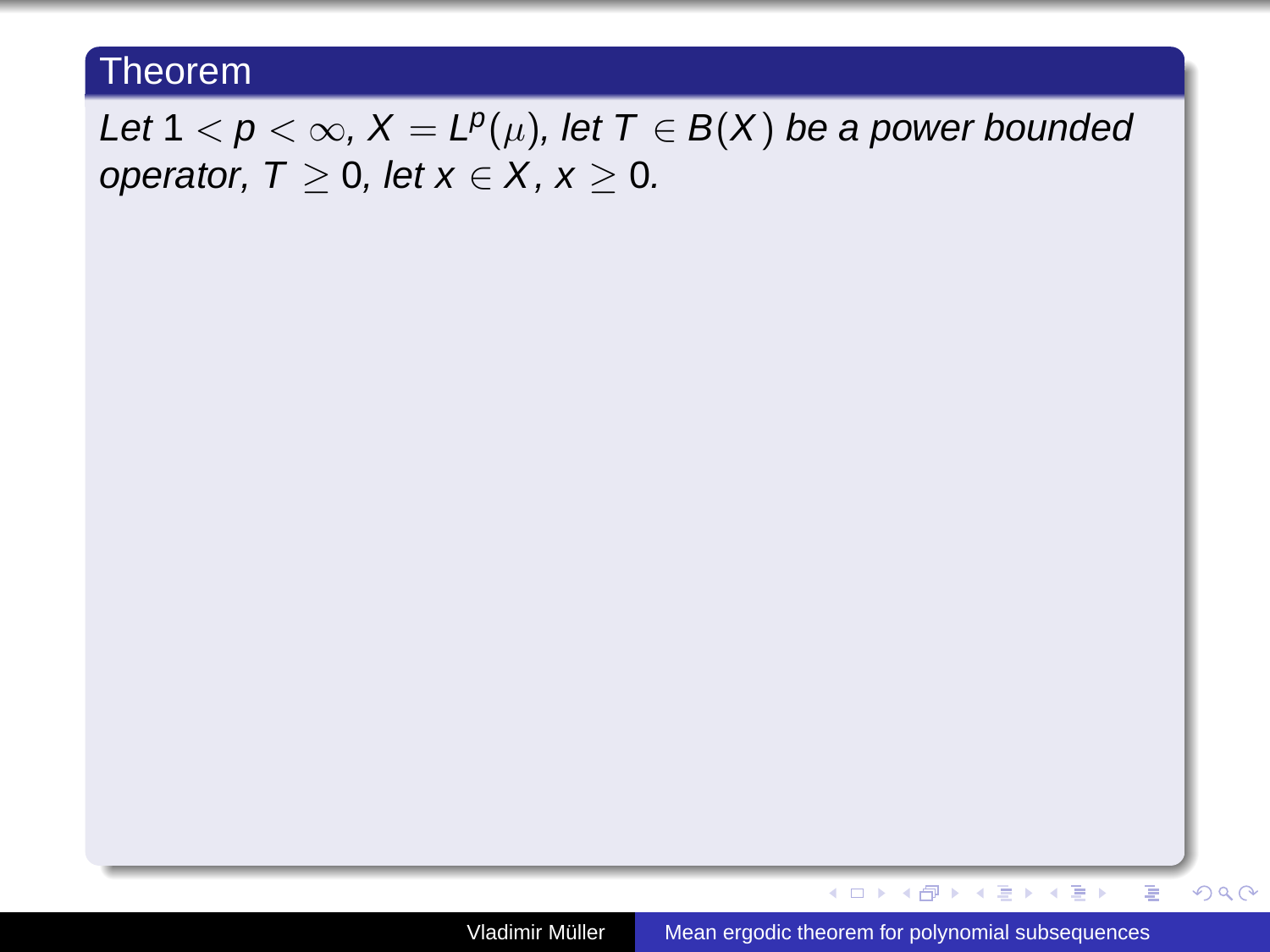**Theorem**

*Let $1 < p < \infty$, $X = L^p(\mu)$, let $T \in B(X)$ be a power bounded operator, $T \geq 0$, let $x \in X$, $x \geq 0$.*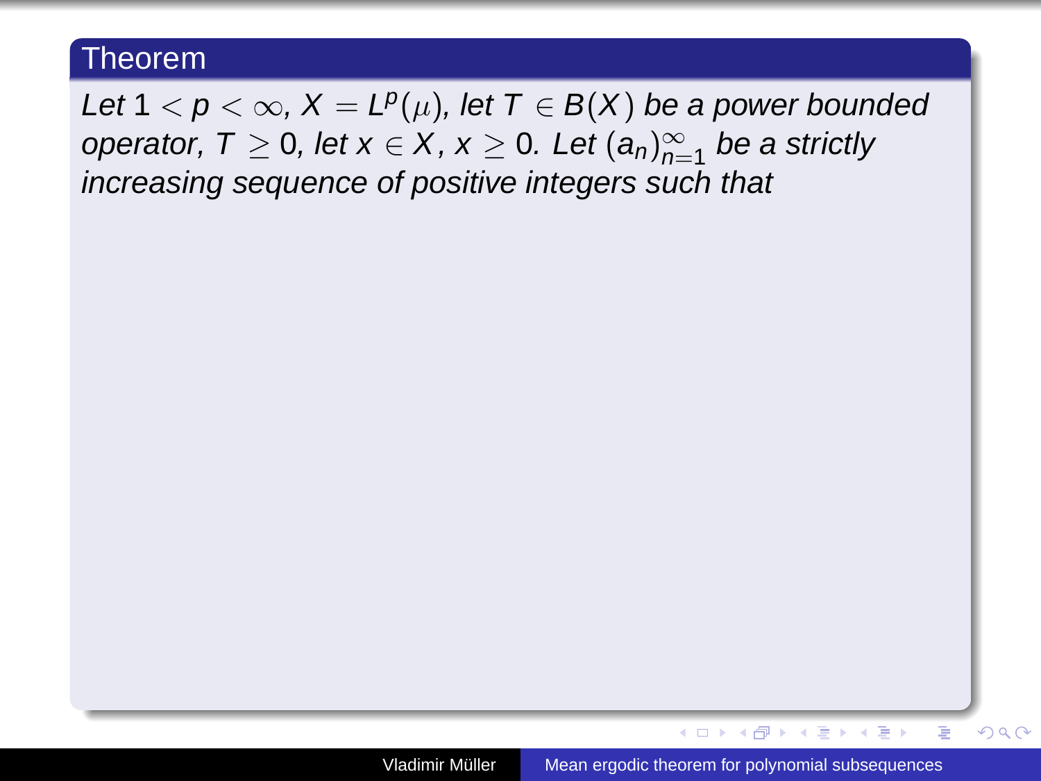**Theorem**

*Let $1 < p < \infty$, $X = L^p(\mu)$, let $T \in B(X)$ be a power bounded operator, $T \geq 0$, let $x \in X$, $x \geq 0$. Let $(a_n)_{n=1}^\infty$ be a strictly increasing sequence of positive integers such that*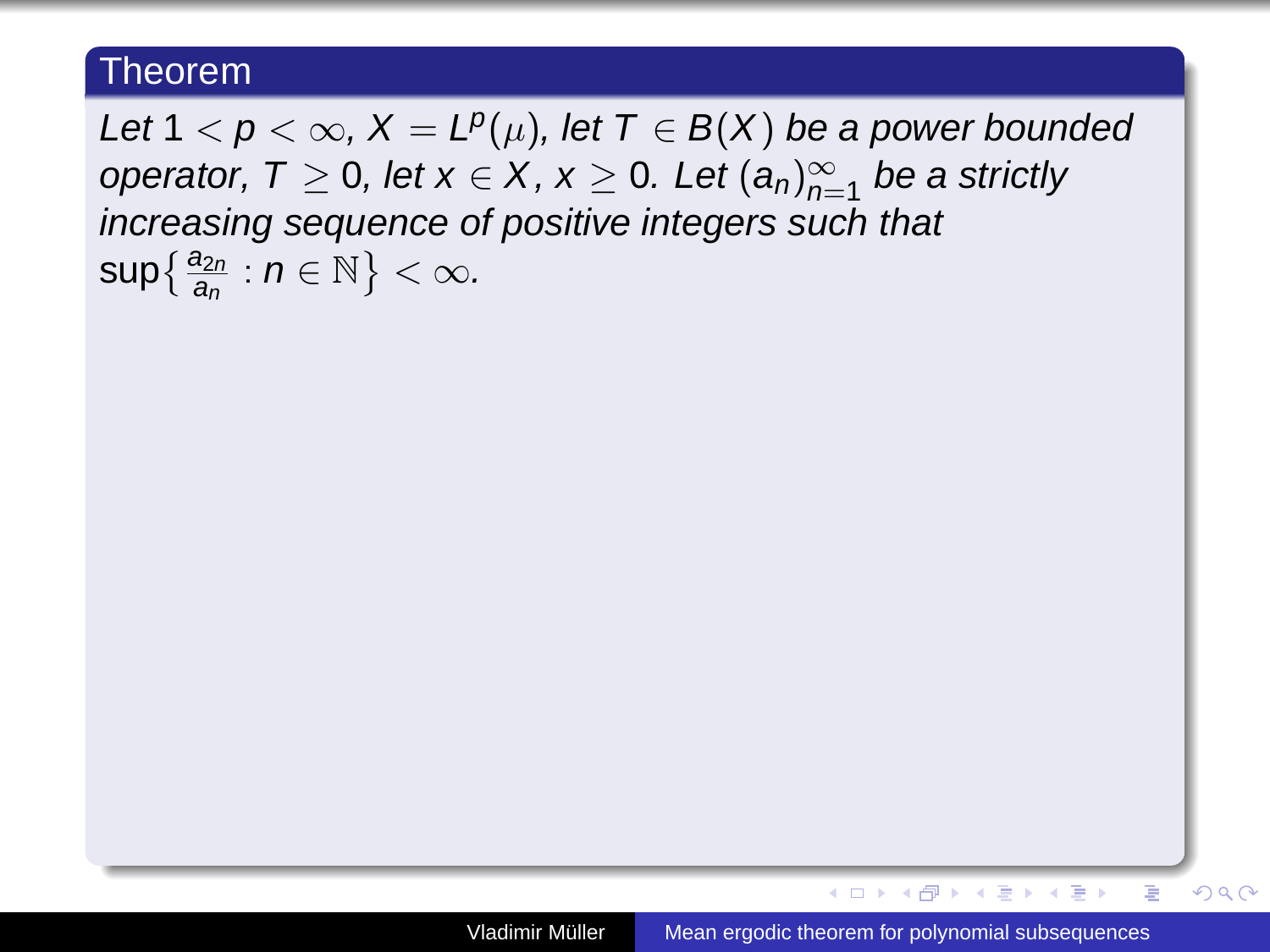**Theorem**

*Let $1 < p < \infty$, $X = L^p(\mu)$, let $T \in B(X)$ be a power bounded operator, $T \geq 0$, let $x \in X$, $x \geq 0$. Let $(a_n)_{n=1}^{\infty}$ be a strictly increasing sequence of positive integers such that $\sup\left\{ \frac{a_{2n}}{a_n} : n \in \mathbb{N} \right\} < \infty$.*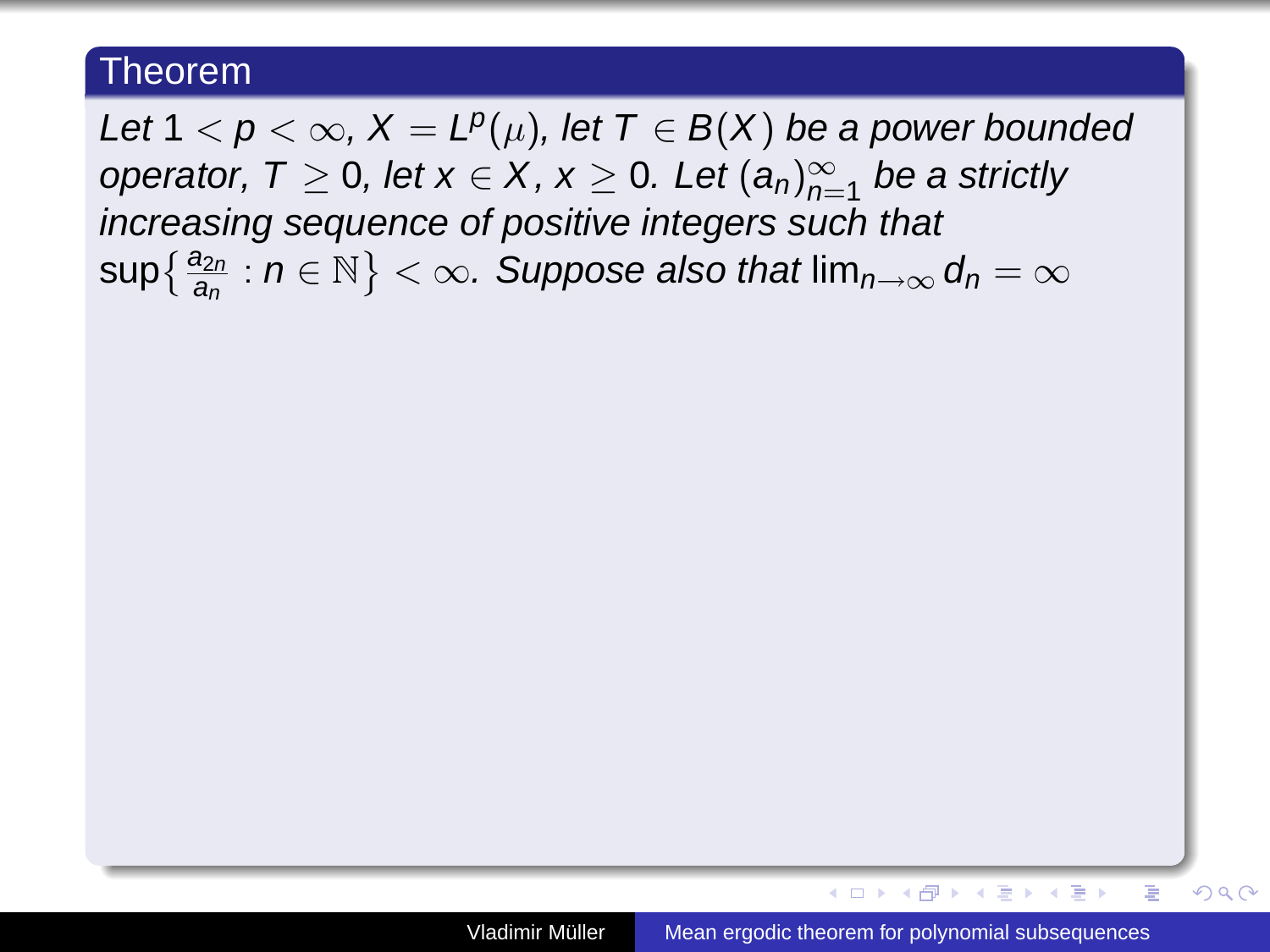## Theorem

*Let $1 < p < \infty$, $X = L^p(\mu)$, let $T \in B(X)$ be a power bounded operator, $T \geq 0$, let $x \in X$, $x \geq 0$. Let $(a_n)_{n=1}^{\infty}$ be a strictly increasing sequence of positive integers such that $\sup\left\{\frac{a_{2n}}{a_n} : n \in \mathbb{N}\right\} < \infty$. Suppose also that $\lim_{n\to\infty} d_n = \infty$*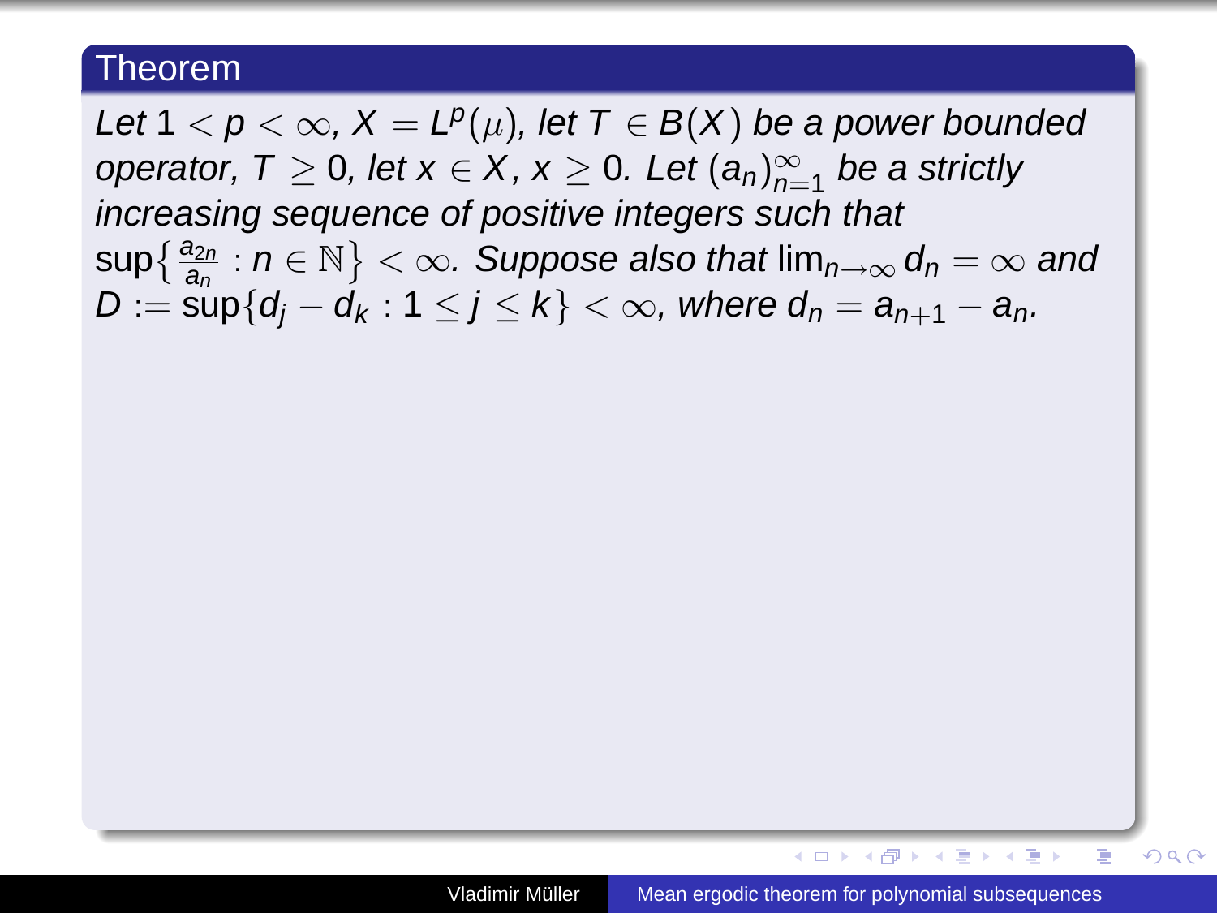## Theorem

*Let $1 < p < \infty$, $X = L^p(\mu)$, let $T \in B(X)$ be a power bounded operator, $T \geq 0$, let $x \in X$, $x \geq 0$. Let $(a_n)_{n=1}^{\infty}$ be a strictly increasing sequence of positive integers such that $\sup\{\frac{a_{2n}}{a_n} : n \in \mathbb{N}\} < \infty$. Suppose also that $\lim_{n\to\infty} d_n = \infty$ and $D := \sup\{d_j - d_k : 1 \leq j \leq k\} < \infty$, where $d_n = a_{n+1} - a_n$.*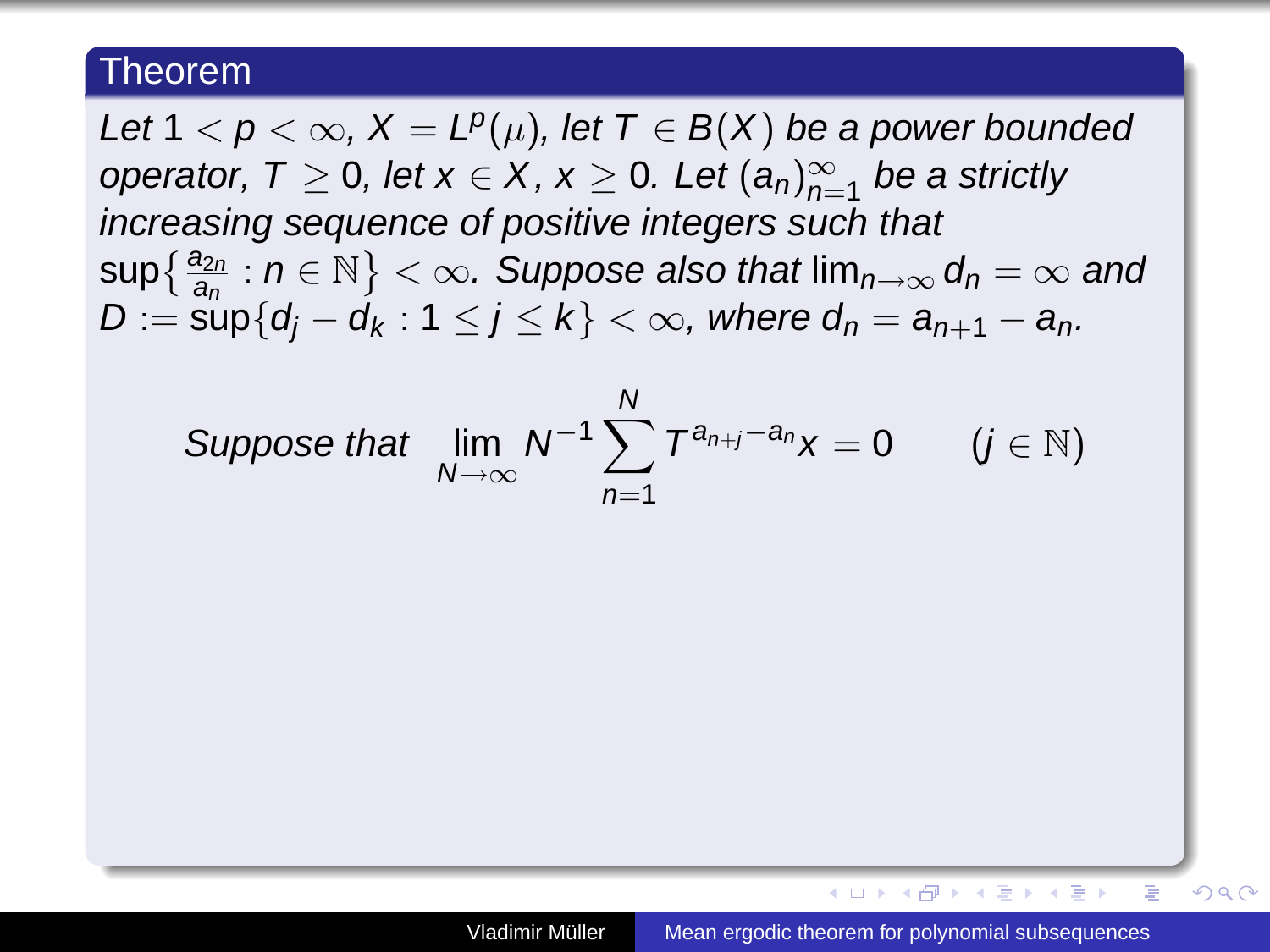**Theorem**

*Let $1 < p < \infty$, $X = L^p(\mu)$, let $T \in B(X)$ be a power bounded operator, $T \geq 0$, let $x \in X$, $x \geq 0$. Let $(a_n)_{n=1}^\infty$ be a strictly increasing sequence of positive integers such that $\sup\{\frac{a_{2n}}{a_n} : n \in \mathbb{N}\} < \infty$. Suppose also that $\lim_{n\to\infty} d_n = \infty$ and $D := \sup\{d_j - d_k : 1 \leq j \leq k\} < \infty$, where $d_n = a_{n+1} - a_n$.*

$$\text{Suppose that } \lim_{N\to\infty} N^{-1} \sum_{n=1}^{N} T^{a_{n+j}-a_n} x = 0 \qquad (j \in \mathbb{N})$$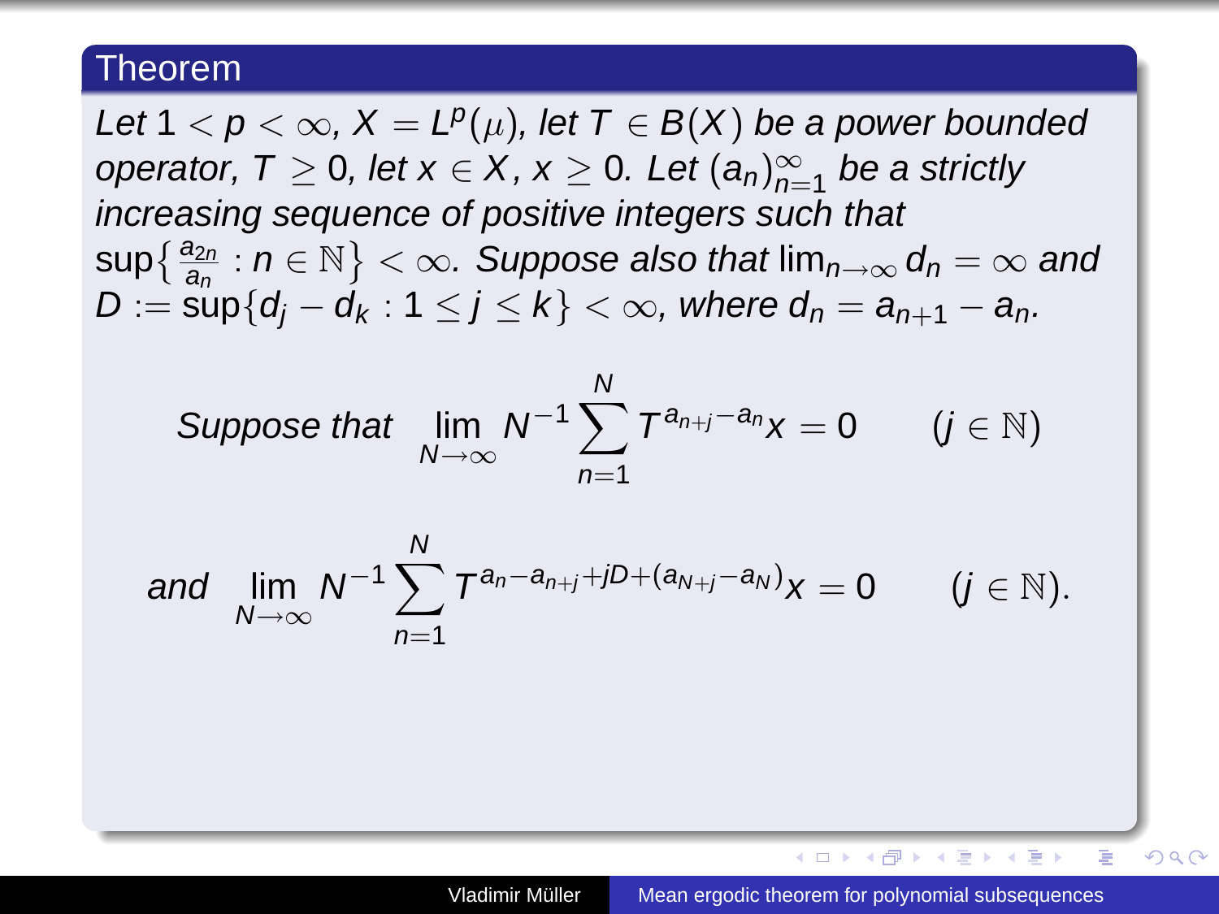## Theorem

*Let* $1 < p < \infty$, $X = L^p(\mu)$, *let* $T \in B(X)$ *be a power bounded operator,* $T \geq 0$, *let* $x \in X$, $x \geq 0$. *Let* $(a_n)_{n=1}^\infty$ *be a strictly increasing sequence of positive integers such that* $\sup\{\frac{a_{2n}}{a_n} : n \in \mathbb{N}\} < \infty$. *Suppose also that* $\lim_{n\to\infty} d_n = \infty$ *and* $D := \sup\{d_j - d_k : 1 \leq j \leq k\} < \infty$, *where* $d_n = a_{n+1} - a_n$.

$$\textit{Suppose that} \quad \lim_{N\to\infty} N^{-1} \sum_{n=1}^{N} T^{a_{n+j}-a_n} x = 0 \qquad (j \in \mathbb{N})$$

$$\textit{and} \quad \lim_{N\to\infty} N^{-1} \sum_{n=1}^{N} T^{a_n - a_{n+j} + jD + (a_{N+j} - a_N)} x = 0 \qquad (j \in \mathbb{N}).$$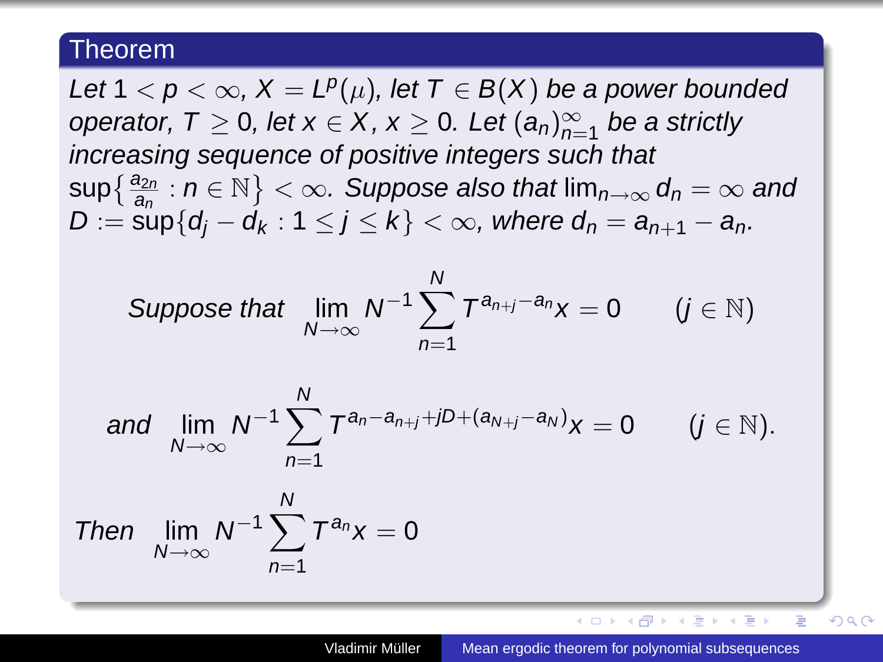## Theorem

*Let $1 < p < \infty$, $X = L^p(\mu)$, let $T \in B(X)$ be a power bounded operator, $T \geq 0$, let $x \in X$, $x \geq 0$. Let $(a_n)_{n=1}^{\infty}$ be a strictly increasing sequence of positive integers such that $\sup\{\frac{a_{2n}}{a_n} : n \in \mathbb{N}\} < \infty$. Suppose also that $\lim_{n\to\infty} d_n = \infty$ and $D := \sup\{d_j - d_k : 1 \leq j \leq k\} < \infty$, where $d_n = a_{n+1} - a_n$.*

$$\textit{Suppose that} \quad \lim_{N\to\infty} N^{-1} \sum_{n=1}^{N} T^{a_{n+j}-a_n} x = 0 \qquad (j \in \mathbb{N})$$

$$\textit{and} \quad \lim_{N\to\infty} N^{-1} \sum_{n=1}^{N} T^{a_n - a_{n+j} + jD + (a_{N+j} - a_N)} x = 0 \qquad (j \in \mathbb{N}).$$

$$\textit{Then} \quad \lim_{N\to\infty} N^{-1} \sum_{n=1}^{N} T^{a_n} x = 0$$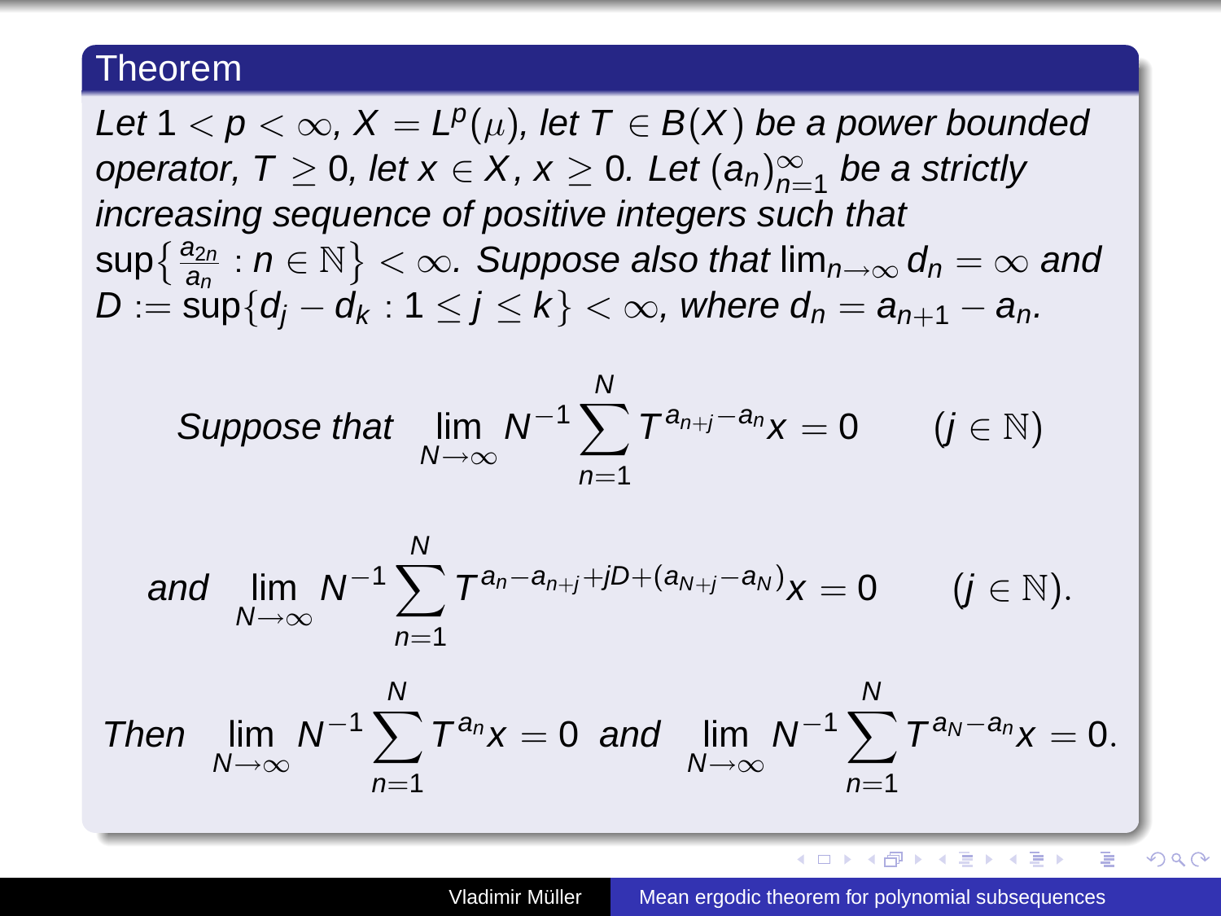## Theorem

*Let* $1 < p < \infty$, $X = L^p(\mu)$, *let* $T \in B(X)$ *be a power bounded operator,* $T \geq 0$, *let* $x \in X$, $x \geq 0$. *Let* $(a_n)_{n=1}^\infty$ *be a strictly increasing sequence of positive integers such that* $\sup\{\frac{a_{2n}}{a_n} : n \in \mathbb{N}\} < \infty$. *Suppose also that* $\lim_{n\to\infty} d_n = \infty$ *and* $D := \sup\{d_j - d_k : 1 \leq j \leq k\} < \infty$, *where* $d_n = a_{n+1} - a_n$.

$$\textit{Suppose that} \quad \lim_{N\to\infty} N^{-1} \sum_{n=1}^{N} T^{a_{n+j} - a_n} x = 0 \qquad (j \in \mathbb{N})$$

$$\textit{and} \quad \lim_{N\to\infty} N^{-1} \sum_{n=1}^{N} T^{a_n - a_{n+j} + jD + (a_{N+j} - a_N)} x = 0 \qquad (j \in \mathbb{N}).$$

$$\textit{Then} \quad \lim_{N\to\infty} N^{-1} \sum_{n=1}^{N} T^{a_n} x = 0 \;\; \textit{and} \;\; \lim_{N\to\infty} N^{-1} \sum_{n=1}^{N} T^{a_N - a_n} x = 0.$$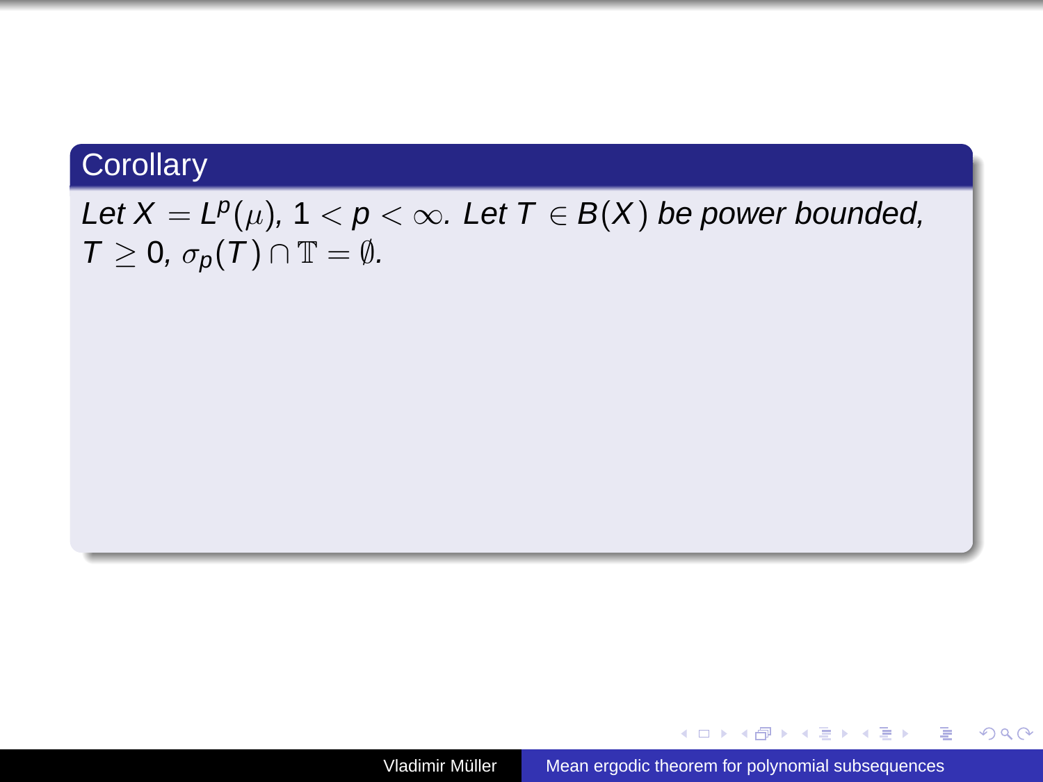## Corollary

*Let* $X = L^p(\mu)$, $1 < p < \infty$. *Let* $T \in B(X)$ *be power bounded,* $T \geq 0$, $\sigma_p(T) \cap \mathbb{T} = \emptyset$.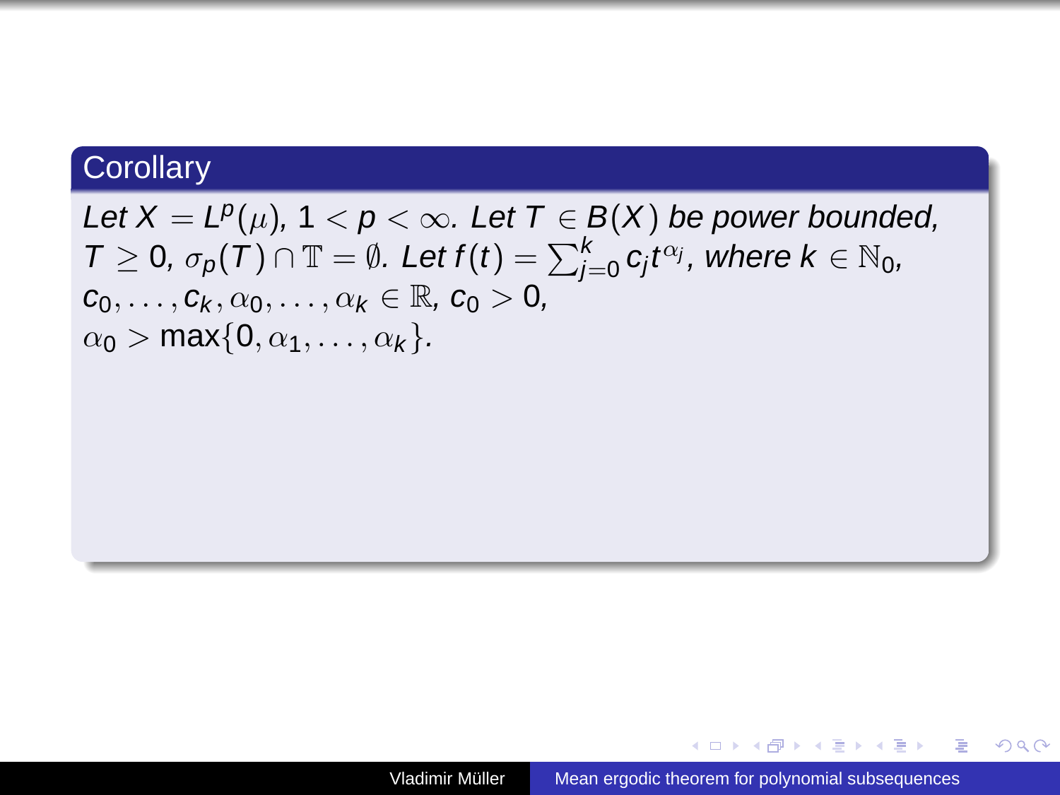## Corollary

*Let* $X = L^p(\mu)$, $1 < p < \infty$. *Let* $T \in B(X)$ *be power bounded,* $T \geq 0$, $\sigma_p(T) \cap \mathbb{T} = \emptyset$. *Let* $f(t) = \sum_{j=0}^{k} c_j t^{\alpha_j}$, *where* $k \in \mathbb{N}_0$, $c_0, \ldots, c_k, \alpha_0, \ldots, \alpha_k \in \mathbb{R}$, $c_0 > 0$, $\alpha_0 > \max\{0, \alpha_1, \ldots, \alpha_k\}$.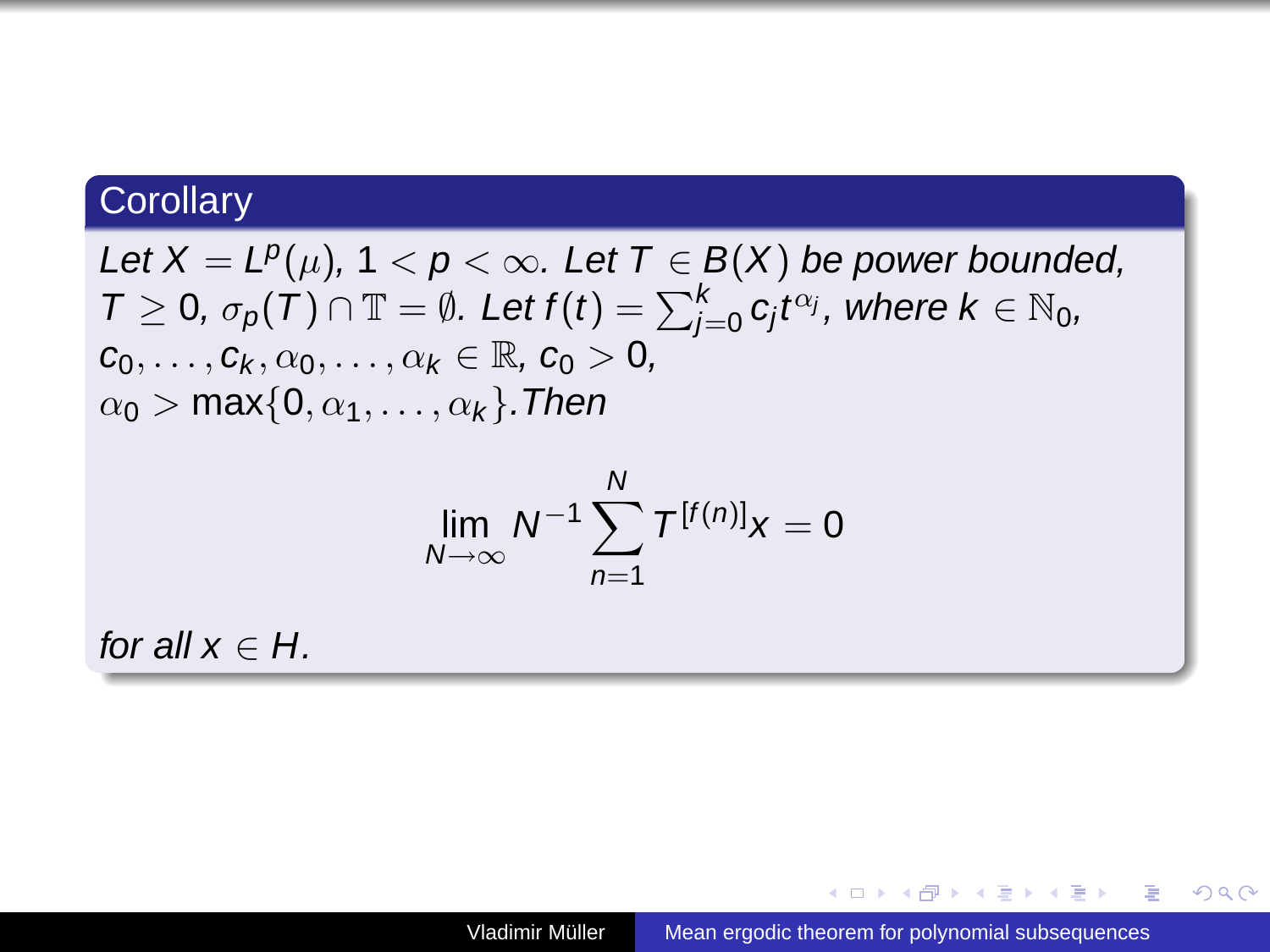## Corollary

*Let* $X = L^p(\mu)$, $1 < p < \infty$. *Let* $T \in B(X)$ *be power bounded,* $T \geq 0$, $\sigma_p(T) \cap \mathbb{T} = \emptyset$. *Let* $f(t) = \sum_{j=0}^{k} c_j t^{\alpha_j}$, *where* $k \in \mathbb{N}_0$, $c_0, \dots, c_k, \alpha_0, \dots, \alpha_k \in \mathbb{R}$, $c_0 > 0$, $\alpha_0 > \max\{0, \alpha_1, \dots, \alpha_k\}$. *Then*

$$\lim_{N \to \infty} N^{-1} \sum_{n=1}^{N} T^{[f(n)]} x = 0$$

*for all* $x \in H$.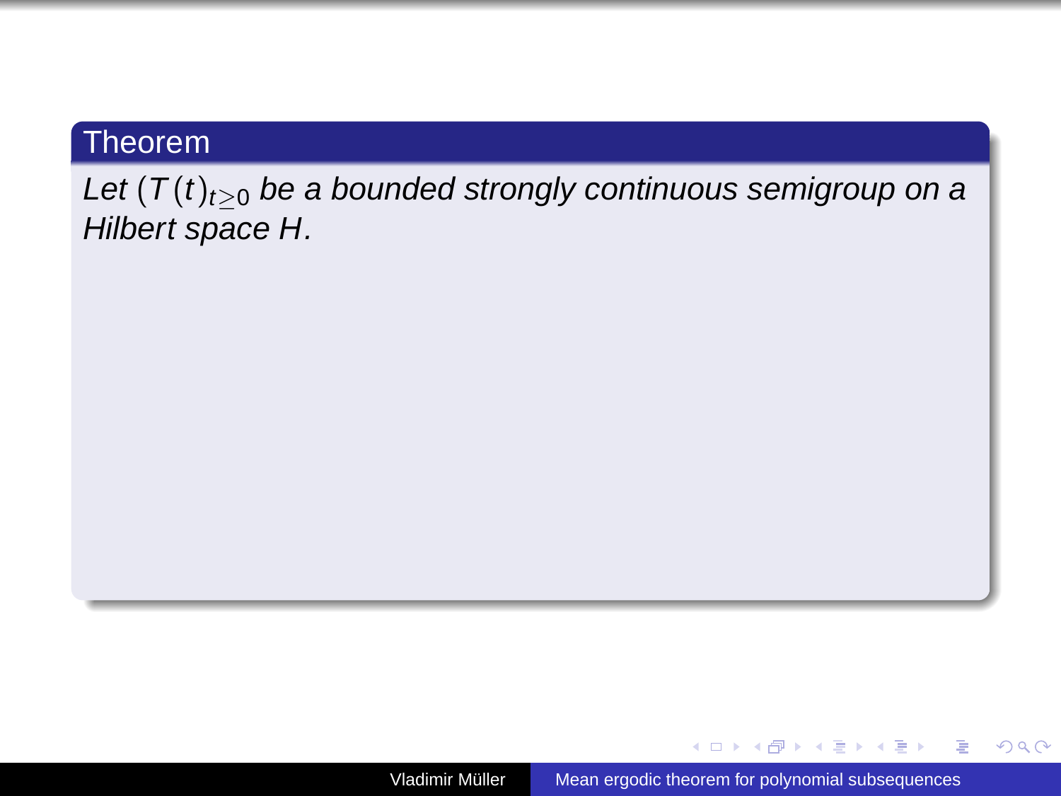**Theorem**

*Let $(T(t))_{t\geq 0}$ be a bounded strongly continuous semigroup on a Hilbert space $H$.*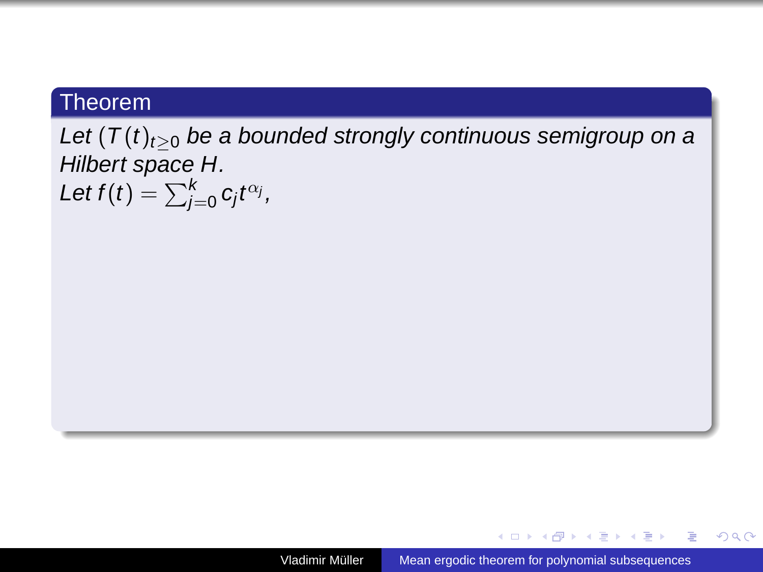**Theorem**

*Let $(T(t)_{t\geq 0}$ be a bounded strongly continuous semigroup on a Hilbert space $H$.*
*Let $f(t) = \sum_{j=0}^{k} c_j t^{\alpha_j}$,*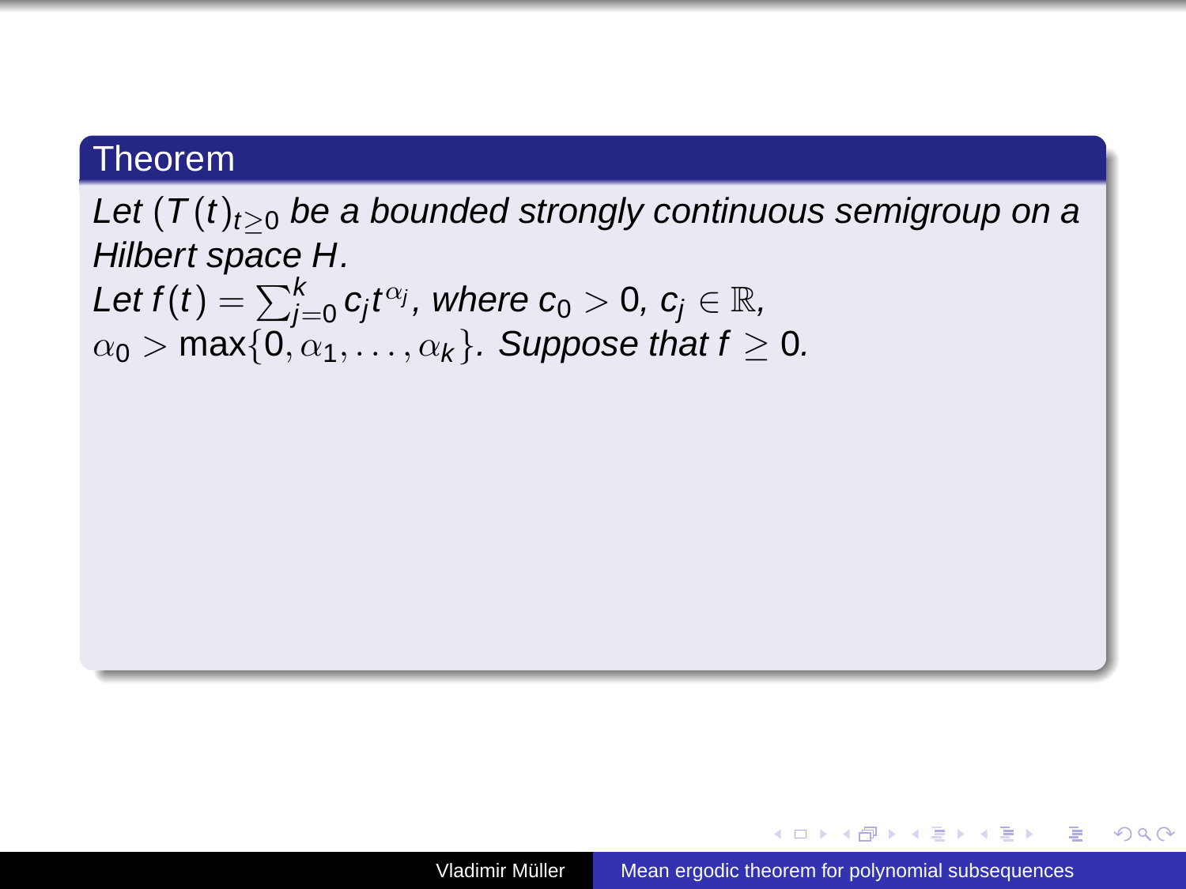**Theorem**

*Let $(T(t)_{t \geq 0}$ be a bounded strongly continuous semigroup on a Hilbert space $H$.*
*Let $f(t) = \sum_{j=0}^{k} c_j t^{\alpha_j}$, where $c_0 > 0$, $c_j \in \mathbb{R}$, $\alpha_0 > \max\{0, \alpha_1, \dots, \alpha_k\}$. Suppose that $f \geq 0$.*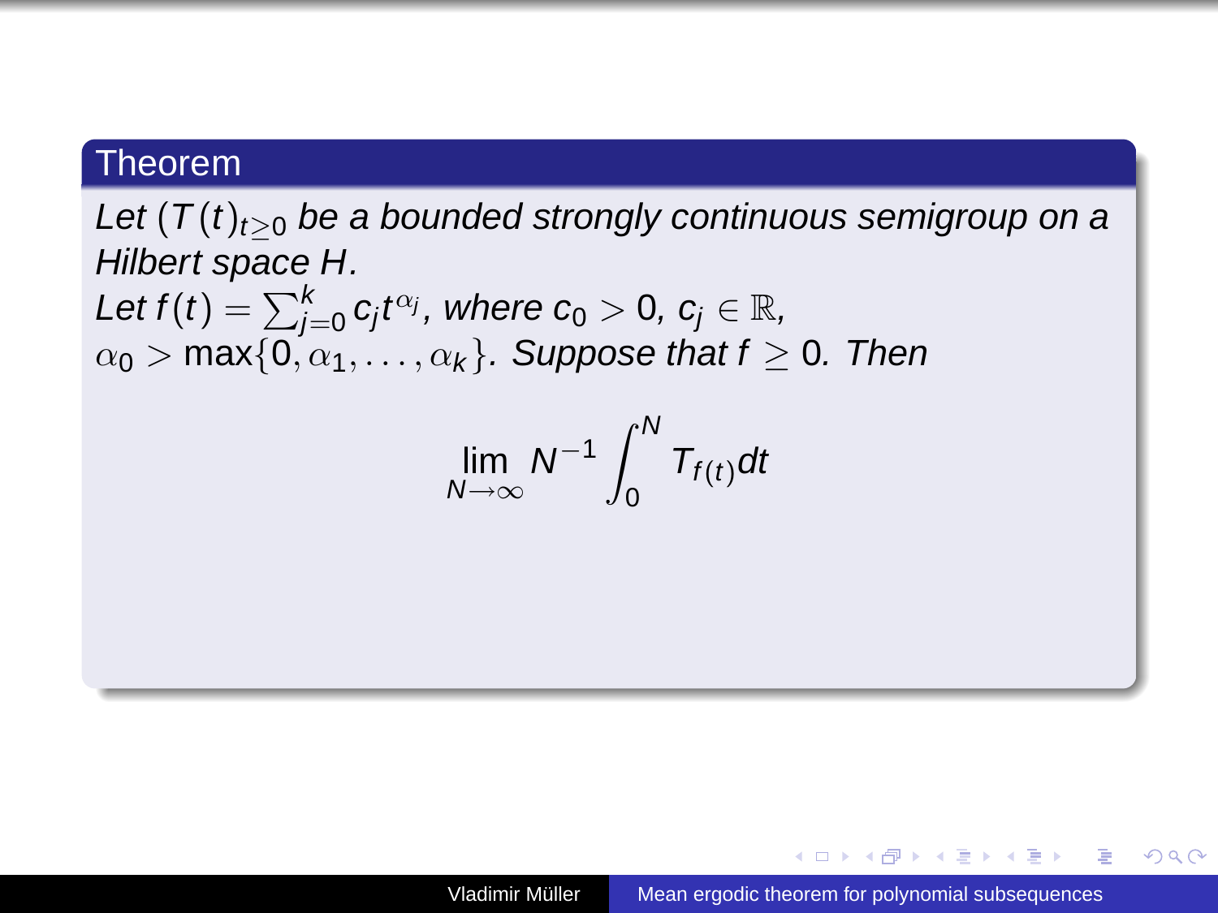## Theorem

*Let* $(T(t)_{t\geq 0}$ *be a bounded strongly continuous semigroup on a Hilbert space* $H$*.*
*Let* $f(t) = \sum_{j=0}^{k} c_j t^{\alpha_j}$*, where* $c_0 > 0$*,* $c_j \in \mathbb{R}$*,* $\alpha_0 > \max\{0, \alpha_1, \dots, \alpha_k\}$*. Suppose that* $f \geq 0$*. Then*

$$\lim_{N\to\infty} N^{-1} \int_0^N T_{f(t)} dt$$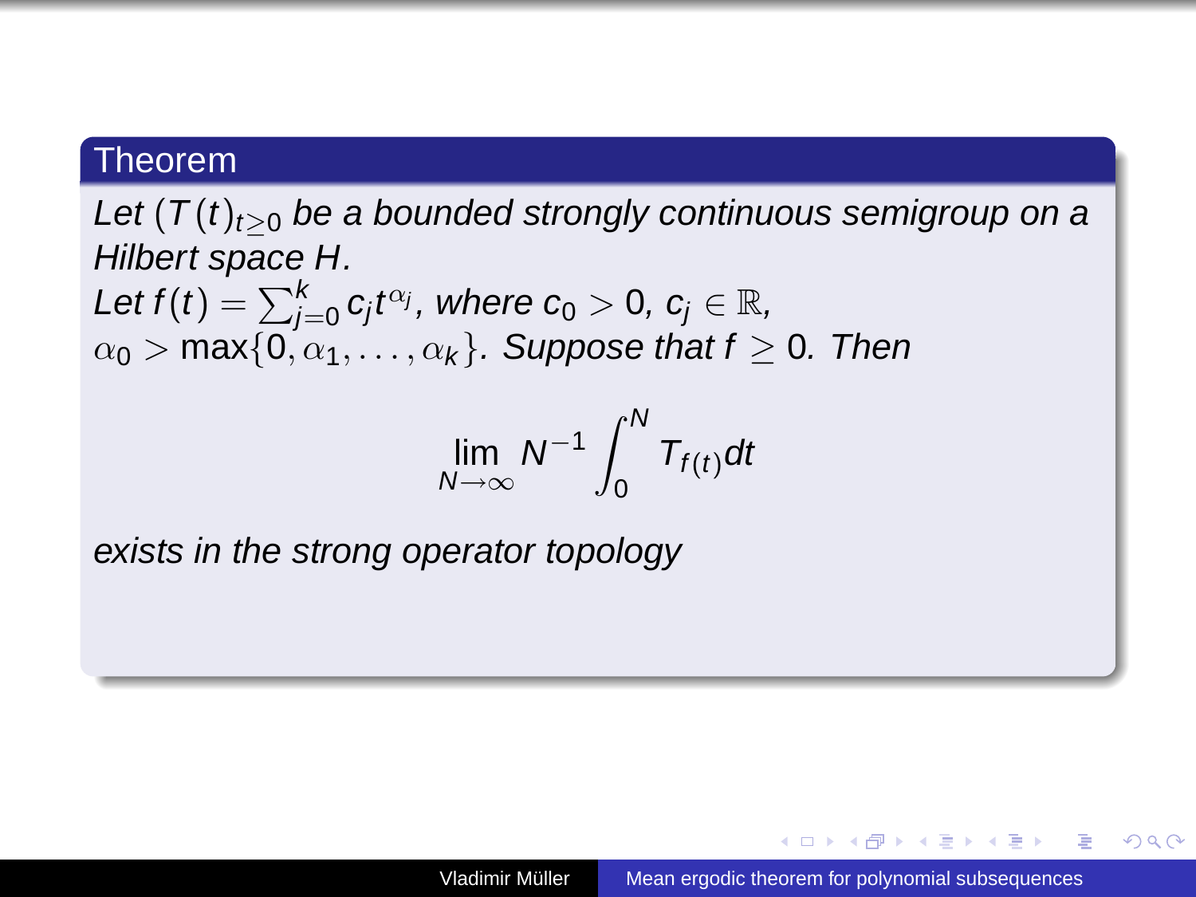**Theorem**

*Let $(T(t)_{t\geq 0}$ be a bounded strongly continuous semigroup on a Hilbert space $H$.*
*Let $f(t) = \sum_{j=0}^{k} c_j t^{\alpha_j}$, where $c_0 > 0$, $c_j \in \mathbb{R}$, $\alpha_0 > \max\{0, \alpha_1, \ldots, \alpha_k\}$. Suppose that $f \geq 0$. Then*

$$\lim_{N\to\infty} N^{-1} \int_0^N T_{f(t)} dt$$

*exists in the strong operator topology*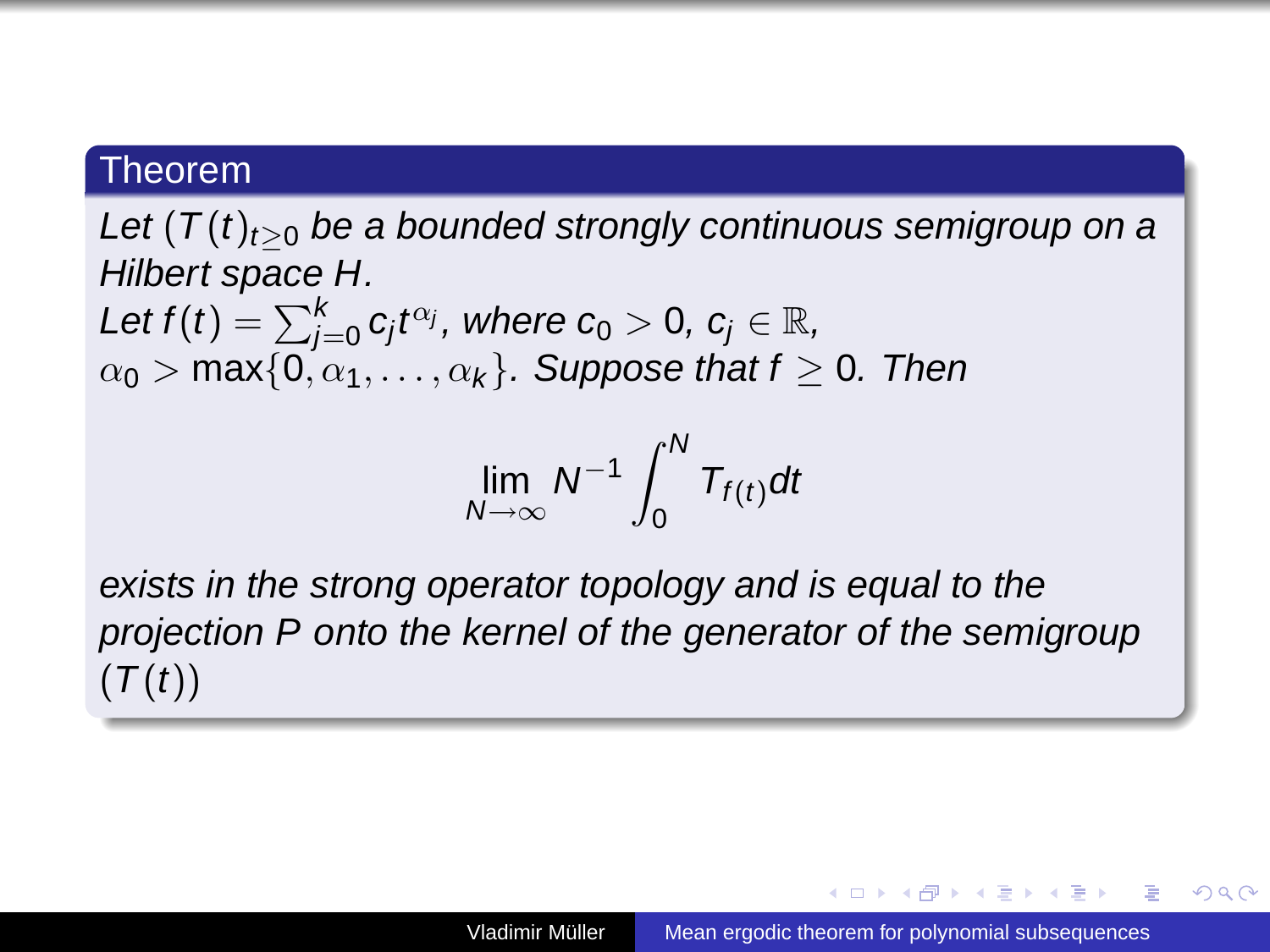**Theorem**

*Let $(T(t)_{t\geq 0}$ be a bounded strongly continuous semigroup on a Hilbert space $H$.*
*Let $f(t) = \sum_{j=0}^{k} c_j t^{\alpha_j}$, where $c_0 > 0$, $c_j \in \mathbb{R}$, $\alpha_0 > \max\{0, \alpha_1, \dots, \alpha_k\}$. Suppose that $f \geq 0$. Then*

$$\lim_{N\to\infty} N^{-1} \int_0^N T_{f(t)} dt$$

*exists in the strong operator topology and is equal to the projection $P$ onto the kernel of the generator of the semigroup $(T(t))$*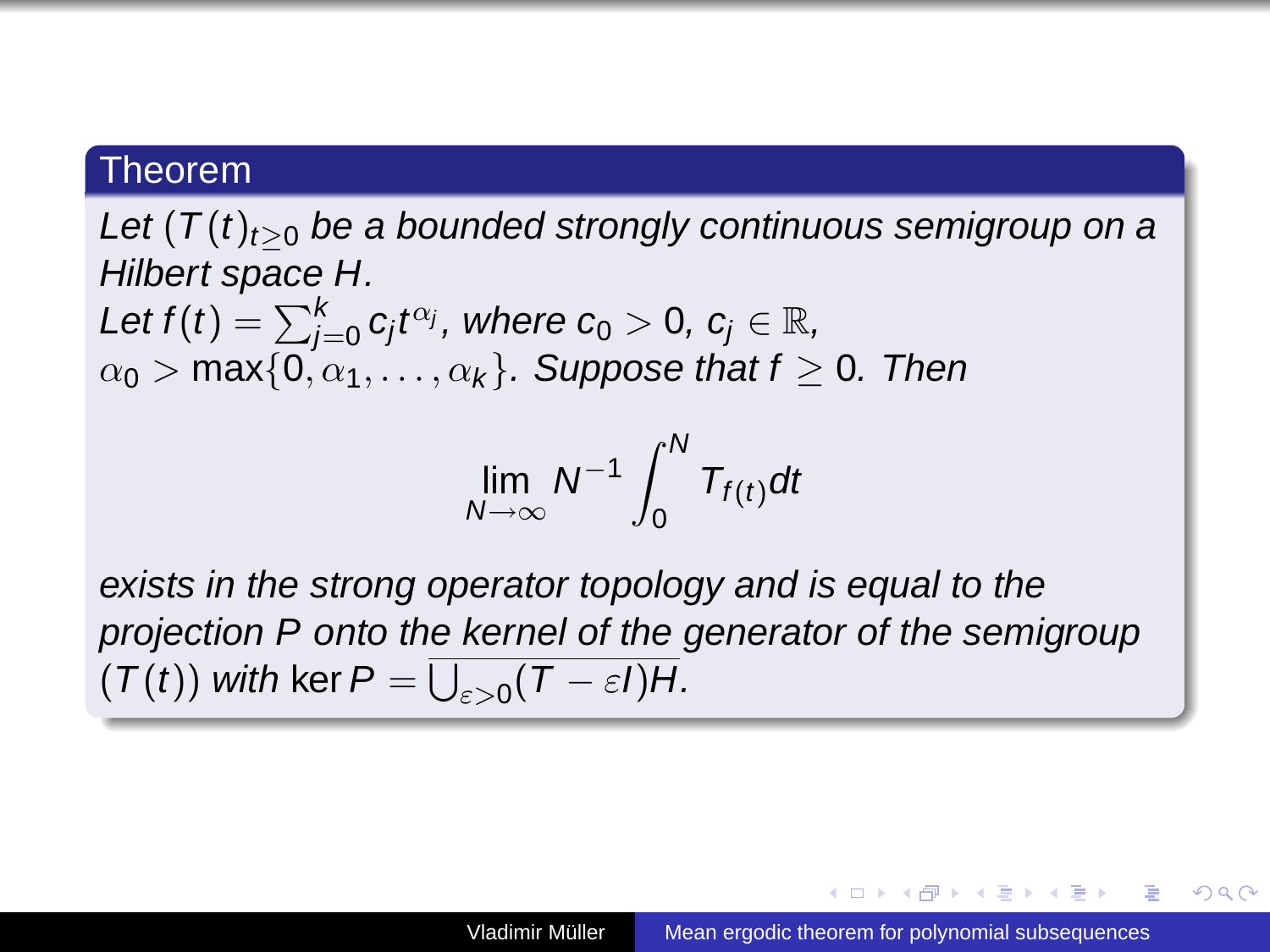**Theorem**

*Let $(T(t)_{t\geq 0}$ be a bounded strongly continuous semigroup on a Hilbert space $H$.*
*Let $f(t) = \sum_{j=0}^{k} c_j t^{\alpha_j}$, where $c_0 > 0$, $c_j \in \mathbb{R}$, $\alpha_0 > \max\{0, \alpha_1, \dots, \alpha_k\}$. Suppose that $f \geq 0$. Then*

$$\lim_{N\to\infty} N^{-1} \int_0^N T_{f(t)} dt$$

*exists in the strong operator topology and is equal to the projection $P$ onto the kernel of the generator of the semigroup $(T(t))$ with $\ker P = \overline{\bigcup_{\varepsilon>0}(T - \varepsilon I)H}$.*